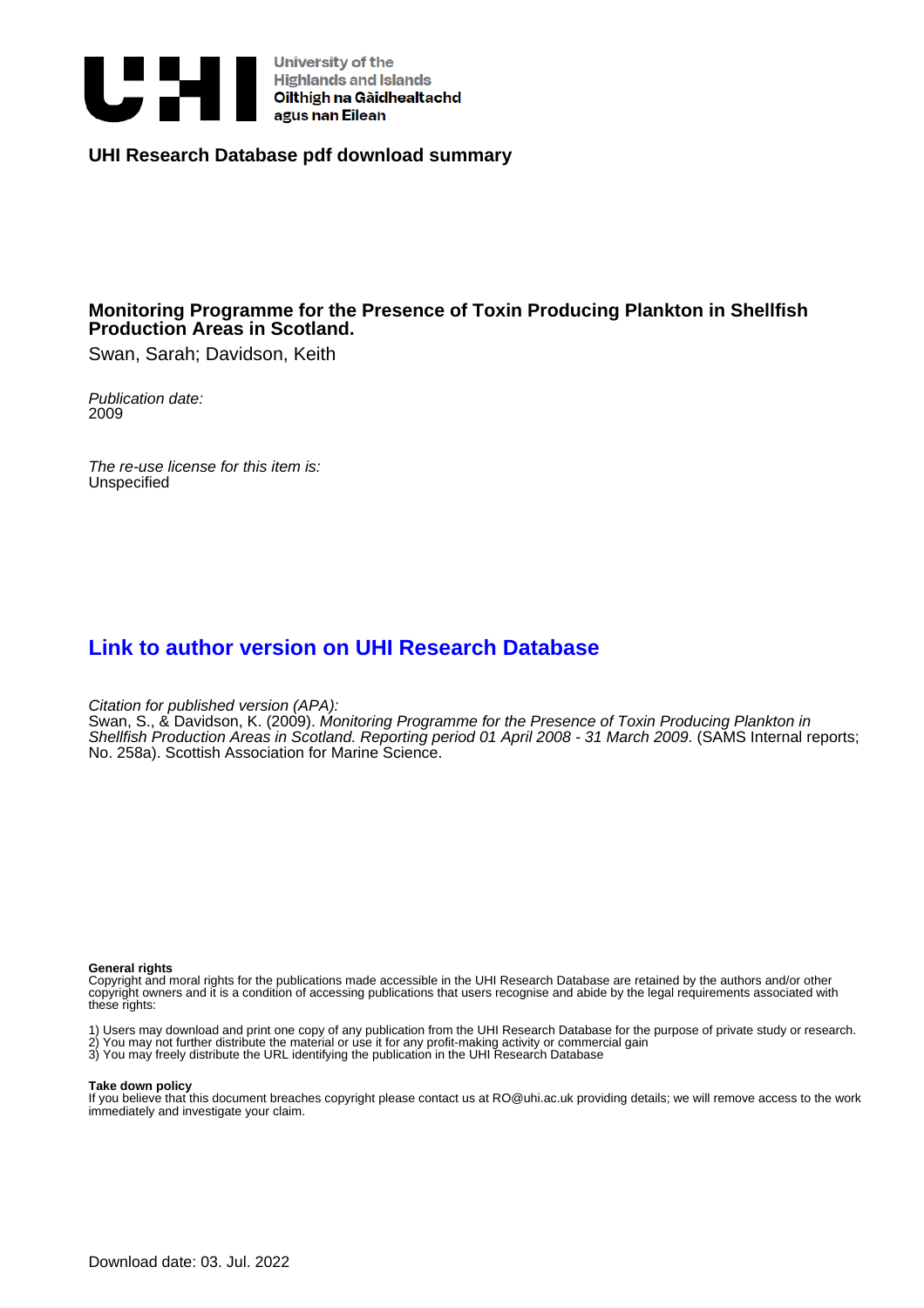University of the
Highlands and Islands
Oilthigh na Gàidhealtachd
agus nan Eilean

**UHI Research Database pdf download summary**

# Monitoring Programme for the Presence of Toxin Producing Plankton in Shellfish Production Areas in Scotland.

Swan, Sarah; Davidson, Keith

*Publication date:*
2009

*The re-use license for this item is:*
Unspecified

## Link to author version on UHI Research Database

*Citation for published version (APA):*
Swan, S., & Davidson, K. (2009). *Monitoring Programme for the Presence of Toxin Producing Plankton in Shellfish Production Areas in Scotland. Reporting period 01 April 2008 - 31 March 2009*. (SAMS Internal reports; No. 258a). Scottish Association for Marine Science.

**General rights**
Copyright and moral rights for the publications made accessible in the UHI Research Database are retained by the authors and/or other copyright owners and it is a condition of accessing publications that users recognise and abide by the legal requirements associated with these rights:

1) Users may download and print one copy of any publication from the UHI Research Database for the purpose of private study or research.
2) You may not further distribute the material or use it for any profit-making activity or commercial gain
3) You may freely distribute the URL identifying the publication in the UHI Research Database

**Take down policy**
If you believe that this document breaches copyright please contact us at RO@uhi.ac.uk providing details; we will remove access to the work immediately and investigate your claim.

Download date: 03. Jul. 2022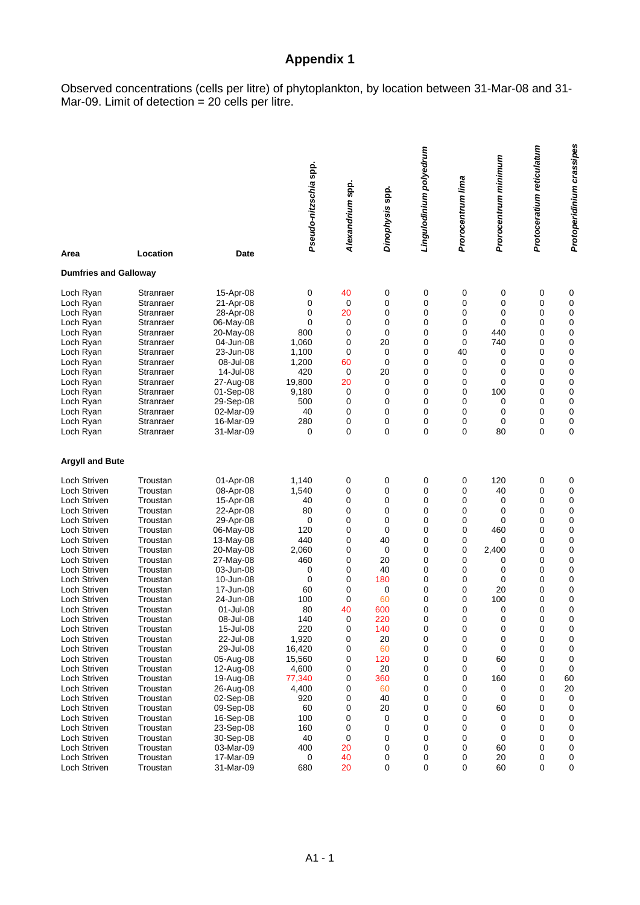# Appendix 1

Observed concentrations (cells per litre) of phytoplankton, by location between 31-Mar-08 and 31-Mar-09. Limit of detection = 20 cells per litre.

| Area | Location | Date | *Pseudo-nitzschia spp.* | *Alexandrium spp.* | *Dinophysis spp.* | *Lingulodinium polyedrum* | *Prorocentrum lima* | *Prorocentrum minimum* | *Protoceratium reticulatum* | *Protoperidinium crassipes* |
|---|---|---|---|---|---|---|---|---|---|---|
| **Dumfries and Galloway** | | | | | | | | | | |
| Loch Ryan | Stranraer | 15-Apr-08 | 0 | 40 | 0 | 0 | 0 | 0 | 0 | 0 |
| Loch Ryan | Stranraer | 21-Apr-08 | 0 | 0 | 0 | 0 | 0 | 0 | 0 | 0 |
| Loch Ryan | Stranraer | 28-Apr-08 | 0 | 20 | 0 | 0 | 0 | 0 | 0 | 0 |
| Loch Ryan | Stranraer | 06-May-08 | 0 | 0 | 0 | 0 | 0 | 0 | 0 | 0 |
| Loch Ryan | Stranraer | 20-May-08 | 800 | 0 | 0 | 0 | 0 | 440 | 0 | 0 |
| Loch Ryan | Stranraer | 04-Jun-08 | 1,060 | 0 | 20 | 0 | 0 | 740 | 0 | 0 |
| Loch Ryan | Stranraer | 23-Jun-08 | 1,100 | 0 | 0 | 0 | 40 | 0 | 0 | 0 |
| Loch Ryan | Stranraer | 08-Jul-08 | 1,200 | 60 | 0 | 0 | 0 | 0 | 0 | 0 |
| Loch Ryan | Stranraer | 14-Jul-08 | 420 | 0 | 20 | 0 | 0 | 0 | 0 | 0 |
| Loch Ryan | Stranraer | 27-Aug-08 | 19,800 | 20 | 0 | 0 | 0 | 0 | 0 | 0 |
| Loch Ryan | Stranraer | 01-Sep-08 | 9,180 | 0 | 0 | 0 | 0 | 100 | 0 | 0 |
| Loch Ryan | Stranraer | 29-Sep-08 | 500 | 0 | 0 | 0 | 0 | 0 | 0 | 0 |
| Loch Ryan | Stranraer | 02-Mar-09 | 40 | 0 | 0 | 0 | 0 | 0 | 0 | 0 |
| Loch Ryan | Stranraer | 16-Mar-09 | 280 | 0 | 0 | 0 | 0 | 0 | 0 | 0 |
| Loch Ryan | Stranraer | 31-Mar-09 | 0 | 0 | 0 | 0 | 0 | 80 | 0 | 0 |
| **Argyll and Bute** | | | | | | | | | | |
| Loch Striven | Troustan | 01-Apr-08 | 1,140 | 0 | 0 | 0 | 0 | 120 | 0 | 0 |
| Loch Striven | Troustan | 08-Apr-08 | 1,540 | 0 | 0 | 0 | 0 | 40 | 0 | 0 |
| Loch Striven | Troustan | 15-Apr-08 | 40 | 0 | 0 | 0 | 0 | 0 | 0 | 0 |
| Loch Striven | Troustan | 22-Apr-08 | 80 | 0 | 0 | 0 | 0 | 0 | 0 | 0 |
| Loch Striven | Troustan | 29-Apr-08 | 0 | 0 | 0 | 0 | 0 | 0 | 0 | 0 |
| Loch Striven | Troustan | 06-May-08 | 120 | 0 | 0 | 0 | 0 | 460 | 0 | 0 |
| Loch Striven | Troustan | 13-May-08 | 440 | 0 | 40 | 0 | 0 | 0 | 0 | 0 |
| Loch Striven | Troustan | 20-May-08 | 2,060 | 0 | 0 | 0 | 0 | 2,400 | 0 | 0 |
| Loch Striven | Troustan | 27-May-08 | 460 | 0 | 20 | 0 | 0 | 0 | 0 | 0 |
| Loch Striven | Troustan | 03-Jun-08 | 0 | 0 | 40 | 0 | 0 | 0 | 0 | 0 |
| Loch Striven | Troustan | 10-Jun-08 | 0 | 0 | 180 | 0 | 0 | 0 | 0 | 0 |
| Loch Striven | Troustan | 17-Jun-08 | 60 | 0 | 0 | 0 | 0 | 20 | 0 | 0 |
| Loch Striven | Troustan | 24-Jun-08 | 100 | 0 | 60 | 0 | 0 | 100 | 0 | 0 |
| Loch Striven | Troustan | 01-Jul-08 | 80 | 40 | 600 | 0 | 0 | 0 | 0 | 0 |
| Loch Striven | Troustan | 08-Jul-08 | 140 | 0 | 220 | 0 | 0 | 0 | 0 | 0 |
| Loch Striven | Troustan | 15-Jul-08 | 220 | 0 | 140 | 0 | 0 | 0 | 0 | 0 |
| Loch Striven | Troustan | 22-Jul-08 | 1,920 | 0 | 20 | 0 | 0 | 0 | 0 | 0 |
| Loch Striven | Troustan | 29-Jul-08 | 16,420 | 0 | 60 | 0 | 0 | 0 | 0 | 0 |
| Loch Striven | Troustan | 05-Aug-08 | 15,560 | 0 | 120 | 0 | 0 | 60 | 0 | 0 |
| Loch Striven | Troustan | 12-Aug-08 | 4,600 | 0 | 20 | 0 | 0 | 0 | 0 | 0 |
| Loch Striven | Troustan | 19-Aug-08 | 77,340 | 0 | 360 | 0 | 0 | 160 | 0 | 60 |
| Loch Striven | Troustan | 26-Aug-08 | 4,400 | 0 | 60 | 0 | 0 | 0 | 0 | 20 |
| Loch Striven | Troustan | 02-Sep-08 | 920 | 0 | 40 | 0 | 0 | 0 | 0 | 0 |
| Loch Striven | Troustan | 09-Sep-08 | 60 | 0 | 20 | 0 | 0 | 60 | 0 | 0 |
| Loch Striven | Troustan | 16-Sep-08 | 100 | 0 | 0 | 0 | 0 | 0 | 0 | 0 |
| Loch Striven | Troustan | 23-Sep-08 | 160 | 0 | 0 | 0 | 0 | 0 | 0 | 0 |
| Loch Striven | Troustan | 30-Sep-08 | 40 | 0 | 0 | 0 | 0 | 0 | 0 | 0 |
| Loch Striven | Troustan | 03-Mar-09 | 400 | 20 | 0 | 0 | 0 | 60 | 0 | 0 |
| Loch Striven | Troustan | 17-Mar-09 | 0 | 40 | 0 | 0 | 0 | 20 | 0 | 0 |
| Loch Striven | Troustan | 31-Mar-09 | 680 | 20 | 0 | 0 | 0 | 60 | 0 | 0 |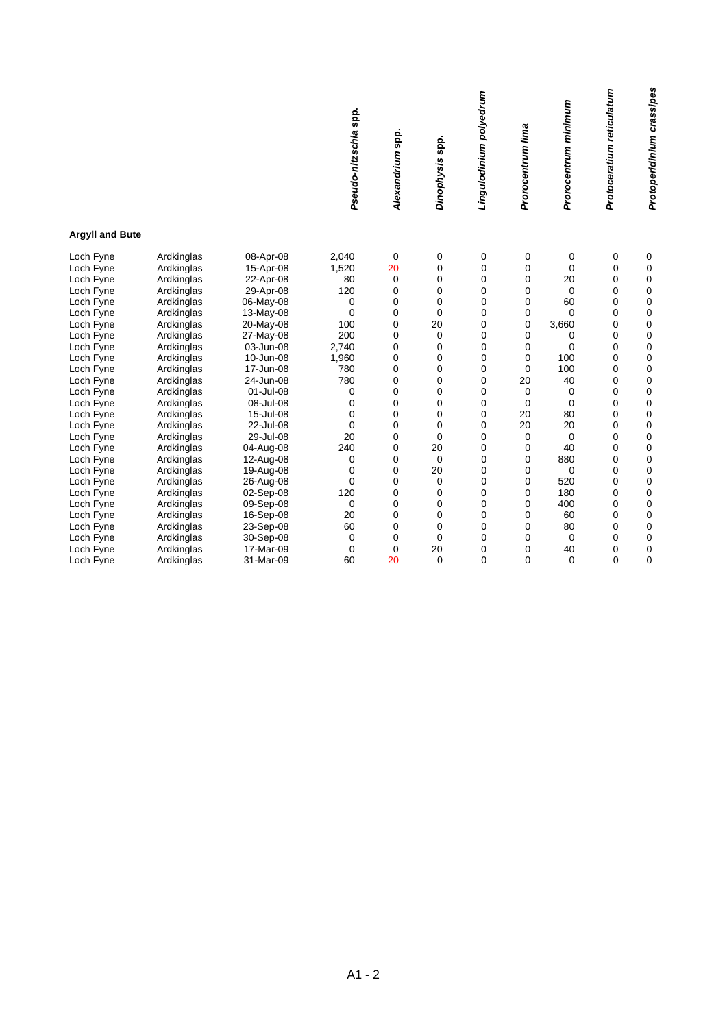| | | | *Pseudo-nitzschia* spp. | *Alexandrium* spp. | *Dinophysis* spp. | *Lingulodinium polyedrum* | *Prorocentrum lima* | *Prorocentrum minimum* | *Protoceratium reticulatum* | *Protoperidinium crassipes* |
|---|---|---|---|---|---|---|---|---|---|---|
| **Argyll and Bute** | | | | | | | | | | |
| Loch Fyne | Ardkinglas | 08-Apr-08 | 2,040 | 0 | 0 | 0 | 0 | 0 | 0 | 0 |
| Loch Fyne | Ardkinglas | 15-Apr-08 | 1,520 | 20 | 0 | 0 | 0 | 0 | 0 | 0 |
| Loch Fyne | Ardkinglas | 22-Apr-08 | 80 | 0 | 0 | 0 | 0 | 20 | 0 | 0 |
| Loch Fyne | Ardkinglas | 29-Apr-08 | 120 | 0 | 0 | 0 | 0 | 0 | 0 | 0 |
| Loch Fyne | Ardkinglas | 06-May-08 | 0 | 0 | 0 | 0 | 0 | 60 | 0 | 0 |
| Loch Fyne | Ardkinglas | 13-May-08 | 0 | 0 | 0 | 0 | 0 | 0 | 0 | 0 |
| Loch Fyne | Ardkinglas | 20-May-08 | 100 | 0 | 20 | 0 | 0 | 3,660 | 0 | 0 |
| Loch Fyne | Ardkinglas | 27-May-08 | 200 | 0 | 0 | 0 | 0 | 0 | 0 | 0 |
| Loch Fyne | Ardkinglas | 03-Jun-08 | 2,740 | 0 | 0 | 0 | 0 | 0 | 0 | 0 |
| Loch Fyne | Ardkinglas | 10-Jun-08 | 1,960 | 0 | 0 | 0 | 0 | 100 | 0 | 0 |
| Loch Fyne | Ardkinglas | 17-Jun-08 | 780 | 0 | 0 | 0 | 0 | 100 | 0 | 0 |
| Loch Fyne | Ardkinglas | 24-Jun-08 | 780 | 0 | 0 | 0 | 20 | 40 | 0 | 0 |
| Loch Fyne | Ardkinglas | 01-Jul-08 | 0 | 0 | 0 | 0 | 0 | 0 | 0 | 0 |
| Loch Fyne | Ardkinglas | 08-Jul-08 | 0 | 0 | 0 | 0 | 0 | 0 | 0 | 0 |
| Loch Fyne | Ardkinglas | 15-Jul-08 | 0 | 0 | 0 | 0 | 20 | 80 | 0 | 0 |
| Loch Fyne | Ardkinglas | 22-Jul-08 | 0 | 0 | 0 | 0 | 20 | 20 | 0 | 0 |
| Loch Fyne | Ardkinglas | 29-Jul-08 | 20 | 0 | 0 | 0 | 0 | 0 | 0 | 0 |
| Loch Fyne | Ardkinglas | 04-Aug-08 | 240 | 0 | 20 | 0 | 0 | 40 | 0 | 0 |
| Loch Fyne | Ardkinglas | 12-Aug-08 | 0 | 0 | 0 | 0 | 0 | 880 | 0 | 0 |
| Loch Fyne | Ardkinglas | 19-Aug-08 | 0 | 0 | 20 | 0 | 0 | 0 | 0 | 0 |
| Loch Fyne | Ardkinglas | 26-Aug-08 | 0 | 0 | 0 | 0 | 0 | 520 | 0 | 0 |
| Loch Fyne | Ardkinglas | 02-Sep-08 | 120 | 0 | 0 | 0 | 0 | 180 | 0 | 0 |
| Loch Fyne | Ardkinglas | 09-Sep-08 | 0 | 0 | 0 | 0 | 0 | 400 | 0 | 0 |
| Loch Fyne | Ardkinglas | 16-Sep-08 | 20 | 0 | 0 | 0 | 0 | 60 | 0 | 0 |
| Loch Fyne | Ardkinglas | 23-Sep-08 | 60 | 0 | 0 | 0 | 0 | 80 | 0 | 0 |
| Loch Fyne | Ardkinglas | 30-Sep-08 | 0 | 0 | 0 | 0 | 0 | 0 | 0 | 0 |
| Loch Fyne | Ardkinglas | 17-Mar-09 | 0 | 0 | 20 | 0 | 0 | 40 | 0 | 0 |
| Loch Fyne | Ardkinglas | 31-Mar-09 | 60 | 20 | 0 | 0 | 0 | 0 | 0 | 0 |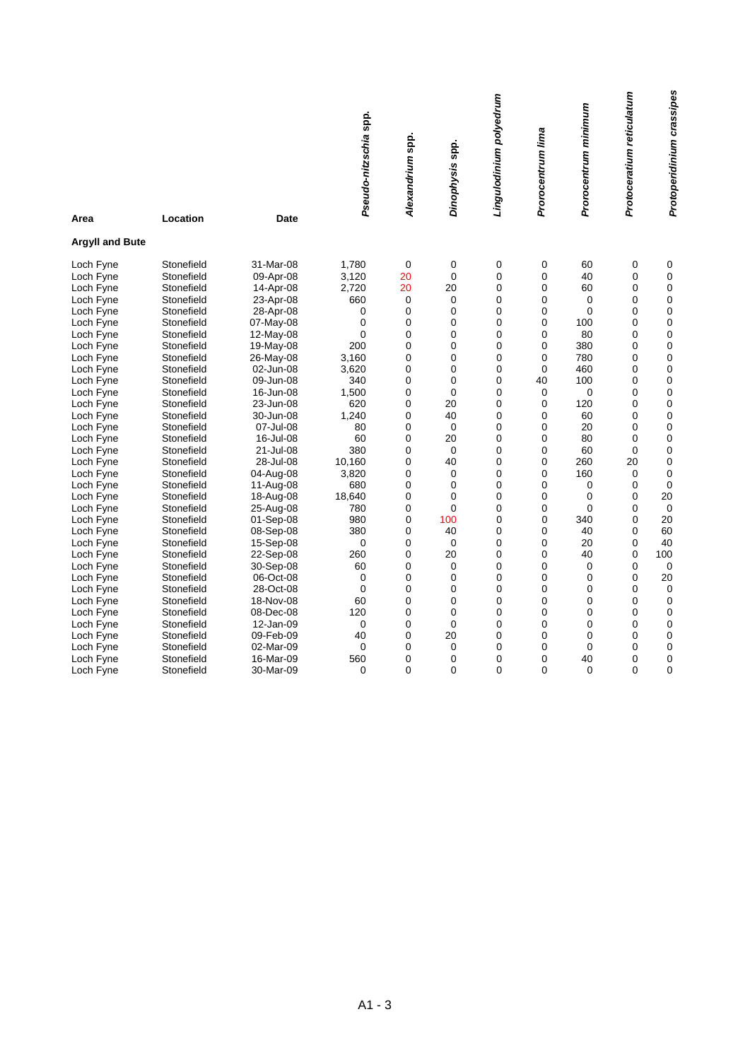| Area | Location | Date | *Pseudo-nitzschia spp.* | *Alexandrium spp.* | *Dinophysis spp.* | *Lingulodinium polyedrum* | *Prorocentrum lima* | *Prorocentrum minimum* | *Protoceratium reticulatum* | *Protoperidinium crassipes* |
|---|---|---|---|---|---|---|---|---|---|---|
| **Argyll and Bute** | | | | | | | | | | |
| Loch Fyne | Stonefield | 31-Mar-08 | 1,780 | 0 | 0 | 0 | 0 | 60 | 0 | 0 |
| Loch Fyne | Stonefield | 09-Apr-08 | 3,120 | 20 | 0 | 0 | 0 | 40 | 0 | 0 |
| Loch Fyne | Stonefield | 14-Apr-08 | 2,720 | 20 | 20 | 0 | 0 | 60 | 0 | 0 |
| Loch Fyne | Stonefield | 23-Apr-08 | 660 | 0 | 0 | 0 | 0 | 0 | 0 | 0 |
| Loch Fyne | Stonefield | 28-Apr-08 | 0 | 0 | 0 | 0 | 0 | 0 | 0 | 0 |
| Loch Fyne | Stonefield | 07-May-08 | 0 | 0 | 0 | 0 | 0 | 100 | 0 | 0 |
| Loch Fyne | Stonefield | 12-May-08 | 0 | 0 | 0 | 0 | 0 | 80 | 0 | 0 |
| Loch Fyne | Stonefield | 19-May-08 | 200 | 0 | 0 | 0 | 0 | 380 | 0 | 0 |
| Loch Fyne | Stonefield | 26-May-08 | 3,160 | 0 | 0 | 0 | 0 | 780 | 0 | 0 |
| Loch Fyne | Stonefield | 02-Jun-08 | 3,620 | 0 | 0 | 0 | 0 | 460 | 0 | 0 |
| Loch Fyne | Stonefield | 09-Jun-08 | 340 | 0 | 0 | 0 | 40 | 100 | 0 | 0 |
| Loch Fyne | Stonefield | 16-Jun-08 | 1,500 | 0 | 0 | 0 | 0 | 0 | 0 | 0 |
| Loch Fyne | Stonefield | 23-Jun-08 | 620 | 0 | 20 | 0 | 0 | 120 | 0 | 0 |
| Loch Fyne | Stonefield | 30-Jun-08 | 1,240 | 0 | 40 | 0 | 0 | 60 | 0 | 0 |
| Loch Fyne | Stonefield | 07-Jul-08 | 80 | 0 | 0 | 0 | 0 | 20 | 0 | 0 |
| Loch Fyne | Stonefield | 16-Jul-08 | 60 | 0 | 20 | 0 | 0 | 80 | 0 | 0 |
| Loch Fyne | Stonefield | 21-Jul-08 | 380 | 0 | 0 | 0 | 0 | 60 | 0 | 0 |
| Loch Fyne | Stonefield | 28-Jul-08 | 10,160 | 0 | 40 | 0 | 0 | 260 | 20 | 0 |
| Loch Fyne | Stonefield | 04-Aug-08 | 3,820 | 0 | 0 | 0 | 0 | 160 | 0 | 0 |
| Loch Fyne | Stonefield | 11-Aug-08 | 680 | 0 | 0 | 0 | 0 | 0 | 0 | 0 |
| Loch Fyne | Stonefield | 18-Aug-08 | 18,640 | 0 | 0 | 0 | 0 | 0 | 0 | 20 |
| Loch Fyne | Stonefield | 25-Aug-08 | 780 | 0 | 0 | 0 | 0 | 0 | 0 | 0 |
| Loch Fyne | Stonefield | 01-Sep-08 | 980 | 0 | 100 | 0 | 0 | 340 | 0 | 20 |
| Loch Fyne | Stonefield | 08-Sep-08 | 380 | 0 | 40 | 0 | 0 | 40 | 0 | 60 |
| Loch Fyne | Stonefield | 15-Sep-08 | 0 | 0 | 0 | 0 | 0 | 20 | 0 | 40 |
| Loch Fyne | Stonefield | 22-Sep-08 | 260 | 0 | 20 | 0 | 0 | 40 | 0 | 100 |
| Loch Fyne | Stonefield | 30-Sep-08 | 60 | 0 | 0 | 0 | 0 | 0 | 0 | 0 |
| Loch Fyne | Stonefield | 06-Oct-08 | 0 | 0 | 0 | 0 | 0 | 0 | 0 | 20 |
| Loch Fyne | Stonefield | 28-Oct-08 | 0 | 0 | 0 | 0 | 0 | 0 | 0 | 0 |
| Loch Fyne | Stonefield | 18-Nov-08 | 60 | 0 | 0 | 0 | 0 | 0 | 0 | 0 |
| Loch Fyne | Stonefield | 08-Dec-08 | 120 | 0 | 0 | 0 | 0 | 0 | 0 | 0 |
| Loch Fyne | Stonefield | 12-Jan-09 | 0 | 0 | 0 | 0 | 0 | 0 | 0 | 0 |
| Loch Fyne | Stonefield | 09-Feb-09 | 40 | 0 | 20 | 0 | 0 | 0 | 0 | 0 |
| Loch Fyne | Stonefield | 02-Mar-09 | 0 | 0 | 0 | 0 | 0 | 0 | 0 | 0 |
| Loch Fyne | Stonefield | 16-Mar-09 | 560 | 0 | 0 | 0 | 0 | 40 | 0 | 0 |
| Loch Fyne | Stonefield | 30-Mar-09 | 0 | 0 | 0 | 0 | 0 | 0 | 0 | 0 |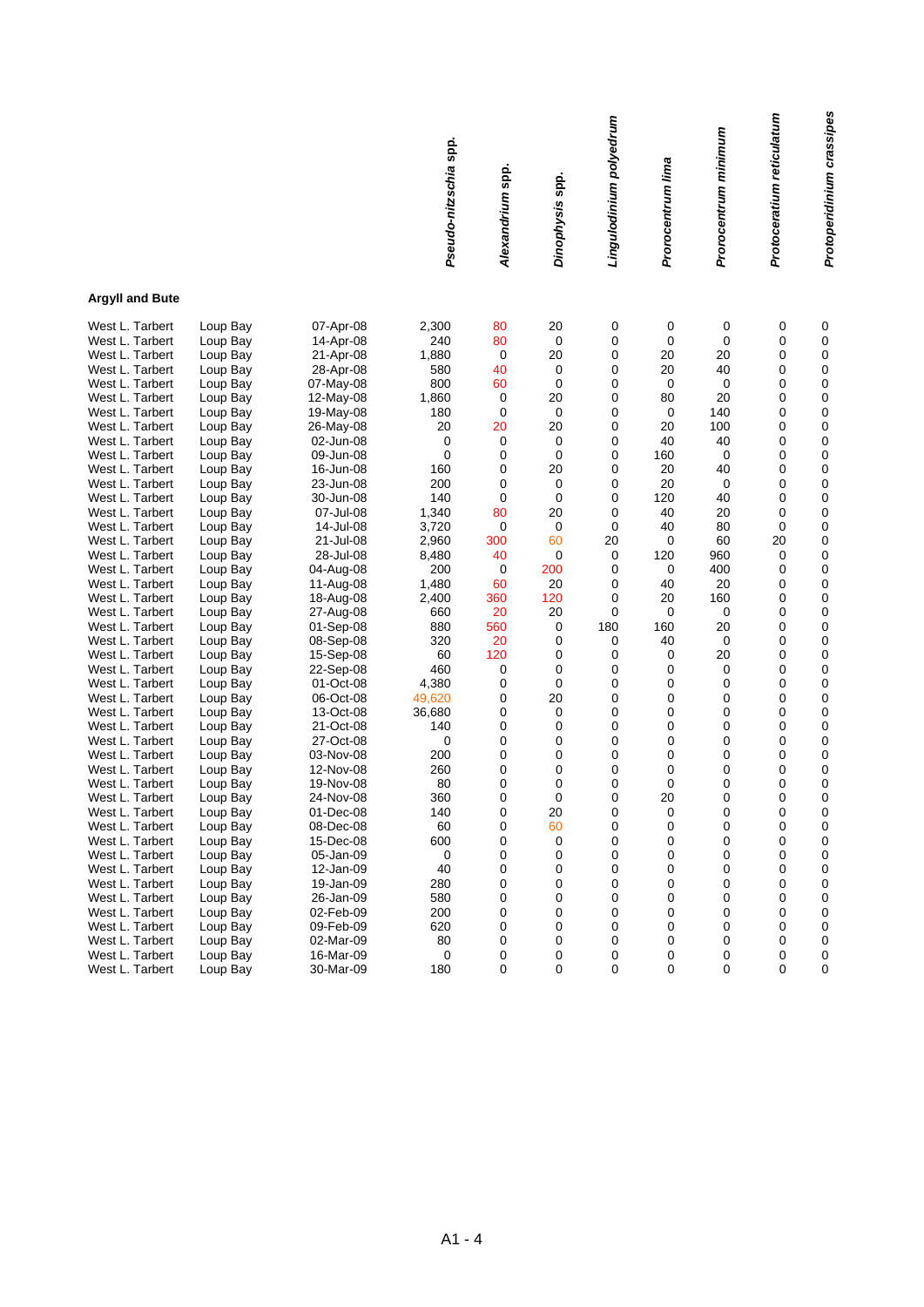| | | | *Pseudo-nitzschia* spp. | *Alexandrium* spp. | *Dinophysis* spp. | *Lingulodinium polyedrum* | *Prorocentrum lima* | *Prorocentrum minimum* | *Protoceratium reticulatum* | *Protoperidinium crassipes* |
|---|---|---|---|---|---|---|---|---|---|---|
| **Argyll and Bute** | | | | | | | | | | |
| West L. Tarbert | Loup Bay | 07-Apr-08 | 2,300 | 80 | 20 | 0 | 0 | 0 | 0 | 0 |
| West L. Tarbert | Loup Bay | 14-Apr-08 | 240 | 80 | 0 | 0 | 0 | 0 | 0 | 0 |
| West L. Tarbert | Loup Bay | 21-Apr-08 | 1,880 | 0 | 20 | 0 | 20 | 20 | 0 | 0 |
| West L. Tarbert | Loup Bay | 28-Apr-08 | 580 | 40 | 0 | 0 | 20 | 40 | 0 | 0 |
| West L. Tarbert | Loup Bay | 07-May-08 | 800 | 60 | 0 | 0 | 0 | 0 | 0 | 0 |
| West L. Tarbert | Loup Bay | 12-May-08 | 1,860 | 0 | 20 | 0 | 80 | 20 | 0 | 0 |
| West L. Tarbert | Loup Bay | 19-May-08 | 180 | 0 | 0 | 0 | 0 | 140 | 0 | 0 |
| West L. Tarbert | Loup Bay | 26-May-08 | 20 | 20 | 20 | 0 | 20 | 100 | 0 | 0 |
| West L. Tarbert | Loup Bay | 02-Jun-08 | 0 | 0 | 0 | 0 | 40 | 40 | 0 | 0 |
| West L. Tarbert | Loup Bay | 09-Jun-08 | 0 | 0 | 0 | 0 | 160 | 0 | 0 | 0 |
| West L. Tarbert | Loup Bay | 16-Jun-08 | 160 | 0 | 20 | 0 | 20 | 40 | 0 | 0 |
| West L. Tarbert | Loup Bay | 23-Jun-08 | 200 | 0 | 0 | 0 | 20 | 0 | 0 | 0 |
| West L. Tarbert | Loup Bay | 30-Jun-08 | 140 | 0 | 0 | 0 | 120 | 40 | 0 | 0 |
| West L. Tarbert | Loup Bay | 07-Jul-08 | 1,340 | 80 | 20 | 0 | 40 | 20 | 0 | 0 |
| West L. Tarbert | Loup Bay | 14-Jul-08 | 3,720 | 0 | 0 | 0 | 40 | 80 | 0 | 0 |
| West L. Tarbert | Loup Bay | 21-Jul-08 | 2,960 | 300 | 60 | 20 | 0 | 60 | 20 | 0 |
| West L. Tarbert | Loup Bay | 28-Jul-08 | 8,480 | 40 | 0 | 0 | 120 | 960 | 0 | 0 |
| West L. Tarbert | Loup Bay | 04-Aug-08 | 200 | 0 | 200 | 0 | 0 | 400 | 0 | 0 |
| West L. Tarbert | Loup Bay | 11-Aug-08 | 1,480 | 60 | 20 | 0 | 40 | 20 | 0 | 0 |
| West L. Tarbert | Loup Bay | 18-Aug-08 | 2,400 | 360 | 120 | 0 | 20 | 160 | 0 | 0 |
| West L. Tarbert | Loup Bay | 27-Aug-08 | 660 | 20 | 20 | 0 | 0 | 0 | 0 | 0 |
| West L. Tarbert | Loup Bay | 01-Sep-08 | 880 | 560 | 0 | 180 | 160 | 20 | 0 | 0 |
| West L. Tarbert | Loup Bay | 08-Sep-08 | 320 | 20 | 0 | 0 | 40 | 0 | 0 | 0 |
| West L. Tarbert | Loup Bay | 15-Sep-08 | 60 | 120 | 0 | 0 | 0 | 20 | 0 | 0 |
| West L. Tarbert | Loup Bay | 22-Sep-08 | 460 | 0 | 0 | 0 | 0 | 0 | 0 | 0 |
| West L. Tarbert | Loup Bay | 01-Oct-08 | 4,380 | 0 | 0 | 0 | 0 | 0 | 0 | 0 |
| West L. Tarbert | Loup Bay | 06-Oct-08 | 49,620 | 0 | 20 | 0 | 0 | 0 | 0 | 0 |
| West L. Tarbert | Loup Bay | 13-Oct-08 | 36,680 | 0 | 0 | 0 | 0 | 0 | 0 | 0 |
| West L. Tarbert | Loup Bay | 21-Oct-08 | 140 | 0 | 0 | 0 | 0 | 0 | 0 | 0 |
| West L. Tarbert | Loup Bay | 27-Oct-08 | 0 | 0 | 0 | 0 | 0 | 0 | 0 | 0 |
| West L. Tarbert | Loup Bay | 03-Nov-08 | 200 | 0 | 0 | 0 | 0 | 0 | 0 | 0 |
| West L. Tarbert | Loup Bay | 12-Nov-08 | 260 | 0 | 0 | 0 | 0 | 0 | 0 | 0 |
| West L. Tarbert | Loup Bay | 19-Nov-08 | 80 | 0 | 0 | 0 | 0 | 0 | 0 | 0 |
| West L. Tarbert | Loup Bay | 24-Nov-08 | 360 | 0 | 0 | 0 | 20 | 0 | 0 | 0 |
| West L. Tarbert | Loup Bay | 01-Dec-08 | 140 | 0 | 20 | 0 | 0 | 0 | 0 | 0 |
| West L. Tarbert | Loup Bay | 08-Dec-08 | 60 | 0 | 60 | 0 | 0 | 0 | 0 | 0 |
| West L. Tarbert | Loup Bay | 15-Dec-08 | 600 | 0 | 0 | 0 | 0 | 0 | 0 | 0 |
| West L. Tarbert | Loup Bay | 05-Jan-09 | 0 | 0 | 0 | 0 | 0 | 0 | 0 | 0 |
| West L. Tarbert | Loup Bay | 12-Jan-09 | 40 | 0 | 0 | 0 | 0 | 0 | 0 | 0 |
| West L. Tarbert | Loup Bay | 19-Jan-09 | 280 | 0 | 0 | 0 | 0 | 0 | 0 | 0 |
| West L. Tarbert | Loup Bay | 26-Jan-09 | 580 | 0 | 0 | 0 | 0 | 0 | 0 | 0 |
| West L. Tarbert | Loup Bay | 02-Feb-09 | 200 | 0 | 0 | 0 | 0 | 0 | 0 | 0 |
| West L. Tarbert | Loup Bay | 09-Feb-09 | 620 | 0 | 0 | 0 | 0 | 0 | 0 | 0 |
| West L. Tarbert | Loup Bay | 02-Mar-09 | 80 | 0 | 0 | 0 | 0 | 0 | 0 | 0 |
| West L. Tarbert | Loup Bay | 16-Mar-09 | 0 | 0 | 0 | 0 | 0 | 0 | 0 | 0 |
| West L. Tarbert | Loup Bay | 30-Mar-09 | 180 | 0 | 0 | 0 | 0 | 0 | 0 | 0 |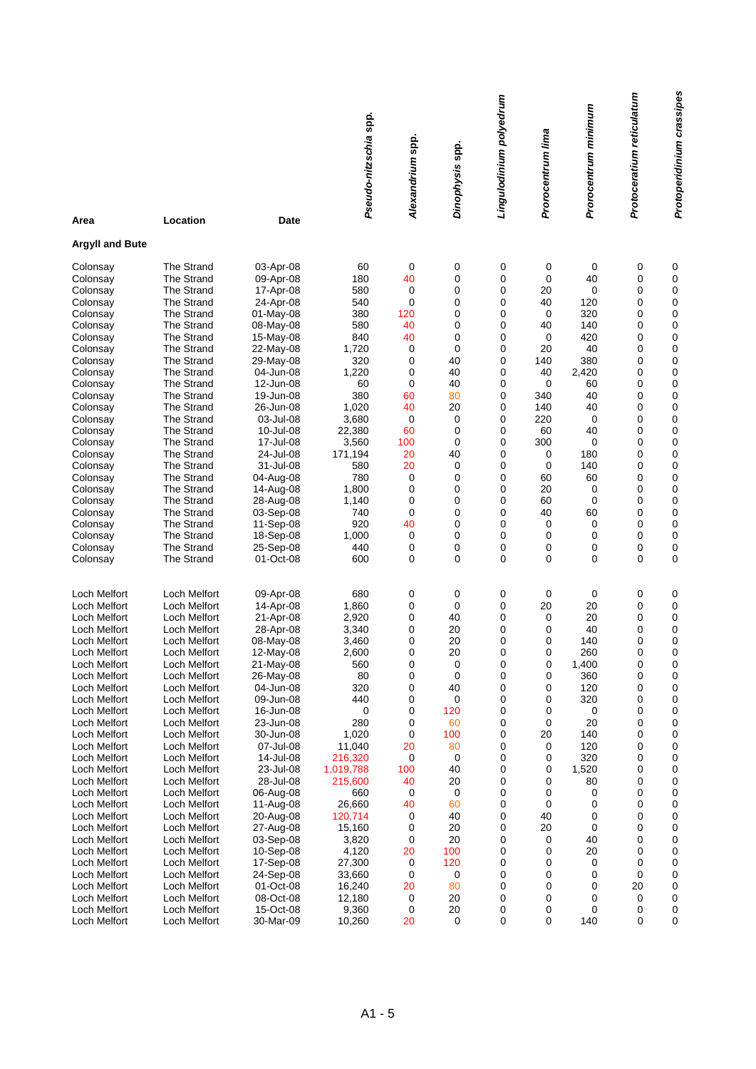| Area | Location | Date | *Pseudo-nitzschia spp.* | *Alexandrium spp.* | *Dinophysis spp.* | *Lingulodinium polyedrum* | *Prorocentrum lima* | *Prorocentrum minimum* | *Protoceratium reticulatum* | *Protoperidinium crassipes* |
|---|---|---|---|---|---|---|---|---|---|---|
| **Argyll and Bute** | | | | | | | | | | |
| Colonsay | The Strand | 03-Apr-08 | 60 | 0 | 0 | 0 | 0 | 0 | 0 | 0 |
| Colonsay | The Strand | 09-Apr-08 | 180 | 40 | 0 | 0 | 0 | 40 | 0 | 0 |
| Colonsay | The Strand | 17-Apr-08 | 580 | 0 | 0 | 0 | 20 | 0 | 0 | 0 |
| Colonsay | The Strand | 24-Apr-08 | 540 | 0 | 0 | 0 | 40 | 120 | 0 | 0 |
| Colonsay | The Strand | 01-May-08 | 380 | 120 | 0 | 0 | 0 | 320 | 0 | 0 |
| Colonsay | The Strand | 08-May-08 | 580 | 40 | 0 | 0 | 40 | 140 | 0 | 0 |
| Colonsay | The Strand | 15-May-08 | 840 | 40 | 0 | 0 | 0 | 420 | 0 | 0 |
| Colonsay | The Strand | 22-May-08 | 1,720 | 0 | 0 | 0 | 20 | 40 | 0 | 0 |
| Colonsay | The Strand | 29-May-08 | 320 | 0 | 40 | 0 | 140 | 380 | 0 | 0 |
| Colonsay | The Strand | 04-Jun-08 | 1,220 | 0 | 40 | 0 | 40 | 2,420 | 0 | 0 |
| Colonsay | The Strand | 12-Jun-08 | 60 | 0 | 40 | 0 | 0 | 60 | 0 | 0 |
| Colonsay | The Strand | 19-Jun-08 | 380 | 60 | 80 | 0 | 340 | 40 | 0 | 0 |
| Colonsay | The Strand | 26-Jun-08 | 1,020 | 40 | 20 | 0 | 140 | 40 | 0 | 0 |
| Colonsay | The Strand | 03-Jul-08 | 3,680 | 0 | 0 | 0 | 220 | 0 | 0 | 0 |
| Colonsay | The Strand | 10-Jul-08 | 22,380 | 60 | 0 | 0 | 60 | 40 | 0 | 0 |
| Colonsay | The Strand | 17-Jul-08 | 3,560 | 100 | 0 | 0 | 300 | 0 | 0 | 0 |
| Colonsay | The Strand | 24-Jul-08 | 171,194 | 20 | 40 | 0 | 0 | 180 | 0 | 0 |
| Colonsay | The Strand | 31-Jul-08 | 580 | 20 | 0 | 0 | 0 | 140 | 0 | 0 |
| Colonsay | The Strand | 04-Aug-08 | 780 | 0 | 0 | 0 | 60 | 60 | 0 | 0 |
| Colonsay | The Strand | 14-Aug-08 | 1,800 | 0 | 0 | 0 | 20 | 0 | 0 | 0 |
| Colonsay | The Strand | 28-Aug-08 | 1,140 | 0 | 0 | 0 | 60 | 0 | 0 | 0 |
| Colonsay | The Strand | 03-Sep-08 | 740 | 0 | 0 | 0 | 40 | 60 | 0 | 0 |
| Colonsay | The Strand | 11-Sep-08 | 920 | 40 | 0 | 0 | 0 | 0 | 0 | 0 |
| Colonsay | The Strand | 18-Sep-08 | 1,000 | 0 | 0 | 0 | 0 | 0 | 0 | 0 |
| Colonsay | The Strand | 25-Sep-08 | 440 | 0 | 0 | 0 | 0 | 0 | 0 | 0 |
| Colonsay | The Strand | 01-Oct-08 | 600 | 0 | 0 | 0 | 0 | 0 | 0 | 0 |
| Loch Melfort | Loch Melfort | 09-Apr-08 | 680 | 0 | 0 | 0 | 0 | 0 | 0 | 0 |
| Loch Melfort | Loch Melfort | 14-Apr-08 | 1,860 | 0 | 0 | 0 | 20 | 20 | 0 | 0 |
| Loch Melfort | Loch Melfort | 21-Apr-08 | 2,920 | 0 | 40 | 0 | 0 | 20 | 0 | 0 |
| Loch Melfort | Loch Melfort | 28-Apr-08 | 3,340 | 0 | 20 | 0 | 0 | 40 | 0 | 0 |
| Loch Melfort | Loch Melfort | 08-May-08 | 3,460 | 0 | 20 | 0 | 0 | 140 | 0 | 0 |
| Loch Melfort | Loch Melfort | 12-May-08 | 2,600 | 0 | 20 | 0 | 0 | 260 | 0 | 0 |
| Loch Melfort | Loch Melfort | 21-May-08 | 560 | 0 | 0 | 0 | 0 | 1,400 | 0 | 0 |
| Loch Melfort | Loch Melfort | 26-May-08 | 80 | 0 | 0 | 0 | 0 | 360 | 0 | 0 |
| Loch Melfort | Loch Melfort | 04-Jun-08 | 320 | 0 | 40 | 0 | 0 | 120 | 0 | 0 |
| Loch Melfort | Loch Melfort | 09-Jun-08 | 440 | 0 | 0 | 0 | 0 | 320 | 0 | 0 |
| Loch Melfort | Loch Melfort | 16-Jun-08 | 0 | 0 | 120 | 0 | 0 | 0 | 0 | 0 |
| Loch Melfort | Loch Melfort | 23-Jun-08 | 280 | 0 | 60 | 0 | 0 | 20 | 0 | 0 |
| Loch Melfort | Loch Melfort | 30-Jun-08 | 1,020 | 0 | 100 | 0 | 20 | 140 | 0 | 0 |
| Loch Melfort | Loch Melfort | 07-Jul-08 | 11,040 | 20 | 80 | 0 | 0 | 120 | 0 | 0 |
| Loch Melfort | Loch Melfort | 14-Jul-08 | 216,320 | 0 | 0 | 0 | 0 | 320 | 0 | 0 |
| Loch Melfort | Loch Melfort | 23-Jul-08 | 1,019,788 | 100 | 40 | 0 | 0 | 1,520 | 0 | 0 |
| Loch Melfort | Loch Melfort | 28-Jul-08 | 215,600 | 40 | 20 | 0 | 0 | 80 | 0 | 0 |
| Loch Melfort | Loch Melfort | 06-Aug-08 | 660 | 0 | 0 | 0 | 0 | 0 | 0 | 0 |
| Loch Melfort | Loch Melfort | 11-Aug-08 | 26,660 | 40 | 60 | 0 | 0 | 0 | 0 | 0 |
| Loch Melfort | Loch Melfort | 20-Aug-08 | 120,714 | 0 | 40 | 0 | 40 | 0 | 0 | 0 |
| Loch Melfort | Loch Melfort | 27-Aug-08 | 15,160 | 0 | 20 | 0 | 20 | 0 | 0 | 0 |
| Loch Melfort | Loch Melfort | 03-Sep-08 | 3,820 | 0 | 20 | 0 | 0 | 40 | 0 | 0 |
| Loch Melfort | Loch Melfort | 10-Sep-08 | 4,120 | 20 | 100 | 0 | 0 | 20 | 0 | 0 |
| Loch Melfort | Loch Melfort | 17-Sep-08 | 27,300 | 0 | 120 | 0 | 0 | 0 | 0 | 0 |
| Loch Melfort | Loch Melfort | 24-Sep-08 | 33,660 | 0 | 0 | 0 | 0 | 0 | 0 | 0 |
| Loch Melfort | Loch Melfort | 01-Oct-08 | 16,240 | 20 | 80 | 0 | 0 | 0 | 20 | 0 |
| Loch Melfort | Loch Melfort | 08-Oct-08 | 12,180 | 0 | 20 | 0 | 0 | 0 | 0 | 0 |
| Loch Melfort | Loch Melfort | 15-Oct-08 | 9,360 | 0 | 20 | 0 | 0 | 0 | 0 | 0 |
| Loch Melfort | Loch Melfort | 30-Mar-09 | 10,260 | 20 | 0 | 0 | 0 | 140 | 0 | 0 |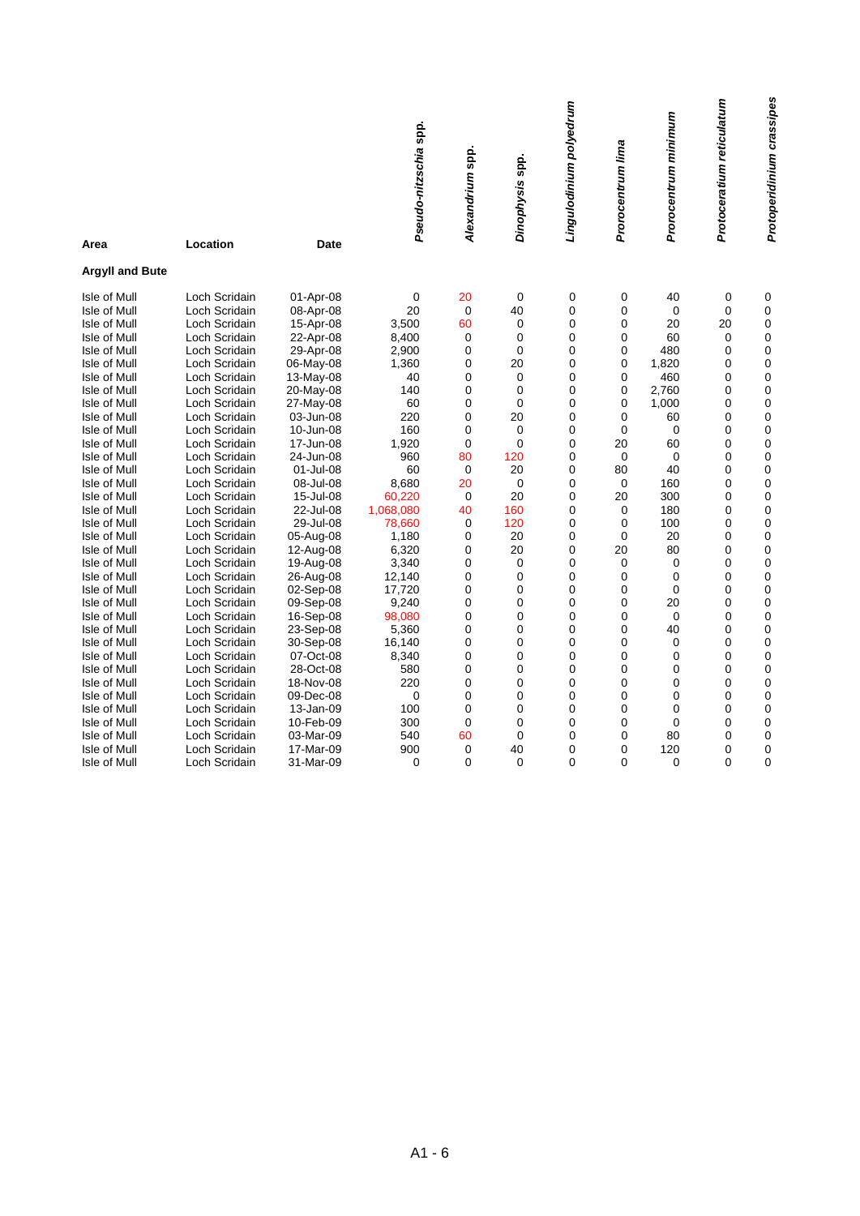| Area | Location | Date | *Pseudo-nitzschia spp.* | *Alexandrium spp.* | *Dinophysis spp.* | *Lingulodinium polyedrum* | *Prorocentrum lima* | *Prorocentrum minimum* | *Protoceratium reticulatum* | *Protoperidinium crassipes* |
|---|---|---|---|---|---|---|---|---|---|---|
| **Argyll and Bute** | | | | | | | | | | |
| Isle of Mull | Loch Scridain | 01-Apr-08 | 0 | 20 | 0 | 0 | 0 | 40 | 0 | 0 |
| Isle of Mull | Loch Scridain | 08-Apr-08 | 20 | 0 | 40 | 0 | 0 | 0 | 0 | 0 |
| Isle of Mull | Loch Scridain | 15-Apr-08 | 3,500 | 60 | 0 | 0 | 0 | 20 | 20 | 0 |
| Isle of Mull | Loch Scridain | 22-Apr-08 | 8,400 | 0 | 0 | 0 | 0 | 60 | 0 | 0 |
| Isle of Mull | Loch Scridain | 29-Apr-08 | 2,900 | 0 | 0 | 0 | 0 | 480 | 0 | 0 |
| Isle of Mull | Loch Scridain | 06-May-08 | 1,360 | 0 | 20 | 0 | 0 | 1,820 | 0 | 0 |
| Isle of Mull | Loch Scridain | 13-May-08 | 40 | 0 | 0 | 0 | 0 | 460 | 0 | 0 |
| Isle of Mull | Loch Scridain | 20-May-08 | 140 | 0 | 0 | 0 | 0 | 2,760 | 0 | 0 |
| Isle of Mull | Loch Scridain | 27-May-08 | 60 | 0 | 0 | 0 | 0 | 1,000 | 0 | 0 |
| Isle of Mull | Loch Scridain | 03-Jun-08 | 220 | 0 | 20 | 0 | 0 | 60 | 0 | 0 |
| Isle of Mull | Loch Scridain | 10-Jun-08 | 160 | 0 | 0 | 0 | 0 | 0 | 0 | 0 |
| Isle of Mull | Loch Scridain | 17-Jun-08 | 1,920 | 0 | 0 | 0 | 20 | 60 | 0 | 0 |
| Isle of Mull | Loch Scridain | 24-Jun-08 | 960 | 80 | 120 | 0 | 0 | 0 | 0 | 0 |
| Isle of Mull | Loch Scridain | 01-Jul-08 | 60 | 0 | 20 | 0 | 80 | 40 | 0 | 0 |
| Isle of Mull | Loch Scridain | 08-Jul-08 | 8,680 | 20 | 0 | 0 | 0 | 160 | 0 | 0 |
| Isle of Mull | Loch Scridain | 15-Jul-08 | 60,220 | 0 | 20 | 0 | 20 | 300 | 0 | 0 |
| Isle of Mull | Loch Scridain | 22-Jul-08 | 1,068,080 | 40 | 160 | 0 | 0 | 180 | 0 | 0 |
| Isle of Mull | Loch Scridain | 29-Jul-08 | 78,660 | 0 | 120 | 0 | 0 | 100 | 0 | 0 |
| Isle of Mull | Loch Scridain | 05-Aug-08 | 1,180 | 0 | 20 | 0 | 0 | 20 | 0 | 0 |
| Isle of Mull | Loch Scridain | 12-Aug-08 | 6,320 | 0 | 20 | 0 | 20 | 80 | 0 | 0 |
| Isle of Mull | Loch Scridain | 19-Aug-08 | 3,340 | 0 | 0 | 0 | 0 | 0 | 0 | 0 |
| Isle of Mull | Loch Scridain | 26-Aug-08 | 12,140 | 0 | 0 | 0 | 0 | 0 | 0 | 0 |
| Isle of Mull | Loch Scridain | 02-Sep-08 | 17,720 | 0 | 0 | 0 | 0 | 0 | 0 | 0 |
| Isle of Mull | Loch Scridain | 09-Sep-08 | 9,240 | 0 | 0 | 0 | 0 | 20 | 0 | 0 |
| Isle of Mull | Loch Scridain | 16-Sep-08 | 98,080 | 0 | 0 | 0 | 0 | 0 | 0 | 0 |
| Isle of Mull | Loch Scridain | 23-Sep-08 | 5,360 | 0 | 0 | 0 | 0 | 40 | 0 | 0 |
| Isle of Mull | Loch Scridain | 30-Sep-08 | 16,140 | 0 | 0 | 0 | 0 | 0 | 0 | 0 |
| Isle of Mull | Loch Scridain | 07-Oct-08 | 8,340 | 0 | 0 | 0 | 0 | 0 | 0 | 0 |
| Isle of Mull | Loch Scridain | 28-Oct-08 | 580 | 0 | 0 | 0 | 0 | 0 | 0 | 0 |
| Isle of Mull | Loch Scridain | 18-Nov-08 | 220 | 0 | 0 | 0 | 0 | 0 | 0 | 0 |
| Isle of Mull | Loch Scridain | 09-Dec-08 | 0 | 0 | 0 | 0 | 0 | 0 | 0 | 0 |
| Isle of Mull | Loch Scridain | 13-Jan-09 | 100 | 0 | 0 | 0 | 0 | 0 | 0 | 0 |
| Isle of Mull | Loch Scridain | 10-Feb-09 | 300 | 0 | 0 | 0 | 0 | 0 | 0 | 0 |
| Isle of Mull | Loch Scridain | 03-Mar-09 | 540 | 60 | 0 | 0 | 0 | 80 | 0 | 0 |
| Isle of Mull | Loch Scridain | 17-Mar-09 | 900 | 0 | 40 | 0 | 0 | 120 | 0 | 0 |
| Isle of Mull | Loch Scridain | 31-Mar-09 | 0 | 0 | 0 | 0 | 0 | 0 | 0 | 0 |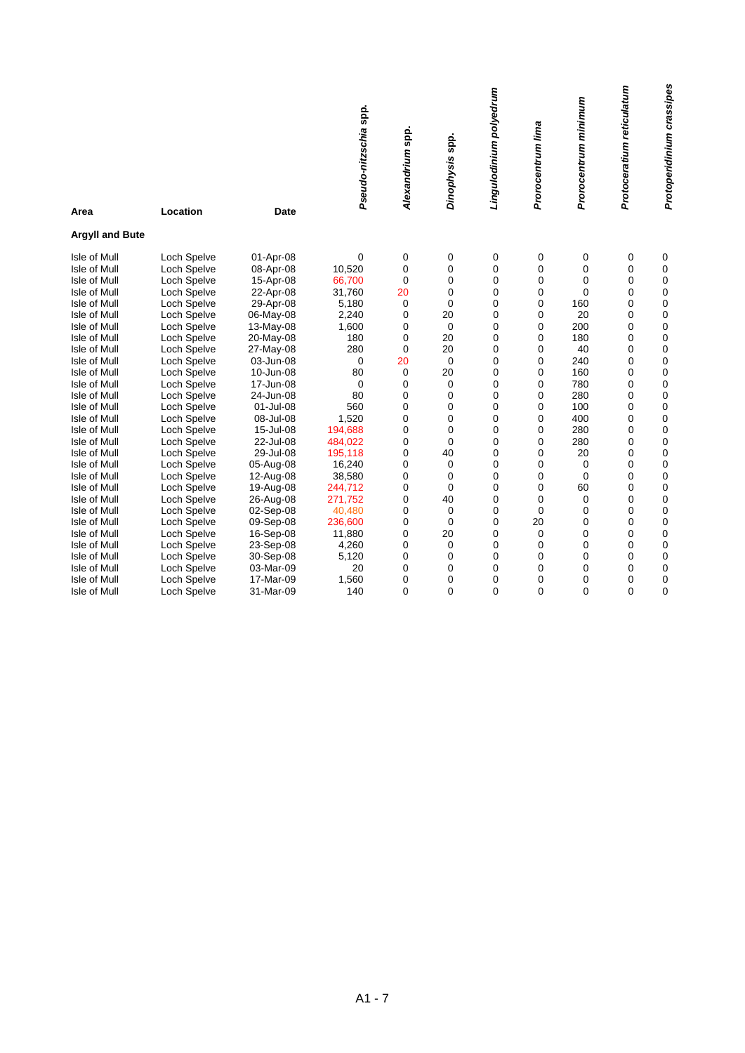| Area | Location | Date | *Pseudo-nitzschia spp.* | *Alexandrium spp.* | *Dinophysis spp.* | *Lingulodinium polyedrum* | *Prorocentrum lima* | *Prorocentrum minimum* | *Protoceratium reticulatum* | *Protoperidinium crassipes* |
|---|---|---|---|---|---|---|---|---|---|---|
| **Argyll and Bute** | | | | | | | | | | |
| Isle of Mull | Loch Spelve | 01-Apr-08 | 0 | 0 | 0 | 0 | 0 | 0 | 0 | 0 |
| Isle of Mull | Loch Spelve | 08-Apr-08 | 10,520 | 0 | 0 | 0 | 0 | 0 | 0 | 0 |
| Isle of Mull | Loch Spelve | 15-Apr-08 | 66,700 | 0 | 0 | 0 | 0 | 0 | 0 | 0 |
| Isle of Mull | Loch Spelve | 22-Apr-08 | 31,760 | 20 | 0 | 0 | 0 | 0 | 0 | 0 |
| Isle of Mull | Loch Spelve | 29-Apr-08 | 5,180 | 0 | 0 | 0 | 0 | 160 | 0 | 0 |
| Isle of Mull | Loch Spelve | 06-May-08 | 2,240 | 0 | 20 | 0 | 0 | 20 | 0 | 0 |
| Isle of Mull | Loch Spelve | 13-May-08 | 1,600 | 0 | 0 | 0 | 0 | 200 | 0 | 0 |
| Isle of Mull | Loch Spelve | 20-May-08 | 180 | 0 | 20 | 0 | 0 | 180 | 0 | 0 |
| Isle of Mull | Loch Spelve | 27-May-08 | 280 | 0 | 20 | 0 | 0 | 40 | 0 | 0 |
| Isle of Mull | Loch Spelve | 03-Jun-08 | 0 | 20 | 0 | 0 | 0 | 240 | 0 | 0 |
| Isle of Mull | Loch Spelve | 10-Jun-08 | 80 | 0 | 20 | 0 | 0 | 160 | 0 | 0 |
| Isle of Mull | Loch Spelve | 17-Jun-08 | 0 | 0 | 0 | 0 | 0 | 780 | 0 | 0 |
| Isle of Mull | Loch Spelve | 24-Jun-08 | 80 | 0 | 0 | 0 | 0 | 280 | 0 | 0 |
| Isle of Mull | Loch Spelve | 01-Jul-08 | 560 | 0 | 0 | 0 | 0 | 100 | 0 | 0 |
| Isle of Mull | Loch Spelve | 08-Jul-08 | 1,520 | 0 | 0 | 0 | 0 | 400 | 0 | 0 |
| Isle of Mull | Loch Spelve | 15-Jul-08 | 194,688 | 0 | 0 | 0 | 0 | 280 | 0 | 0 |
| Isle of Mull | Loch Spelve | 22-Jul-08 | 484,022 | 0 | 0 | 0 | 0 | 280 | 0 | 0 |
| Isle of Mull | Loch Spelve | 29-Jul-08 | 195,118 | 0 | 40 | 0 | 0 | 20 | 0 | 0 |
| Isle of Mull | Loch Spelve | 05-Aug-08 | 16,240 | 0 | 0 | 0 | 0 | 0 | 0 | 0 |
| Isle of Mull | Loch Spelve | 12-Aug-08 | 38,580 | 0 | 0 | 0 | 0 | 0 | 0 | 0 |
| Isle of Mull | Loch Spelve | 19-Aug-08 | 244,712 | 0 | 0 | 0 | 0 | 60 | 0 | 0 |
| Isle of Mull | Loch Spelve | 26-Aug-08 | 271,752 | 0 | 40 | 0 | 0 | 0 | 0 | 0 |
| Isle of Mull | Loch Spelve | 02-Sep-08 | 40,480 | 0 | 0 | 0 | 0 | 0 | 0 | 0 |
| Isle of Mull | Loch Spelve | 09-Sep-08 | 236,600 | 0 | 0 | 0 | 20 | 0 | 0 | 0 |
| Isle of Mull | Loch Spelve | 16-Sep-08 | 11,880 | 0 | 20 | 0 | 0 | 0 | 0 | 0 |
| Isle of Mull | Loch Spelve | 23-Sep-08 | 4,260 | 0 | 0 | 0 | 0 | 0 | 0 | 0 |
| Isle of Mull | Loch Spelve | 30-Sep-08 | 5,120 | 0 | 0 | 0 | 0 | 0 | 0 | 0 |
| Isle of Mull | Loch Spelve | 03-Mar-09 | 20 | 0 | 0 | 0 | 0 | 0 | 0 | 0 |
| Isle of Mull | Loch Spelve | 17-Mar-09 | 1,560 | 0 | 0 | 0 | 0 | 0 | 0 | 0 |
| Isle of Mull | Loch Spelve | 31-Mar-09 | 140 | 0 | 0 | 0 | 0 | 0 | 0 | 0 |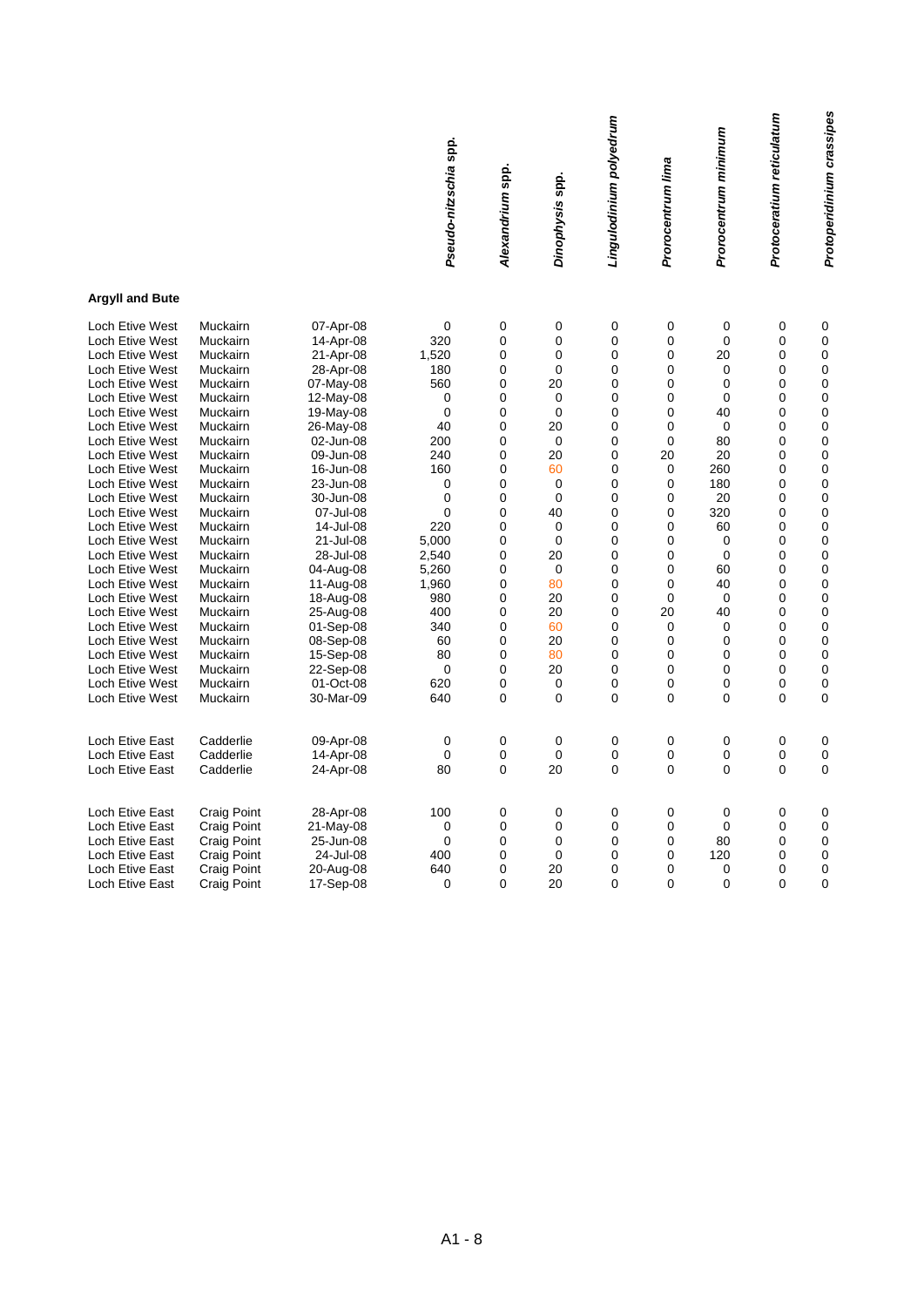| | | | *Pseudo-nitzschia spp.* | *Alexandrium spp.* | *Dinophysis spp.* | *Lingulodinium polyedrum* | *Prorocentrum lima* | *Prorocentrum minimum* | *Protoceratium reticulatum* | *Protoperidinium crassipes* |
|---|---|---|---|---|---|---|---|---|---|---|
| **Argyll and Bute** | | | | | | | | | | |
| Loch Etive West | Muckairn | 07-Apr-08 | 0 | 0 | 0 | 0 | 0 | 0 | 0 | 0 |
| Loch Etive West | Muckairn | 14-Apr-08 | 320 | 0 | 0 | 0 | 0 | 0 | 0 | 0 |
| Loch Etive West | Muckairn | 21-Apr-08 | 1,520 | 0 | 0 | 0 | 0 | 20 | 0 | 0 |
| Loch Etive West | Muckairn | 28-Apr-08 | 180 | 0 | 0 | 0 | 0 | 0 | 0 | 0 |
| Loch Etive West | Muckairn | 07-May-08 | 560 | 0 | 20 | 0 | 0 | 0 | 0 | 0 |
| Loch Etive West | Muckairn | 12-May-08 | 0 | 0 | 0 | 0 | 0 | 0 | 0 | 0 |
| Loch Etive West | Muckairn | 19-May-08 | 0 | 0 | 0 | 0 | 0 | 40 | 0 | 0 |
| Loch Etive West | Muckairn | 26-May-08 | 40 | 0 | 20 | 0 | 0 | 0 | 0 | 0 |
| Loch Etive West | Muckairn | 02-Jun-08 | 200 | 0 | 0 | 0 | 0 | 80 | 0 | 0 |
| Loch Etive West | Muckairn | 09-Jun-08 | 240 | 0 | 20 | 0 | 20 | 20 | 0 | 0 |
| Loch Etive West | Muckairn | 16-Jun-08 | 160 | 0 | 60 | 0 | 0 | 260 | 0 | 0 |
| Loch Etive West | Muckairn | 23-Jun-08 | 0 | 0 | 0 | 0 | 0 | 180 | 0 | 0 |
| Loch Etive West | Muckairn | 30-Jun-08 | 0 | 0 | 0 | 0 | 0 | 20 | 0 | 0 |
| Loch Etive West | Muckairn | 07-Jul-08 | 0 | 0 | 40 | 0 | 0 | 320 | 0 | 0 |
| Loch Etive West | Muckairn | 14-Jul-08 | 220 | 0 | 0 | 0 | 0 | 60 | 0 | 0 |
| Loch Etive West | Muckairn | 21-Jul-08 | 5,000 | 0 | 0 | 0 | 0 | 0 | 0 | 0 |
| Loch Etive West | Muckairn | 28-Jul-08 | 2,540 | 0 | 20 | 0 | 0 | 0 | 0 | 0 |
| Loch Etive West | Muckairn | 04-Aug-08 | 5,260 | 0 | 0 | 0 | 0 | 60 | 0 | 0 |
| Loch Etive West | Muckairn | 11-Aug-08 | 1,960 | 0 | 80 | 0 | 0 | 40 | 0 | 0 |
| Loch Etive West | Muckairn | 18-Aug-08 | 980 | 0 | 20 | 0 | 0 | 0 | 0 | 0 |
| Loch Etive West | Muckairn | 25-Aug-08 | 400 | 0 | 20 | 0 | 20 | 40 | 0 | 0 |
| Loch Etive West | Muckairn | 01-Sep-08 | 340 | 0 | 60 | 0 | 0 | 0 | 0 | 0 |
| Loch Etive West | Muckairn | 08-Sep-08 | 60 | 0 | 20 | 0 | 0 | 0 | 0 | 0 |
| Loch Etive West | Muckairn | 15-Sep-08 | 80 | 0 | 80 | 0 | 0 | 0 | 0 | 0 |
| Loch Etive West | Muckairn | 22-Sep-08 | 0 | 0 | 20 | 0 | 0 | 0 | 0 | 0 |
| Loch Etive West | Muckairn | 01-Oct-08 | 620 | 0 | 0 | 0 | 0 | 0 | 0 | 0 |
| Loch Etive West | Muckairn | 30-Mar-09 | 640 | 0 | 0 | 0 | 0 | 0 | 0 | 0 |
| | | | | | | | | | | |
| Loch Etive East | Cadderlie | 09-Apr-08 | 0 | 0 | 0 | 0 | 0 | 0 | 0 | 0 |
| Loch Etive East | Cadderlie | 14-Apr-08 | 0 | 0 | 0 | 0 | 0 | 0 | 0 | 0 |
| Loch Etive East | Cadderlie | 24-Apr-08 | 80 | 0 | 20 | 0 | 0 | 0 | 0 | 0 |
| | | | | | | | | | | |
| Loch Etive East | Craig Point | 28-Apr-08 | 100 | 0 | 0 | 0 | 0 | 0 | 0 | 0 |
| Loch Etive East | Craig Point | 21-May-08 | 0 | 0 | 0 | 0 | 0 | 0 | 0 | 0 |
| Loch Etive East | Craig Point | 25-Jun-08 | 0 | 0 | 0 | 0 | 0 | 80 | 0 | 0 |
| Loch Etive East | Craig Point | 24-Jul-08 | 400 | 0 | 0 | 0 | 0 | 120 | 0 | 0 |
| Loch Etive East | Craig Point | 20-Aug-08 | 640 | 0 | 20 | 0 | 0 | 0 | 0 | 0 |
| Loch Etive East | Craig Point | 17-Sep-08 | 0 | 0 | 20 | 0 | 0 | 0 | 0 | 0 |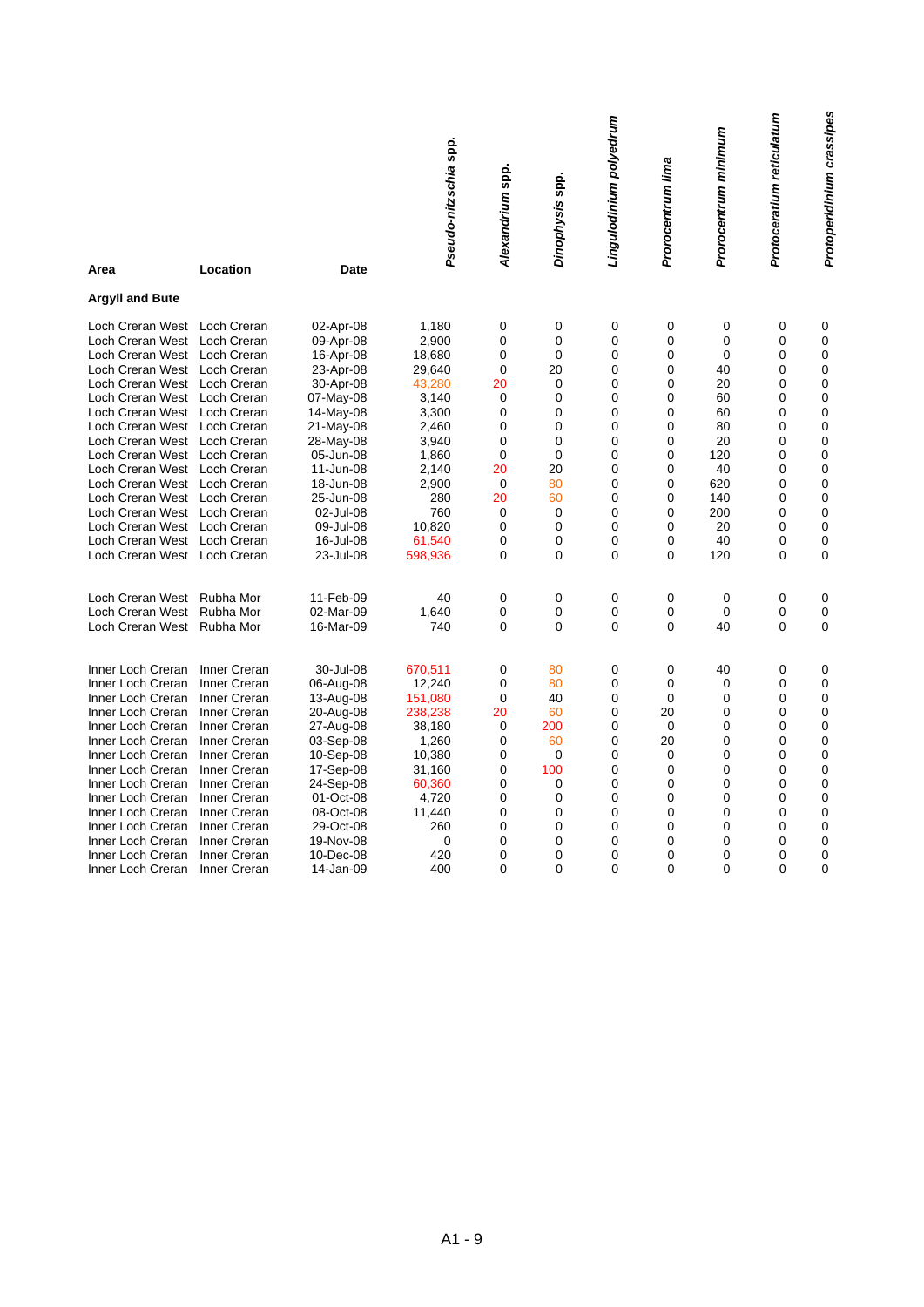| Area | Location | Date | *Pseudo-nitzschia spp.* | *Alexandrium spp.* | *Dinophysis spp.* | *Lingulodinium polyedrum* | *Prorocentrum lima* | *Prorocentrum minimum* | *Protoceratium reticulatum* | *Protoperidinium crassipes* |
|---|---|---|---|---|---|---|---|---|---|---|
| **Argyll and Bute** | | | | | | | | | | |
| Loch Creran West | Loch Creran | 02-Apr-08 | 1,180 | 0 | 0 | 0 | 0 | 0 | 0 | 0 |
| Loch Creran West | Loch Creran | 09-Apr-08 | 2,900 | 0 | 0 | 0 | 0 | 0 | 0 | 0 |
| Loch Creran West | Loch Creran | 16-Apr-08 | 18,680 | 0 | 0 | 0 | 0 | 0 | 0 | 0 |
| Loch Creran West | Loch Creran | 23-Apr-08 | 29,640 | 0 | 20 | 0 | 0 | 40 | 0 | 0 |
| Loch Creran West | Loch Creran | 30-Apr-08 | 43,280 | 20 | 0 | 0 | 0 | 20 | 0 | 0 |
| Loch Creran West | Loch Creran | 07-May-08 | 3,140 | 0 | 0 | 0 | 0 | 60 | 0 | 0 |
| Loch Creran West | Loch Creran | 14-May-08 | 3,300 | 0 | 0 | 0 | 0 | 60 | 0 | 0 |
| Loch Creran West | Loch Creran | 21-May-08 | 2,460 | 0 | 0 | 0 | 0 | 80 | 0 | 0 |
| Loch Creran West | Loch Creran | 28-May-08 | 3,940 | 0 | 0 | 0 | 0 | 20 | 0 | 0 |
| Loch Creran West | Loch Creran | 05-Jun-08 | 1,860 | 0 | 0 | 0 | 0 | 120 | 0 | 0 |
| Loch Creran West | Loch Creran | 11-Jun-08 | 2,140 | 20 | 20 | 0 | 0 | 40 | 0 | 0 |
| Loch Creran West | Loch Creran | 18-Jun-08 | 2,900 | 0 | 80 | 0 | 0 | 620 | 0 | 0 |
| Loch Creran West | Loch Creran | 25-Jun-08 | 280 | 20 | 60 | 0 | 0 | 140 | 0 | 0 |
| Loch Creran West | Loch Creran | 02-Jul-08 | 760 | 0 | 0 | 0 | 0 | 200 | 0 | 0 |
| Loch Creran West | Loch Creran | 09-Jul-08 | 10,820 | 0 | 0 | 0 | 0 | 20 | 0 | 0 |
| Loch Creran West | Loch Creran | 16-Jul-08 | 61,540 | 0 | 0 | 0 | 0 | 40 | 0 | 0 |
| Loch Creran West | Loch Creran | 23-Jul-08 | 598,936 | 0 | 0 | 0 | 0 | 120 | 0 | 0 |
| Loch Creran West | Rubha Mor | 11-Feb-09 | 40 | 0 | 0 | 0 | 0 | 0 | 0 | 0 |
| Loch Creran West | Rubha Mor | 02-Mar-09 | 1,640 | 0 | 0 | 0 | 0 | 0 | 0 | 0 |
| Loch Creran West | Rubha Mor | 16-Mar-09 | 740 | 0 | 0 | 0 | 0 | 40 | 0 | 0 |
| Inner Loch Creran | Inner Creran | 30-Jul-08 | 670,511 | 0 | 80 | 0 | 0 | 40 | 0 | 0 |
| Inner Loch Creran | Inner Creran | 06-Aug-08 | 12,240 | 0 | 80 | 0 | 0 | 0 | 0 | 0 |
| Inner Loch Creran | Inner Creran | 13-Aug-08 | 151,080 | 0 | 40 | 0 | 0 | 0 | 0 | 0 |
| Inner Loch Creran | Inner Creran | 20-Aug-08 | 238,238 | 20 | 60 | 0 | 20 | 0 | 0 | 0 |
| Inner Loch Creran | Inner Creran | 27-Aug-08 | 38,180 | 0 | 200 | 0 | 0 | 0 | 0 | 0 |
| Inner Loch Creran | Inner Creran | 03-Sep-08 | 1,260 | 0 | 60 | 0 | 20 | 0 | 0 | 0 |
| Inner Loch Creran | Inner Creran | 10-Sep-08 | 10,380 | 0 | 0 | 0 | 0 | 0 | 0 | 0 |
| Inner Loch Creran | Inner Creran | 17-Sep-08 | 31,160 | 0 | 100 | 0 | 0 | 0 | 0 | 0 |
| Inner Loch Creran | Inner Creran | 24-Sep-08 | 60,360 | 0 | 0 | 0 | 0 | 0 | 0 | 0 |
| Inner Loch Creran | Inner Creran | 01-Oct-08 | 4,720 | 0 | 0 | 0 | 0 | 0 | 0 | 0 |
| Inner Loch Creran | Inner Creran | 08-Oct-08 | 11,440 | 0 | 0 | 0 | 0 | 0 | 0 | 0 |
| Inner Loch Creran | Inner Creran | 29-Oct-08 | 260 | 0 | 0 | 0 | 0 | 0 | 0 | 0 |
| Inner Loch Creran | Inner Creran | 19-Nov-08 | 0 | 0 | 0 | 0 | 0 | 0 | 0 | 0 |
| Inner Loch Creran | Inner Creran | 10-Dec-08 | 420 | 0 | 0 | 0 | 0 | 0 | 0 | 0 |
| Inner Loch Creran | Inner Creran | 14-Jan-09 | 400 | 0 | 0 | 0 | 0 | 0 | 0 | 0 |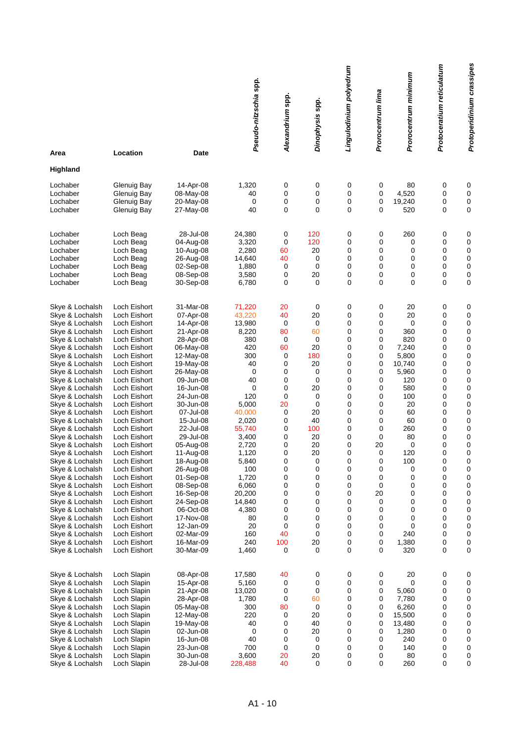| Area | Location | Date | *Pseudo-nitzschia spp.* | *Alexandrium spp.* | *Dinophysis spp.* | *Lingulodinium polyedrum* | *Prorocentrum lima* | *Prorocentrum minimum* | *Protoceratium reticulatum* | *Protoperidinium crassipes* |
|---|---|---|---|---|---|---|---|---|---|---|
| **Highland** | | | | | | | | | | |
| Lochaber | Glenuig Bay | 14-Apr-08 | 1,320 | 0 | 0 | 0 | 0 | 80 | 0 | 0 |
| Lochaber | Glenuig Bay | 08-May-08 | 40 | 0 | 0 | 0 | 0 | 4,520 | 0 | 0 |
| Lochaber | Glenuig Bay | 20-May-08 | 0 | 0 | 0 | 0 | 0 | 19,240 | 0 | 0 |
| Lochaber | Glenuig Bay | 27-May-08 | 40 | 0 | 0 | 0 | 0 | 520 | 0 | 0 |
| Lochaber | Loch Beag | 28-Jul-08 | 24,380 | 0 | 120 | 0 | 0 | 260 | 0 | 0 |
| Lochaber | Loch Beag | 04-Aug-08 | 3,320 | 0 | 120 | 0 | 0 | 0 | 0 | 0 |
| Lochaber | Loch Beag | 10-Aug-08 | 2,280 | 60 | 20 | 0 | 0 | 0 | 0 | 0 |
| Lochaber | Loch Beag | 26-Aug-08 | 14,640 | 40 | 0 | 0 | 0 | 0 | 0 | 0 |
| Lochaber | Loch Beag | 02-Sep-08 | 1,880 | 0 | 0 | 0 | 0 | 0 | 0 | 0 |
| Lochaber | Loch Beag | 08-Sep-08 | 3,580 | 0 | 20 | 0 | 0 | 0 | 0 | 0 |
| Lochaber | Loch Beag | 30-Sep-08 | 6,780 | 0 | 0 | 0 | 0 | 0 | 0 | 0 |
| Skye & Lochalsh | Loch Eishort | 31-Mar-08 | 71,220 | 20 | 0 | 0 | 0 | 20 | 0 | 0 |
| Skye & Lochalsh | Loch Eishort | 07-Apr-08 | 43,220 | 40 | 20 | 0 | 0 | 20 | 0 | 0 |
| Skye & Lochalsh | Loch Eishort | 14-Apr-08 | 13,980 | 0 | 0 | 0 | 0 | 0 | 0 | 0 |
| Skye & Lochalsh | Loch Eishort | 21-Apr-08 | 8,220 | 80 | 60 | 0 | 0 | 360 | 0 | 0 |
| Skye & Lochalsh | Loch Eishort | 28-Apr-08 | 380 | 0 | 0 | 0 | 0 | 820 | 0 | 0 |
| Skye & Lochalsh | Loch Eishort | 06-May-08 | 420 | 60 | 20 | 0 | 0 | 7,240 | 0 | 0 |
| Skye & Lochalsh | Loch Eishort | 12-May-08 | 300 | 0 | 180 | 0 | 0 | 5,800 | 0 | 0 |
| Skye & Lochalsh | Loch Eishort | 19-May-08 | 40 | 0 | 20 | 0 | 0 | 10,740 | 0 | 0 |
| Skye & Lochalsh | Loch Eishort | 26-May-08 | 0 | 0 | 0 | 0 | 0 | 5,960 | 0 | 0 |
| Skye & Lochalsh | Loch Eishort | 09-Jun-08 | 40 | 0 | 0 | 0 | 0 | 120 | 0 | 0 |
| Skye & Lochalsh | Loch Eishort | 16-Jun-08 | 0 | 0 | 20 | 0 | 0 | 580 | 0 | 0 |
| Skye & Lochalsh | Loch Eishort | 24-Jun-08 | 120 | 0 | 0 | 0 | 0 | 100 | 0 | 0 |
| Skye & Lochalsh | Loch Eishort | 30-Jun-08 | 5,000 | 20 | 0 | 0 | 0 | 20 | 0 | 0 |
| Skye & Lochalsh | Loch Eishort | 07-Jul-08 | 40,000 | 0 | 20 | 0 | 0 | 60 | 0 | 0 |
| Skye & Lochalsh | Loch Eishort | 15-Jul-08 | 2,020 | 0 | 40 | 0 | 0 | 60 | 0 | 0 |
| Skye & Lochalsh | Loch Eishort | 22-Jul-08 | 55,740 | 0 | 100 | 0 | 0 | 260 | 0 | 0 |
| Skye & Lochalsh | Loch Eishort | 29-Jul-08 | 3,400 | 0 | 20 | 0 | 0 | 80 | 0 | 0 |
| Skye & Lochalsh | Loch Eishort | 05-Aug-08 | 2,720 | 0 | 20 | 0 | 20 | 0 | 0 | 0 |
| Skye & Lochalsh | Loch Eishort | 11-Aug-08 | 1,120 | 0 | 20 | 0 | 0 | 120 | 0 | 0 |
| Skye & Lochalsh | Loch Eishort | 18-Aug-08 | 5,840 | 0 | 0 | 0 | 0 | 100 | 0 | 0 |
| Skye & Lochalsh | Loch Eishort | 26-Aug-08 | 100 | 0 | 0 | 0 | 0 | 0 | 0 | 0 |
| Skye & Lochalsh | Loch Eishort | 01-Sep-08 | 1,720 | 0 | 0 | 0 | 0 | 0 | 0 | 0 |
| Skye & Lochalsh | Loch Eishort | 08-Sep-08 | 6,060 | 0 | 0 | 0 | 0 | 0 | 0 | 0 |
| Skye & Lochalsh | Loch Eishort | 16-Sep-08 | 20,200 | 0 | 0 | 0 | 20 | 0 | 0 | 0 |
| Skye & Lochalsh | Loch Eishort | 24-Sep-08 | 14,840 | 0 | 0 | 0 | 0 | 0 | 0 | 0 |
| Skye & Lochalsh | Loch Eishort | 06-Oct-08 | 4,380 | 0 | 0 | 0 | 0 | 0 | 0 | 0 |
| Skye & Lochalsh | Loch Eishort | 17-Nov-08 | 80 | 0 | 0 | 0 | 0 | 0 | 0 | 0 |
| Skye & Lochalsh | Loch Eishort | 12-Jan-09 | 20 | 0 | 0 | 0 | 0 | 0 | 0 | 0 |
| Skye & Lochalsh | Loch Eishort | 02-Mar-09 | 160 | 40 | 0 | 0 | 0 | 240 | 0 | 0 |
| Skye & Lochalsh | Loch Eishort | 16-Mar-09 | 240 | 100 | 20 | 0 | 0 | 1,380 | 0 | 0 |
| Skye & Lochalsh | Loch Eishort | 30-Mar-09 | 1,460 | 0 | 0 | 0 | 0 | 320 | 0 | 0 |
| Skye & Lochalsh | Loch Slapin | 08-Apr-08 | 17,580 | 40 | 0 | 0 | 0 | 20 | 0 | 0 |
| Skye & Lochalsh | Loch Slapin | 15-Apr-08 | 5,160 | 0 | 0 | 0 | 0 | 0 | 0 | 0 |
| Skye & Lochalsh | Loch Slapin | 21-Apr-08 | 13,020 | 0 | 0 | 0 | 0 | 5,060 | 0 | 0 |
| Skye & Lochalsh | Loch Slapin | 28-Apr-08 | 1,780 | 0 | 60 | 0 | 0 | 7,780 | 0 | 0 |
| Skye & Lochalsh | Loch Slapin | 05-May-08 | 300 | 80 | 0 | 0 | 0 | 6,260 | 0 | 0 |
| Skye & Lochalsh | Loch Slapin | 12-May-08 | 220 | 0 | 20 | 0 | 0 | 15,500 | 0 | 0 |
| Skye & Lochalsh | Loch Slapin | 19-May-08 | 40 | 0 | 40 | 0 | 0 | 13,480 | 0 | 0 |
| Skye & Lochalsh | Loch Slapin | 02-Jun-08 | 0 | 0 | 20 | 0 | 0 | 1,280 | 0 | 0 |
| Skye & Lochalsh | Loch Slapin | 16-Jun-08 | 40 | 0 | 0 | 0 | 0 | 240 | 0 | 0 |
| Skye & Lochalsh | Loch Slapin | 23-Jun-08 | 700 | 0 | 0 | 0 | 0 | 140 | 0 | 0 |
| Skye & Lochalsh | Loch Slapin | 30-Jun-08 | 3,600 | 20 | 20 | 0 | 0 | 80 | 0 | 0 |
| Skye & Lochalsh | Loch Slapin | 28-Jul-08 | 228,488 | 40 | 0 | 0 | 0 | 260 | 0 | 0 |

A1 - 10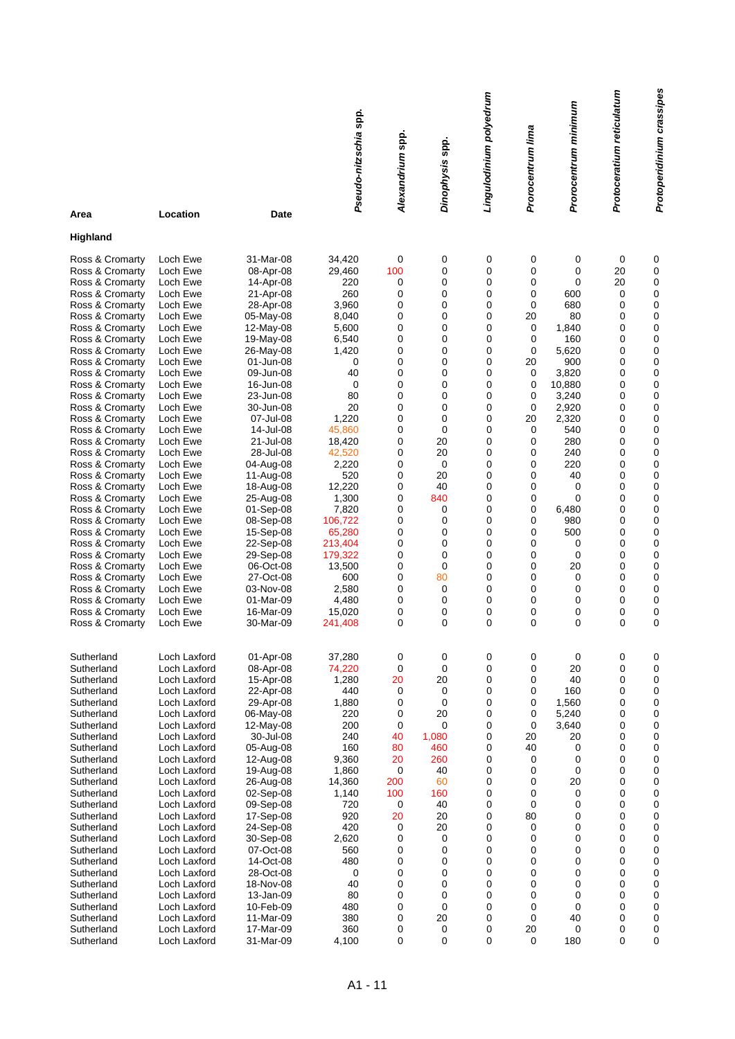| Area | Location | Date | *Pseudo-nitzschia spp.* | *Alexandrium spp.* | *Dinophysis spp.* | *Lingulodinium polyedrum* | *Prorocentrum lima* | *Prorocentrum minimum* | *Protoceratium reticulatum* | *Protoperidinium crassipes* |
|---|---|---|---|---|---|---|---|---|---|---|
| **Highland** | | | | | | | | | | |
| Ross & Cromarty | Loch Ewe | 31-Mar-08 | 34,420 | 0 | 0 | 0 | 0 | 0 | 0 | 0 |
| Ross & Cromarty | Loch Ewe | 08-Apr-08 | 29,460 | 100 | 0 | 0 | 0 | 0 | 20 | 0 |
| Ross & Cromarty | Loch Ewe | 14-Apr-08 | 220 | 0 | 0 | 0 | 0 | 0 | 20 | 0 |
| Ross & Cromarty | Loch Ewe | 21-Apr-08 | 260 | 0 | 0 | 0 | 0 | 600 | 0 | 0 |
| Ross & Cromarty | Loch Ewe | 28-Apr-08 | 3,960 | 0 | 0 | 0 | 0 | 680 | 0 | 0 |
| Ross & Cromarty | Loch Ewe | 05-May-08 | 8,040 | 0 | 0 | 0 | 20 | 80 | 0 | 0 |
| Ross & Cromarty | Loch Ewe | 12-May-08 | 5,600 | 0 | 0 | 0 | 0 | 1,840 | 0 | 0 |
| Ross & Cromarty | Loch Ewe | 19-May-08 | 6,540 | 0 | 0 | 0 | 0 | 160 | 0 | 0 |
| Ross & Cromarty | Loch Ewe | 26-May-08 | 1,420 | 0 | 0 | 0 | 0 | 5,620 | 0 | 0 |
| Ross & Cromarty | Loch Ewe | 01-Jun-08 | 0 | 0 | 0 | 0 | 20 | 900 | 0 | 0 |
| Ross & Cromarty | Loch Ewe | 09-Jun-08 | 40 | 0 | 0 | 0 | 0 | 3,820 | 0 | 0 |
| Ross & Cromarty | Loch Ewe | 16-Jun-08 | 0 | 0 | 0 | 0 | 0 | 10,880 | 0 | 0 |
| Ross & Cromarty | Loch Ewe | 23-Jun-08 | 80 | 0 | 0 | 0 | 0 | 3,240 | 0 | 0 |
| Ross & Cromarty | Loch Ewe | 30-Jun-08 | 20 | 0 | 0 | 0 | 0 | 2,920 | 0 | 0 |
| Ross & Cromarty | Loch Ewe | 07-Jul-08 | 1,220 | 0 | 0 | 0 | 20 | 2,320 | 0 | 0 |
| Ross & Cromarty | Loch Ewe | 14-Jul-08 | 45,860 | 0 | 0 | 0 | 0 | 540 | 0 | 0 |
| Ross & Cromarty | Loch Ewe | 21-Jul-08 | 18,420 | 0 | 20 | 0 | 0 | 280 | 0 | 0 |
| Ross & Cromarty | Loch Ewe | 28-Jul-08 | 42,520 | 0 | 20 | 0 | 0 | 240 | 0 | 0 |
| Ross & Cromarty | Loch Ewe | 04-Aug-08 | 2,220 | 0 | 0 | 0 | 0 | 220 | 0 | 0 |
| Ross & Cromarty | Loch Ewe | 11-Aug-08 | 520 | 0 | 20 | 0 | 0 | 40 | 0 | 0 |
| Ross & Cromarty | Loch Ewe | 18-Aug-08 | 12,220 | 0 | 40 | 0 | 0 | 0 | 0 | 0 |
| Ross & Cromarty | Loch Ewe | 25-Aug-08 | 1,300 | 0 | 840 | 0 | 0 | 0 | 0 | 0 |
| Ross & Cromarty | Loch Ewe | 01-Sep-08 | 7,820 | 0 | 0 | 0 | 0 | 6,480 | 0 | 0 |
| Ross & Cromarty | Loch Ewe | 08-Sep-08 | 106,722 | 0 | 0 | 0 | 0 | 980 | 0 | 0 |
| Ross & Cromarty | Loch Ewe | 15-Sep-08 | 65,280 | 0 | 0 | 0 | 0 | 500 | 0 | 0 |
| Ross & Cromarty | Loch Ewe | 22-Sep-08 | 213,404 | 0 | 0 | 0 | 0 | 0 | 0 | 0 |
| Ross & Cromarty | Loch Ewe | 29-Sep-08 | 179,322 | 0 | 0 | 0 | 0 | 0 | 0 | 0 |
| Ross & Cromarty | Loch Ewe | 06-Oct-08 | 13,500 | 0 | 0 | 0 | 0 | 20 | 0 | 0 |
| Ross & Cromarty | Loch Ewe | 27-Oct-08 | 600 | 0 | 80 | 0 | 0 | 0 | 0 | 0 |
| Ross & Cromarty | Loch Ewe | 03-Nov-08 | 2,580 | 0 | 0 | 0 | 0 | 0 | 0 | 0 |
| Ross & Cromarty | Loch Ewe | 01-Mar-09 | 4,480 | 0 | 0 | 0 | 0 | 0 | 0 | 0 |
| Ross & Cromarty | Loch Ewe | 16-Mar-09 | 15,020 | 0 | 0 | 0 | 0 | 0 | 0 | 0 |
| Ross & Cromarty | Loch Ewe | 30-Mar-09 | 241,408 | 0 | 0 | 0 | 0 | 0 | 0 | 0 |
| Sutherland | Loch Laxford | 01-Apr-08 | 37,280 | 0 | 0 | 0 | 0 | 0 | 0 | 0 |
| Sutherland | Loch Laxford | 08-Apr-08 | 74,220 | 0 | 0 | 0 | 0 | 20 | 0 | 0 |
| Sutherland | Loch Laxford | 15-Apr-08 | 1,280 | 20 | 20 | 0 | 0 | 40 | 0 | 0 |
| Sutherland | Loch Laxford | 22-Apr-08 | 440 | 0 | 0 | 0 | 0 | 160 | 0 | 0 |
| Sutherland | Loch Laxford | 29-Apr-08 | 1,880 | 0 | 0 | 0 | 0 | 1,560 | 0 | 0 |
| Sutherland | Loch Laxford | 06-May-08 | 220 | 0 | 20 | 0 | 0 | 5,240 | 0 | 0 |
| Sutherland | Loch Laxford | 12-May-08 | 200 | 0 | 0 | 0 | 0 | 3,640 | 0 | 0 |
| Sutherland | Loch Laxford | 30-Jul-08 | 240 | 40 | 1,080 | 0 | 20 | 20 | 0 | 0 |
| Sutherland | Loch Laxford | 05-Aug-08 | 160 | 80 | 460 | 0 | 40 | 0 | 0 | 0 |
| Sutherland | Loch Laxford | 12-Aug-08 | 9,360 | 20 | 260 | 0 | 0 | 0 | 0 | 0 |
| Sutherland | Loch Laxford | 19-Aug-08 | 1,860 | 0 | 40 | 0 | 0 | 0 | 0 | 0 |
| Sutherland | Loch Laxford | 26-Aug-08 | 14,360 | 200 | 60 | 0 | 0 | 20 | 0 | 0 |
| Sutherland | Loch Laxford | 02-Sep-08 | 1,140 | 100 | 160 | 0 | 0 | 0 | 0 | 0 |
| Sutherland | Loch Laxford | 09-Sep-08 | 720 | 0 | 40 | 0 | 0 | 0 | 0 | 0 |
| Sutherland | Loch Laxford | 17-Sep-08 | 920 | 20 | 20 | 0 | 80 | 0 | 0 | 0 |
| Sutherland | Loch Laxford | 24-Sep-08 | 420 | 0 | 20 | 0 | 0 | 0 | 0 | 0 |
| Sutherland | Loch Laxford | 30-Sep-08 | 2,620 | 0 | 0 | 0 | 0 | 0 | 0 | 0 |
| Sutherland | Loch Laxford | 07-Oct-08 | 560 | 0 | 0 | 0 | 0 | 0 | 0 | 0 |
| Sutherland | Loch Laxford | 14-Oct-08 | 480 | 0 | 0 | 0 | 0 | 0 | 0 | 0 |
| Sutherland | Loch Laxford | 28-Oct-08 | 0 | 0 | 0 | 0 | 0 | 0 | 0 | 0 |
| Sutherland | Loch Laxford | 18-Nov-08 | 40 | 0 | 0 | 0 | 0 | 0 | 0 | 0 |
| Sutherland | Loch Laxford | 13-Jan-09 | 80 | 0 | 0 | 0 | 0 | 0 | 0 | 0 |
| Sutherland | Loch Laxford | 10-Feb-09 | 480 | 0 | 0 | 0 | 0 | 0 | 0 | 0 |
| Sutherland | Loch Laxford | 11-Mar-09 | 380 | 0 | 20 | 0 | 0 | 40 | 0 | 0 |
| Sutherland | Loch Laxford | 17-Mar-09 | 360 | 0 | 0 | 0 | 20 | 0 | 0 | 0 |
| Sutherland | Loch Laxford | 31-Mar-09 | 4,100 | 0 | 0 | 0 | 0 | 180 | 0 | 0 |

A1 - 11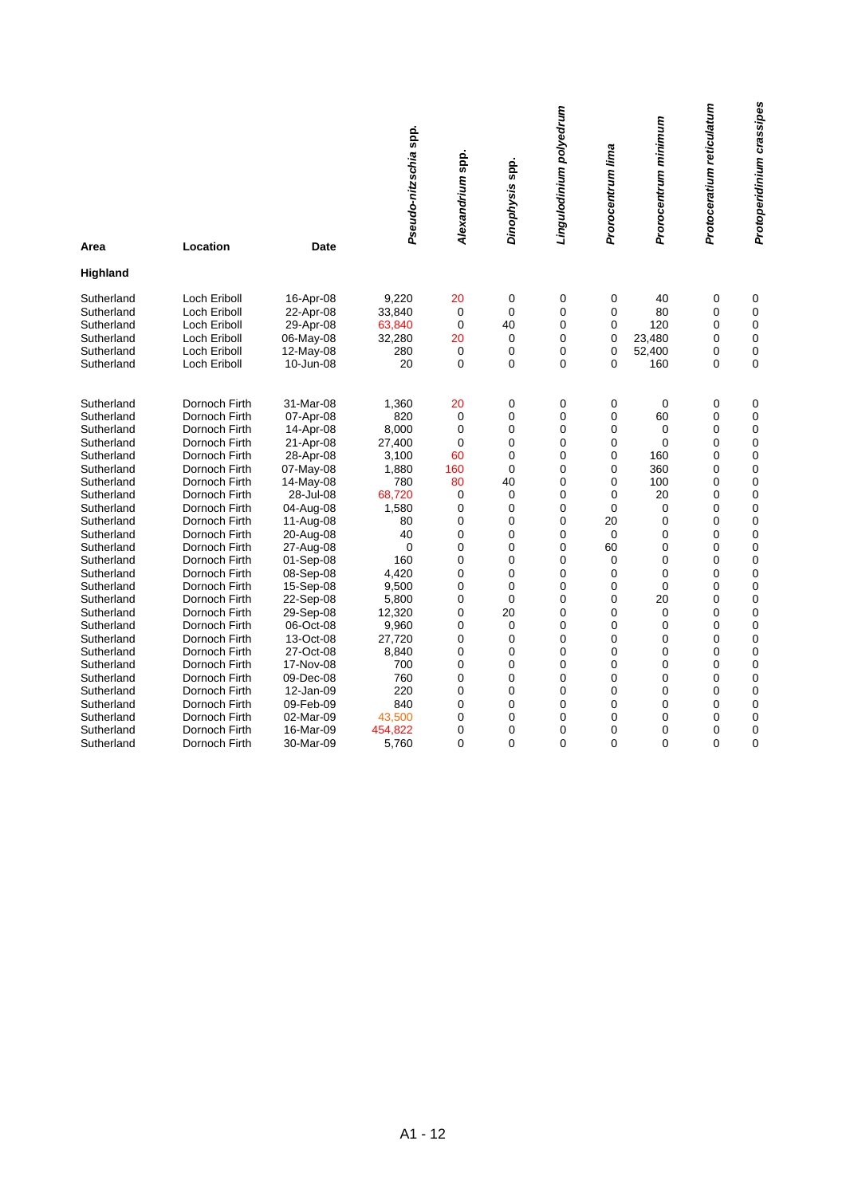| Area | Location | Date | *Pseudo-nitzschia spp.* | *Alexandrium spp.* | *Dinophysis spp.* | *Lingulodinium polyedrum* | *Prorocentrum lima* | *Prorocentrum minimum* | *Protoceratium reticulatum* | *Protoperidinium crassipes* |
|---|---|---|---|---|---|---|---|---|---|---|
| **Highland** | | | | | | | | | | |
| Sutherland | Loch Eriboll | 16-Apr-08 | 9,220 | 20 | 0 | 0 | 0 | 40 | 0 | 0 |
| Sutherland | Loch Eriboll | 22-Apr-08 | 33,840 | 0 | 0 | 0 | 0 | 80 | 0 | 0 |
| Sutherland | Loch Eriboll | 29-Apr-08 | 63,840 | 0 | 40 | 0 | 0 | 120 | 0 | 0 |
| Sutherland | Loch Eriboll | 06-May-08 | 32,280 | 20 | 0 | 0 | 0 | 23,480 | 0 | 0 |
| Sutherland | Loch Eriboll | 12-May-08 | 280 | 0 | 0 | 0 | 0 | 52,400 | 0 | 0 |
| Sutherland | Loch Eriboll | 10-Jun-08 | 20 | 0 | 0 | 0 | 0 | 160 | 0 | 0 |
| Sutherland | Dornoch Firth | 31-Mar-08 | 1,360 | 20 | 0 | 0 | 0 | 0 | 0 | 0 |
| Sutherland | Dornoch Firth | 07-Apr-08 | 820 | 0 | 0 | 0 | 0 | 60 | 0 | 0 |
| Sutherland | Dornoch Firth | 14-Apr-08 | 8,000 | 0 | 0 | 0 | 0 | 0 | 0 | 0 |
| Sutherland | Dornoch Firth | 21-Apr-08 | 27,400 | 0 | 0 | 0 | 0 | 0 | 0 | 0 |
| Sutherland | Dornoch Firth | 28-Apr-08 | 3,100 | 60 | 0 | 0 | 0 | 160 | 0 | 0 |
| Sutherland | Dornoch Firth | 07-May-08 | 1,880 | 160 | 0 | 0 | 0 | 360 | 0 | 0 |
| Sutherland | Dornoch Firth | 14-May-08 | 780 | 80 | 40 | 0 | 0 | 100 | 0 | 0 |
| Sutherland | Dornoch Firth | 28-Jul-08 | 68,720 | 0 | 0 | 0 | 0 | 20 | 0 | 0 |
| Sutherland | Dornoch Firth | 04-Aug-08 | 1,580 | 0 | 0 | 0 | 0 | 0 | 0 | 0 |
| Sutherland | Dornoch Firth | 11-Aug-08 | 80 | 0 | 0 | 0 | 20 | 0 | 0 | 0 |
| Sutherland | Dornoch Firth | 20-Aug-08 | 40 | 0 | 0 | 0 | 0 | 0 | 0 | 0 |
| Sutherland | Dornoch Firth | 27-Aug-08 | 0 | 0 | 0 | 0 | 60 | 0 | 0 | 0 |
| Sutherland | Dornoch Firth | 01-Sep-08 | 160 | 0 | 0 | 0 | 0 | 0 | 0 | 0 |
| Sutherland | Dornoch Firth | 08-Sep-08 | 4,420 | 0 | 0 | 0 | 0 | 0 | 0 | 0 |
| Sutherland | Dornoch Firth | 15-Sep-08 | 9,500 | 0 | 0 | 0 | 0 | 0 | 0 | 0 |
| Sutherland | Dornoch Firth | 22-Sep-08 | 5,800 | 0 | 0 | 0 | 0 | 20 | 0 | 0 |
| Sutherland | Dornoch Firth | 29-Sep-08 | 12,320 | 0 | 20 | 0 | 0 | 0 | 0 | 0 |
| Sutherland | Dornoch Firth | 06-Oct-08 | 9,960 | 0 | 0 | 0 | 0 | 0 | 0 | 0 |
| Sutherland | Dornoch Firth | 13-Oct-08 | 27,720 | 0 | 0 | 0 | 0 | 0 | 0 | 0 |
| Sutherland | Dornoch Firth | 27-Oct-08 | 8,840 | 0 | 0 | 0 | 0 | 0 | 0 | 0 |
| Sutherland | Dornoch Firth | 17-Nov-08 | 700 | 0 | 0 | 0 | 0 | 0 | 0 | 0 |
| Sutherland | Dornoch Firth | 09-Dec-08 | 760 | 0 | 0 | 0 | 0 | 0 | 0 | 0 |
| Sutherland | Dornoch Firth | 12-Jan-09 | 220 | 0 | 0 | 0 | 0 | 0 | 0 | 0 |
| Sutherland | Dornoch Firth | 09-Feb-09 | 840 | 0 | 0 | 0 | 0 | 0 | 0 | 0 |
| Sutherland | Dornoch Firth | 02-Mar-09 | 43,500 | 0 | 0 | 0 | 0 | 0 | 0 | 0 |
| Sutherland | Dornoch Firth | 16-Mar-09 | 454,822 | 0 | 0 | 0 | 0 | 0 | 0 | 0 |
| Sutherland | Dornoch Firth | 30-Mar-09 | 5,760 | 0 | 0 | 0 | 0 | 0 | 0 | 0 |

A1 - 12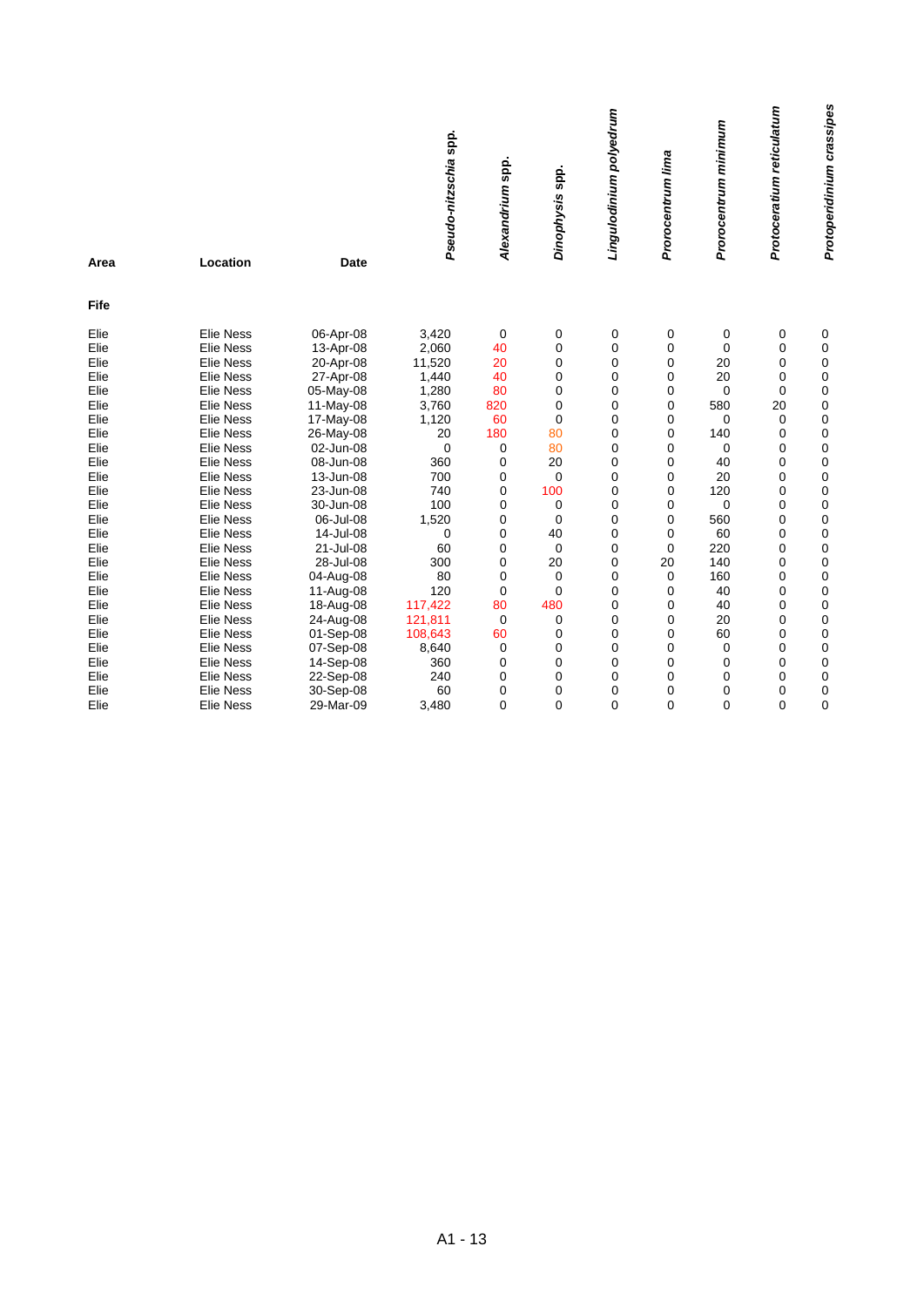| Area | Location | Date | *Pseudo-nitzschia spp.* | *Alexandrium spp.* | *Dinophysis spp.* | *Lingulodinium polyedrum* | *Prorocentrum lima* | *Prorocentrum minimum* | *Protoceratium reticulatum* | *Protoperidinium crassipes* |
|---|---|---|---|---|---|---|---|---|---|---|
| **Fife** | | | | | | | | | | |
| Elie | Elie Ness | 06-Apr-08 | 3,420 | 0 | 0 | 0 | 0 | 0 | 0 | 0 |
| Elie | Elie Ness | 13-Apr-08 | 2,060 | 40 | 0 | 0 | 0 | 0 | 0 | 0 |
| Elie | Elie Ness | 20-Apr-08 | 11,520 | 20 | 0 | 0 | 0 | 20 | 0 | 0 |
| Elie | Elie Ness | 27-Apr-08 | 1,440 | 40 | 0 | 0 | 0 | 20 | 0 | 0 |
| Elie | Elie Ness | 05-May-08 | 1,280 | 80 | 0 | 0 | 0 | 0 | 0 | 0 |
| Elie | Elie Ness | 11-May-08 | 3,760 | 820 | 0 | 0 | 0 | 580 | 20 | 0 |
| Elie | Elie Ness | 17-May-08 | 1,120 | 60 | 0 | 0 | 0 | 0 | 0 | 0 |
| Elie | Elie Ness | 26-May-08 | 20 | 180 | 80 | 0 | 0 | 140 | 0 | 0 |
| Elie | Elie Ness | 02-Jun-08 | 0 | 0 | 80 | 0 | 0 | 0 | 0 | 0 |
| Elie | Elie Ness | 08-Jun-08 | 360 | 0 | 20 | 0 | 0 | 40 | 0 | 0 |
| Elie | Elie Ness | 13-Jun-08 | 700 | 0 | 0 | 0 | 0 | 20 | 0 | 0 |
| Elie | Elie Ness | 23-Jun-08 | 740 | 0 | 100 | 0 | 0 | 120 | 0 | 0 |
| Elie | Elie Ness | 30-Jun-08 | 100 | 0 | 0 | 0 | 0 | 0 | 0 | 0 |
| Elie | Elie Ness | 06-Jul-08 | 1,520 | 0 | 0 | 0 | 0 | 560 | 0 | 0 |
| Elie | Elie Ness | 14-Jul-08 | 0 | 0 | 40 | 0 | 0 | 60 | 0 | 0 |
| Elie | Elie Ness | 21-Jul-08 | 60 | 0 | 0 | 0 | 0 | 220 | 0 | 0 |
| Elie | Elie Ness | 28-Jul-08 | 300 | 0 | 20 | 0 | 20 | 140 | 0 | 0 |
| Elie | Elie Ness | 04-Aug-08 | 80 | 0 | 0 | 0 | 0 | 160 | 0 | 0 |
| Elie | Elie Ness | 11-Aug-08 | 120 | 0 | 0 | 0 | 0 | 40 | 0 | 0 |
| Elie | Elie Ness | 18-Aug-08 | 117,422 | 80 | 480 | 0 | 0 | 40 | 0 | 0 |
| Elie | Elie Ness | 24-Aug-08 | 121,811 | 0 | 0 | 0 | 0 | 20 | 0 | 0 |
| Elie | Elie Ness | 01-Sep-08 | 108,643 | 60 | 0 | 0 | 0 | 60 | 0 | 0 |
| Elie | Elie Ness | 07-Sep-08 | 8,640 | 0 | 0 | 0 | 0 | 0 | 0 | 0 |
| Elie | Elie Ness | 14-Sep-08 | 360 | 0 | 0 | 0 | 0 | 0 | 0 | 0 |
| Elie | Elie Ness | 22-Sep-08 | 240 | 0 | 0 | 0 | 0 | 0 | 0 | 0 |
| Elie | Elie Ness | 30-Sep-08 | 60 | 0 | 0 | 0 | 0 | 0 | 0 | 0 |
| Elie | Elie Ness | 29-Mar-09 | 3,480 | 0 | 0 | 0 | 0 | 0 | 0 | 0 |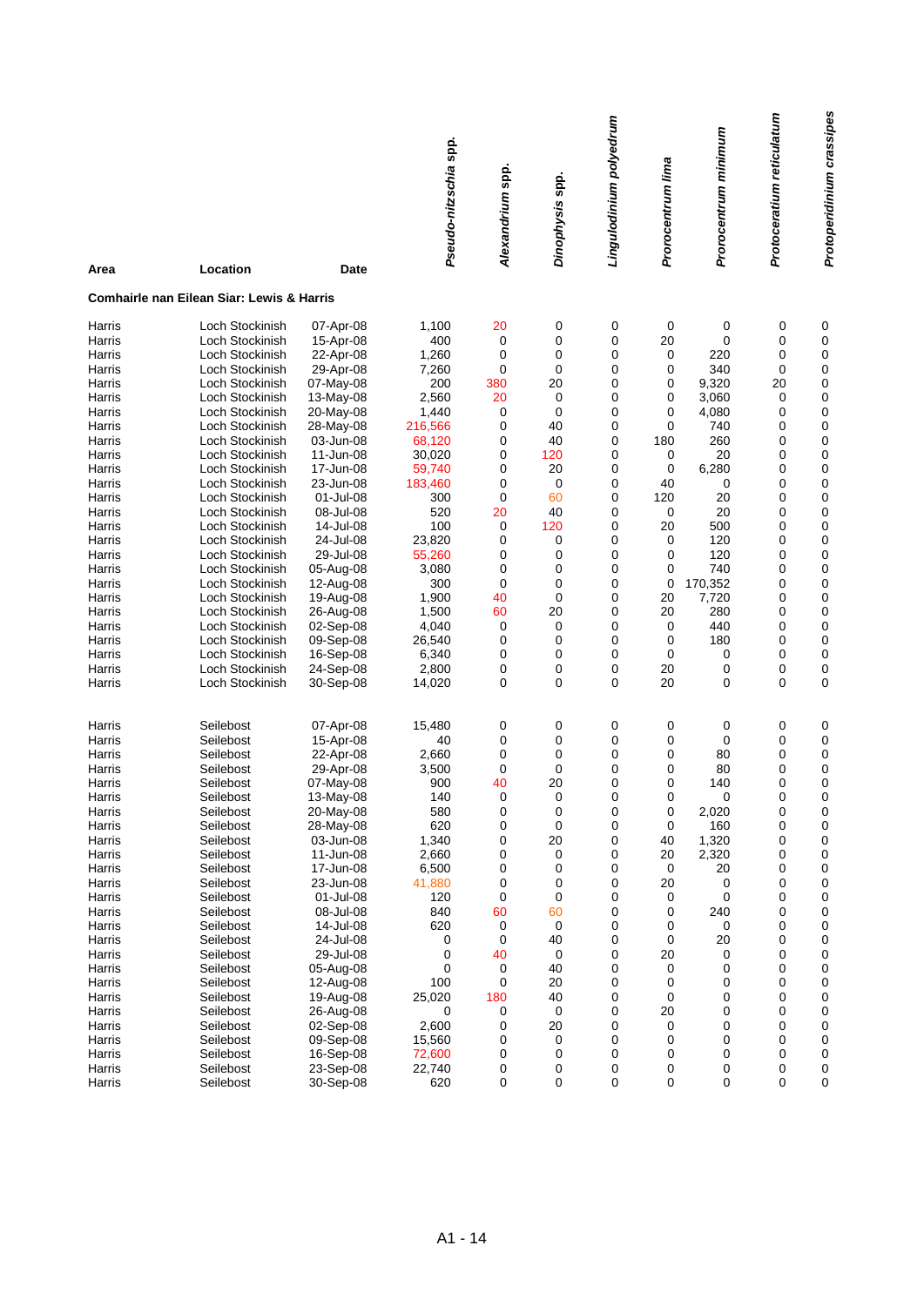| Area | Location | Date | *Pseudo-nitzschia spp.* | *Alexandrium spp.* | *Dinophysis spp.* | *Lingulodinium polyedrum* | *Prorocentrum lima* | *Prorocentrum minimum* | *Protoceratium reticulatum* | *Protoperidinium crassipes* |
|---|---|---|---|---|---|---|---|---|---|---|
| **Comhairle nan Eilean Siar: Lewis & Harris** | | | | | | | | | | |
| Harris | Loch Stockinish | 07-Apr-08 | 1,100 | 20 | 0 | 0 | 0 | 0 | 0 | 0 |
| Harris | Loch Stockinish | 15-Apr-08 | 400 | 0 | 0 | 0 | 20 | 0 | 0 | 0 |
| Harris | Loch Stockinish | 22-Apr-08 | 1,260 | 0 | 0 | 0 | 0 | 220 | 0 | 0 |
| Harris | Loch Stockinish | 29-Apr-08 | 7,260 | 0 | 0 | 0 | 0 | 340 | 0 | 0 |
| Harris | Loch Stockinish | 07-May-08 | 200 | 380 | 20 | 0 | 0 | 9,320 | 20 | 0 |
| Harris | Loch Stockinish | 13-May-08 | 2,560 | 20 | 0 | 0 | 0 | 3,060 | 0 | 0 |
| Harris | Loch Stockinish | 20-May-08 | 1,440 | 0 | 0 | 0 | 0 | 4,080 | 0 | 0 |
| Harris | Loch Stockinish | 28-May-08 | 216,566 | 0 | 40 | 0 | 0 | 740 | 0 | 0 |
| Harris | Loch Stockinish | 03-Jun-08 | 68,120 | 0 | 40 | 0 | 180 | 260 | 0 | 0 |
| Harris | Loch Stockinish | 11-Jun-08 | 30,020 | 0 | 120 | 0 | 0 | 20 | 0 | 0 |
| Harris | Loch Stockinish | 17-Jun-08 | 59,740 | 0 | 20 | 0 | 0 | 6,280 | 0 | 0 |
| Harris | Loch Stockinish | 23-Jun-08 | 183,460 | 0 | 0 | 0 | 40 | 0 | 0 | 0 |
| Harris | Loch Stockinish | 01-Jul-08 | 300 | 0 | 60 | 0 | 120 | 20 | 0 | 0 |
| Harris | Loch Stockinish | 08-Jul-08 | 520 | 20 | 40 | 0 | 0 | 20 | 0 | 0 |
| Harris | Loch Stockinish | 14-Jul-08 | 100 | 0 | 120 | 0 | 20 | 500 | 0 | 0 |
| Harris | Loch Stockinish | 24-Jul-08 | 23,820 | 0 | 0 | 0 | 0 | 120 | 0 | 0 |
| Harris | Loch Stockinish | 29-Jul-08 | 55,260 | 0 | 0 | 0 | 0 | 120 | 0 | 0 |
| Harris | Loch Stockinish | 05-Aug-08 | 3,080 | 0 | 0 | 0 | 0 | 740 | 0 | 0 |
| Harris | Loch Stockinish | 12-Aug-08 | 300 | 0 | 0 | 0 | 0 | 170,352 | 0 | 0 |
| Harris | Loch Stockinish | 19-Aug-08 | 1,900 | 40 | 0 | 0 | 20 | 7,720 | 0 | 0 |
| Harris | Loch Stockinish | 26-Aug-08 | 1,500 | 60 | 20 | 0 | 20 | 280 | 0 | 0 |
| Harris | Loch Stockinish | 02-Sep-08 | 4,040 | 0 | 0 | 0 | 0 | 440 | 0 | 0 |
| Harris | Loch Stockinish | 09-Sep-08 | 26,540 | 0 | 0 | 0 | 0 | 180 | 0 | 0 |
| Harris | Loch Stockinish | 16-Sep-08 | 6,340 | 0 | 0 | 0 | 0 | 0 | 0 | 0 |
| Harris | Loch Stockinish | 24-Sep-08 | 2,800 | 0 | 0 | 0 | 20 | 0 | 0 | 0 |
| Harris | Loch Stockinish | 30-Sep-08 | 14,020 | 0 | 0 | 0 | 20 | 0 | 0 | 0 |
| Harris | Seilebost | 07-Apr-08 | 15,480 | 0 | 0 | 0 | 0 | 0 | 0 | 0 |
| Harris | Seilebost | 15-Apr-08 | 40 | 0 | 0 | 0 | 0 | 0 | 0 | 0 |
| Harris | Seilebost | 22-Apr-08 | 2,660 | 0 | 0 | 0 | 0 | 80 | 0 | 0 |
| Harris | Seilebost | 29-Apr-08 | 3,500 | 0 | 0 | 0 | 0 | 80 | 0 | 0 |
| Harris | Seilebost | 07-May-08 | 900 | 40 | 20 | 0 | 0 | 140 | 0 | 0 |
| Harris | Seilebost | 13-May-08 | 140 | 0 | 0 | 0 | 0 | 0 | 0 | 0 |
| Harris | Seilebost | 20-May-08 | 580 | 0 | 0 | 0 | 0 | 2,020 | 0 | 0 |
| Harris | Seilebost | 28-May-08 | 620 | 0 | 0 | 0 | 0 | 160 | 0 | 0 |
| Harris | Seilebost | 03-Jun-08 | 1,340 | 0 | 20 | 0 | 40 | 1,320 | 0 | 0 |
| Harris | Seilebost | 11-Jun-08 | 2,660 | 0 | 0 | 0 | 20 | 2,320 | 0 | 0 |
| Harris | Seilebost | 17-Jun-08 | 6,500 | 0 | 0 | 0 | 0 | 20 | 0 | 0 |
| Harris | Seilebost | 23-Jun-08 | 41,880 | 0 | 0 | 0 | 20 | 0 | 0 | 0 |
| Harris | Seilebost | 01-Jul-08 | 120 | 0 | 0 | 0 | 0 | 0 | 0 | 0 |
| Harris | Seilebost | 08-Jul-08 | 840 | 60 | 60 | 0 | 0 | 240 | 0 | 0 |
| Harris | Seilebost | 14-Jul-08 | 620 | 0 | 0 | 0 | 0 | 0 | 0 | 0 |
| Harris | Seilebost | 24-Jul-08 | 0 | 0 | 40 | 0 | 0 | 20 | 0 | 0 |
| Harris | Seilebost | 29-Jul-08 | 0 | 40 | 0 | 0 | 20 | 0 | 0 | 0 |
| Harris | Seilebost | 05-Aug-08 | 0 | 0 | 40 | 0 | 0 | 0 | 0 | 0 |
| Harris | Seilebost | 12-Aug-08 | 100 | 0 | 20 | 0 | 0 | 0 | 0 | 0 |
| Harris | Seilebost | 19-Aug-08 | 25,020 | 180 | 40 | 0 | 0 | 0 | 0 | 0 |
| Harris | Seilebost | 26-Aug-08 | 0 | 0 | 0 | 0 | 20 | 0 | 0 | 0 |
| Harris | Seilebost | 02-Sep-08 | 2,600 | 0 | 20 | 0 | 0 | 0 | 0 | 0 |
| Harris | Seilebost | 09-Sep-08 | 15,560 | 0 | 0 | 0 | 0 | 0 | 0 | 0 |
| Harris | Seilebost | 16-Sep-08 | 72,600 | 0 | 0 | 0 | 0 | 0 | 0 | 0 |
| Harris | Seilebost | 23-Sep-08 | 22,740 | 0 | 0 | 0 | 0 | 0 | 0 | 0 |
| Harris | Seilebost | 30-Sep-08 | 620 | 0 | 0 | 0 | 0 | 0 | 0 | 0 |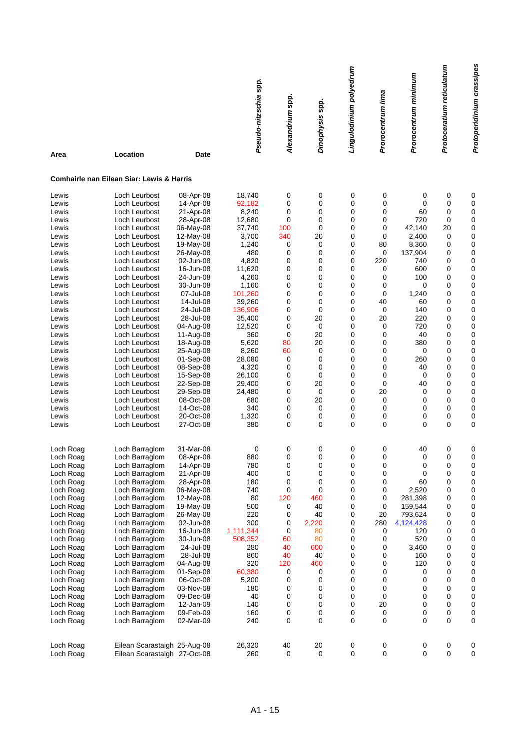| Area | Location | Date | *Pseudo-nitzschia spp.* | *Alexandrium spp.* | *Dinophysis spp.* | *Lingulodinium polyedrum* | *Prorocentrum lima* | *Prorocentrum minimum* | *Protoceratium reticulatum* | *Protoperidinium crassipes* |
|---|---|---|---|---|---|---|---|---|---|---|
| **Comhairle nan Eilean Siar: Lewis & Harris** | | | | | | | | | | |
| Lewis | Loch Leurbost | 08-Apr-08 | 18,740 | 0 | 0 | 0 | 0 | 0 | 0 | 0 |
| Lewis | Loch Leurbost | 14-Apr-08 | 92,182 | 0 | 0 | 0 | 0 | 0 | 0 | 0 |
| Lewis | Loch Leurbost | 21-Apr-08 | 8,240 | 0 | 0 | 0 | 0 | 60 | 0 | 0 |
| Lewis | Loch Leurbost | 28-Apr-08 | 12,680 | 0 | 0 | 0 | 0 | 720 | 0 | 0 |
| Lewis | Loch Leurbost | 06-May-08 | 37,740 | 100 | 0 | 0 | 0 | 42,140 | 20 | 0 |
| Lewis | Loch Leurbost | 12-May-08 | 3,700 | 340 | 20 | 0 | 0 | 2,400 | 0 | 0 |
| Lewis | Loch Leurbost | 19-May-08 | 1,240 | 0 | 0 | 0 | 80 | 8,360 | 0 | 0 |
| Lewis | Loch Leurbost | 26-May-08 | 480 | 0 | 0 | 0 | 0 | 137,904 | 0 | 0 |
| Lewis | Loch Leurbost | 02-Jun-08 | 4,820 | 0 | 0 | 0 | 220 | 740 | 0 | 0 |
| Lewis | Loch Leurbost | 16-Jun-08 | 11,620 | 0 | 0 | 0 | 0 | 600 | 0 | 0 |
| Lewis | Loch Leurbost | 24-Jun-08 | 4,260 | 0 | 0 | 0 | 0 | 100 | 0 | 0 |
| Lewis | Loch Leurbost | 30-Jun-08 | 1,160 | 0 | 0 | 0 | 0 | 0 | 0 | 0 |
| Lewis | Loch Leurbost | 07-Jul-08 | 101,260 | 0 | 0 | 0 | 0 | 1,240 | 0 | 0 |
| Lewis | Loch Leurbost | 14-Jul-08 | 39,260 | 0 | 0 | 0 | 40 | 60 | 0 | 0 |
| Lewis | Loch Leurbost | 24-Jul-08 | 136,906 | 0 | 0 | 0 | 0 | 140 | 0 | 0 |
| Lewis | Loch Leurbost | 28-Jul-08 | 35,400 | 0 | 20 | 0 | 20 | 220 | 0 | 0 |
| Lewis | Loch Leurbost | 04-Aug-08 | 12,520 | 0 | 0 | 0 | 0 | 720 | 0 | 0 |
| Lewis | Loch Leurbost | 11-Aug-08 | 360 | 0 | 20 | 0 | 0 | 40 | 0 | 0 |
| Lewis | Loch Leurbost | 18-Aug-08 | 5,620 | 80 | 20 | 0 | 0 | 380 | 0 | 0 |
| Lewis | Loch Leurbost | 25-Aug-08 | 8,260 | 60 | 0 | 0 | 0 | 0 | 0 | 0 |
| Lewis | Loch Leurbost | 01-Sep-08 | 28,080 | 0 | 0 | 0 | 0 | 260 | 0 | 0 |
| Lewis | Loch Leurbost | 08-Sep-08 | 4,320 | 0 | 0 | 0 | 0 | 40 | 0 | 0 |
| Lewis | Loch Leurbost | 15-Sep-08 | 26,100 | 0 | 0 | 0 | 0 | 0 | 0 | 0 |
| Lewis | Loch Leurbost | 22-Sep-08 | 29,400 | 0 | 20 | 0 | 0 | 40 | 0 | 0 |
| Lewis | Loch Leurbost | 29-Sep-08 | 24,480 | 0 | 0 | 0 | 20 | 0 | 0 | 0 |
| Lewis | Loch Leurbost | 08-Oct-08 | 680 | 0 | 20 | 0 | 0 | 0 | 0 | 0 |
| Lewis | Loch Leurbost | 14-Oct-08 | 340 | 0 | 0 | 0 | 0 | 0 | 0 | 0 |
| Lewis | Loch Leurbost | 20-Oct-08 | 1,320 | 0 | 0 | 0 | 0 | 0 | 0 | 0 |
| Lewis | Loch Leurbost | 27-Oct-08 | 380 | 0 | 0 | 0 | 0 | 0 | 0 | 0 |
| Loch Roag | Loch Barraglom | 31-Mar-08 | 0 | 0 | 0 | 0 | 0 | 40 | 0 | 0 |
| Loch Roag | Loch Barraglom | 08-Apr-08 | 880 | 0 | 0 | 0 | 0 | 0 | 0 | 0 |
| Loch Roag | Loch Barraglom | 14-Apr-08 | 780 | 0 | 0 | 0 | 0 | 0 | 0 | 0 |
| Loch Roag | Loch Barraglom | 21-Apr-08 | 400 | 0 | 0 | 0 | 0 | 0 | 0 | 0 |
| Loch Roag | Loch Barraglom | 28-Apr-08 | 180 | 0 | 0 | 0 | 0 | 60 | 0 | 0 |
| Loch Roag | Loch Barraglom | 06-May-08 | 740 | 0 | 0 | 0 | 0 | 2,520 | 0 | 0 |
| Loch Roag | Loch Barraglom | 12-May-08 | 80 | 120 | 460 | 0 | 0 | 281,398 | 0 | 0 |
| Loch Roag | Loch Barraglom | 19-May-08 | 500 | 0 | 40 | 0 | 0 | 159,544 | 0 | 0 |
| Loch Roag | Loch Barraglom | 26-May-08 | 220 | 0 | 40 | 0 | 20 | 793,624 | 0 | 0 |
| Loch Roag | Loch Barraglom | 02-Jun-08 | 300 | 0 | 2,220 | 0 | 280 | 4,124,428 | 0 | 0 |
| Loch Roag | Loch Barraglom | 16-Jun-08 | 1,111,344 | 0 | 80 | 0 | 0 | 120 | 0 | 0 |
| Loch Roag | Loch Barraglom | 30-Jun-08 | 508,352 | 60 | 80 | 0 | 0 | 520 | 0 | 0 |
| Loch Roag | Loch Barraglom | 24-Jul-08 | 280 | 40 | 600 | 0 | 0 | 3,460 | 0 | 0 |
| Loch Roag | Loch Barraglom | 28-Jul-08 | 860 | 40 | 40 | 0 | 0 | 160 | 0 | 0 |
| Loch Roag | Loch Barraglom | 04-Aug-08 | 320 | 120 | 460 | 0 | 0 | 120 | 0 | 0 |
| Loch Roag | Loch Barraglom | 01-Sep-08 | 60,380 | 0 | 0 | 0 | 0 | 0 | 0 | 0 |
| Loch Roag | Loch Barraglom | 06-Oct-08 | 5,200 | 0 | 0 | 0 | 0 | 0 | 0 | 0 |
| Loch Roag | Loch Barraglom | 03-Nov-08 | 180 | 0 | 0 | 0 | 0 | 0 | 0 | 0 |
| Loch Roag | Loch Barraglom | 09-Dec-08 | 40 | 0 | 0 | 0 | 0 | 0 | 0 | 0 |
| Loch Roag | Loch Barraglom | 12-Jan-09 | 140 | 0 | 0 | 0 | 20 | 0 | 0 | 0 |
| Loch Roag | Loch Barraglom | 09-Feb-09 | 160 | 0 | 0 | 0 | 0 | 0 | 0 | 0 |
| Loch Roag | Loch Barraglom | 02-Mar-09 | 240 | 0 | 0 | 0 | 0 | 0 | 0 | 0 |
| Loch Roag | Eilean Scarastaigh | 25-Aug-08 | 26,320 | 40 | 20 | 0 | 0 | 0 | 0 | 0 |
| Loch Roag | Eilean Scarastaigh | 27-Oct-08 | 260 | 0 | 0 | 0 | 0 | 0 | 0 | 0 |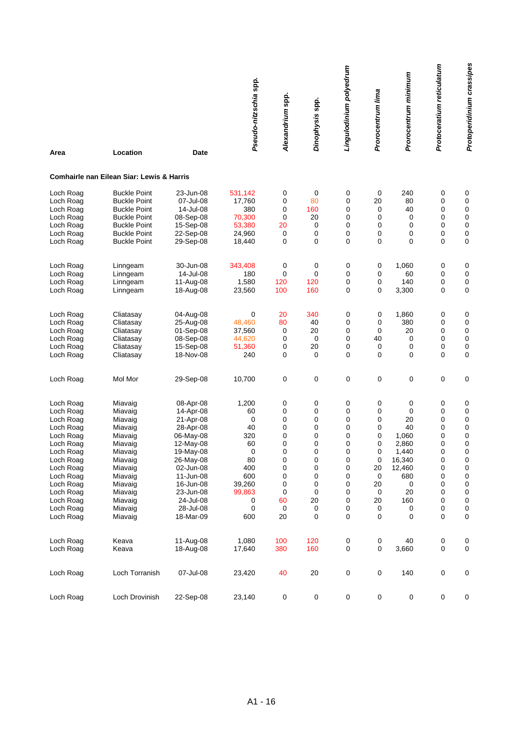| Area | Location | Date | *Pseudo-nitzschia spp.* | *Alexandrium spp.* | *Dinophysis spp.* | *Lingulodinium polyedrum* | *Prorocentrum lima* | *Prorocentrum minimum* | *Protoceratium reticulatum* | *Protoperidinium crassipes* |
|---|---|---|---|---|---|---|---|---|---|---|
| **Comhairle nan Eilean Siar: Lewis & Harris** | | | | | | | | | | |
| Loch Roag | Buckle Point | 23-Jun-08 | 531,142 | 0 | 0 | 0 | 0 | 240 | 0 | 0 |
| Loch Roag | Buckle Point | 07-Jul-08 | 17,760 | 0 | 80 | 0 | 20 | 80 | 0 | 0 |
| Loch Roag | Buckle Point | 14-Jul-08 | 380 | 0 | 160 | 0 | 0 | 40 | 0 | 0 |
| Loch Roag | Buckle Point | 08-Sep-08 | 70,300 | 0 | 20 | 0 | 0 | 0 | 0 | 0 |
| Loch Roag | Buckle Point | 15-Sep-08 | 53,380 | 20 | 0 | 0 | 0 | 0 | 0 | 0 |
| Loch Roag | Buckle Point | 22-Sep-08 | 24,960 | 0 | 0 | 0 | 0 | 0 | 0 | 0 |
| Loch Roag | Buckle Point | 29-Sep-08 | 18,440 | 0 | 0 | 0 | 0 | 0 | 0 | 0 |
| Loch Roag | Linngeam | 30-Jun-08 | 343,408 | 0 | 0 | 0 | 0 | 1,060 | 0 | 0 |
| Loch Roag | Linngeam | 14-Jul-08 | 180 | 0 | 0 | 0 | 0 | 60 | 0 | 0 |
| Loch Roag | Linngeam | 11-Aug-08 | 1,580 | 120 | 120 | 0 | 0 | 140 | 0 | 0 |
| Loch Roag | Linngeam | 18-Aug-08 | 23,560 | 100 | 160 | 0 | 0 | 3,300 | 0 | 0 |
| Loch Roag | Cliatasay | 04-Aug-08 | 0 | 20 | 340 | 0 | 0 | 1,860 | 0 | 0 |
| Loch Roag | Cliatasay | 25-Aug-08 | 48,460 | 80 | 40 | 0 | 0 | 380 | 0 | 0 |
| Loch Roag | Cliatasay | 01-Sep-08 | 37,560 | 0 | 20 | 0 | 0 | 20 | 0 | 0 |
| Loch Roag | Cliatasay | 08-Sep-08 | 44,620 | 0 | 0 | 0 | 40 | 0 | 0 | 0 |
| Loch Roag | Cliatasay | 15-Sep-08 | 51,360 | 0 | 20 | 0 | 0 | 0 | 0 | 0 |
| Loch Roag | Cliatasay | 18-Nov-08 | 240 | 0 | 0 | 0 | 0 | 0 | 0 | 0 |
| Loch Roag | Mol Mor | 29-Sep-08 | 10,700 | 0 | 0 | 0 | 0 | 0 | 0 | 0 |
| Loch Roag | Miavaig | 08-Apr-08 | 1,200 | 0 | 0 | 0 | 0 | 0 | 0 | 0 |
| Loch Roag | Miavaig | 14-Apr-08 | 60 | 0 | 0 | 0 | 0 | 0 | 0 | 0 |
| Loch Roag | Miavaig | 21-Apr-08 | 0 | 0 | 0 | 0 | 0 | 20 | 0 | 0 |
| Loch Roag | Miavaig | 28-Apr-08 | 40 | 0 | 0 | 0 | 0 | 40 | 0 | 0 |
| Loch Roag | Miavaig | 06-May-08 | 320 | 0 | 0 | 0 | 0 | 1,060 | 0 | 0 |
| Loch Roag | Miavaig | 12-May-08 | 60 | 0 | 0 | 0 | 0 | 2,860 | 0 | 0 |
| Loch Roag | Miavaig | 19-May-08 | 0 | 0 | 0 | 0 | 0 | 1,440 | 0 | 0 |
| Loch Roag | Miavaig | 26-May-08 | 80 | 0 | 0 | 0 | 0 | 16,340 | 0 | 0 |
| Loch Roag | Miavaig | 02-Jun-08 | 400 | 0 | 0 | 0 | 20 | 12,460 | 0 | 0 |
| Loch Roag | Miavaig | 11-Jun-08 | 600 | 0 | 0 | 0 | 0 | 680 | 0 | 0 |
| Loch Roag | Miavaig | 16-Jun-08 | 39,260 | 0 | 0 | 0 | 20 | 0 | 0 | 0 |
| Loch Roag | Miavaig | 23-Jun-08 | 99,863 | 0 | 0 | 0 | 0 | 20 | 0 | 0 |
| Loch Roag | Miavaig | 24-Jul-08 | 0 | 60 | 20 | 0 | 20 | 160 | 0 | 0 |
| Loch Roag | Miavaig | 28-Jul-08 | 0 | 0 | 0 | 0 | 0 | 0 | 0 | 0 |
| Loch Roag | Miavaig | 18-Mar-09 | 600 | 20 | 0 | 0 | 0 | 0 | 0 | 0 |
| Loch Roag | Keava | 11-Aug-08 | 1,080 | 100 | 120 | 0 | 0 | 40 | 0 | 0 |
| Loch Roag | Keava | 18-Aug-08 | 17,640 | 380 | 160 | 0 | 0 | 3,660 | 0 | 0 |
| Loch Roag | Loch Torranish | 07-Jul-08 | 23,420 | 40 | 20 | 0 | 0 | 140 | 0 | 0 |
| Loch Roag | Loch Drovinish | 22-Sep-08 | 23,140 | 0 | 0 | 0 | 0 | 0 | 0 | 0 |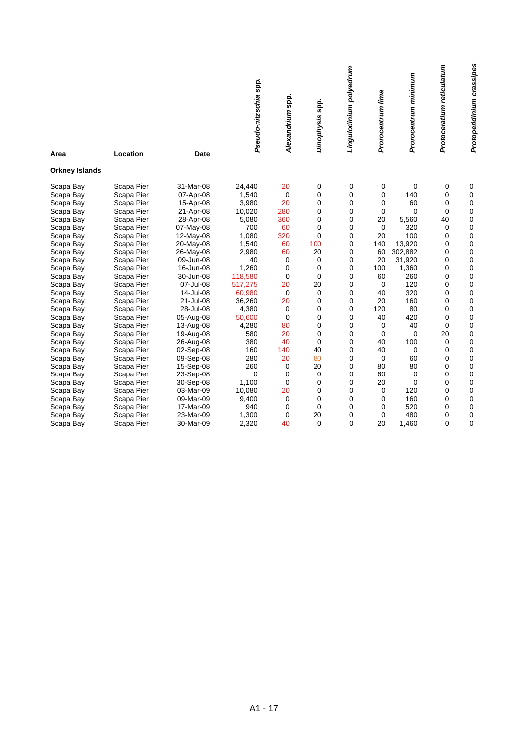| Area | Location | Date | *Pseudo-nitzschia spp.* | *Alexandrium spp.* | *Dinophysis spp.* | *Lingulodinium polyedrum* | *Prorocentrum lima* | *Prorocentrum minimum* | *Protoceratium reticulatum* | *Protoperidinium crassipes* |
|---|---|---|---|---|---|---|---|---|---|---|
| **Orkney Islands** | | | | | | | | | | |
| Scapa Bay | Scapa Pier | 31-Mar-08 | 24,440 | 20 | 0 | 0 | 0 | 0 | 0 | 0 |
| Scapa Bay | Scapa Pier | 07-Apr-08 | 1,540 | 0 | 0 | 0 | 0 | 140 | 0 | 0 |
| Scapa Bay | Scapa Pier | 15-Apr-08 | 3,980 | 20 | 0 | 0 | 0 | 60 | 0 | 0 |
| Scapa Bay | Scapa Pier | 21-Apr-08 | 10,020 | 280 | 0 | 0 | 0 | 0 | 0 | 0 |
| Scapa Bay | Scapa Pier | 28-Apr-08 | 5,080 | 360 | 0 | 0 | 20 | 5,560 | 40 | 0 |
| Scapa Bay | Scapa Pier | 07-May-08 | 700 | 60 | 0 | 0 | 0 | 320 | 0 | 0 |
| Scapa Bay | Scapa Pier | 12-May-08 | 1,080 | 320 | 0 | 0 | 20 | 100 | 0 | 0 |
| Scapa Bay | Scapa Pier | 20-May-08 | 1,540 | 60 | 100 | 0 | 140 | 13,920 | 0 | 0 |
| Scapa Bay | Scapa Pier | 26-May-08 | 2,980 | 60 | 20 | 0 | 60 | 302,882 | 0 | 0 |
| Scapa Bay | Scapa Pier | 09-Jun-08 | 40 | 0 | 0 | 0 | 20 | 31,920 | 0 | 0 |
| Scapa Bay | Scapa Pier | 16-Jun-08 | 1,260 | 0 | 0 | 0 | 100 | 1,360 | 0 | 0 |
| Scapa Bay | Scapa Pier | 30-Jun-08 | 118,580 | 0 | 0 | 0 | 60 | 260 | 0 | 0 |
| Scapa Bay | Scapa Pier | 07-Jul-08 | 517,275 | 20 | 20 | 0 | 0 | 120 | 0 | 0 |
| Scapa Bay | Scapa Pier | 14-Jul-08 | 60,980 | 0 | 0 | 0 | 40 | 320 | 0 | 0 |
| Scapa Bay | Scapa Pier | 21-Jul-08 | 36,260 | 20 | 0 | 0 | 20 | 160 | 0 | 0 |
| Scapa Bay | Scapa Pier | 28-Jul-08 | 4,380 | 0 | 0 | 0 | 120 | 80 | 0 | 0 |
| Scapa Bay | Scapa Pier | 05-Aug-08 | 50,600 | 0 | 0 | 0 | 40 | 420 | 0 | 0 |
| Scapa Bay | Scapa Pier | 13-Aug-08 | 4,280 | 80 | 0 | 0 | 0 | 40 | 0 | 0 |
| Scapa Bay | Scapa Pier | 19-Aug-08 | 580 | 20 | 0 | 0 | 0 | 0 | 20 | 0 |
| Scapa Bay | Scapa Pier | 26-Aug-08 | 380 | 40 | 0 | 0 | 40 | 100 | 0 | 0 |
| Scapa Bay | Scapa Pier | 02-Sep-08 | 160 | 140 | 40 | 0 | 40 | 0 | 0 | 0 |
| Scapa Bay | Scapa Pier | 09-Sep-08 | 280 | 20 | 80 | 0 | 0 | 60 | 0 | 0 |
| Scapa Bay | Scapa Pier | 15-Sep-08 | 260 | 0 | 20 | 0 | 80 | 80 | 0 | 0 |
| Scapa Bay | Scapa Pier | 23-Sep-08 | 0 | 0 | 0 | 0 | 60 | 0 | 0 | 0 |
| Scapa Bay | Scapa Pier | 30-Sep-08 | 1,100 | 0 | 0 | 0 | 20 | 0 | 0 | 0 |
| Scapa Bay | Scapa Pier | 03-Mar-09 | 10,080 | 20 | 0 | 0 | 0 | 120 | 0 | 0 |
| Scapa Bay | Scapa Pier | 09-Mar-09 | 9,400 | 0 | 0 | 0 | 0 | 160 | 0 | 0 |
| Scapa Bay | Scapa Pier | 17-Mar-09 | 940 | 0 | 0 | 0 | 0 | 520 | 0 | 0 |
| Scapa Bay | Scapa Pier | 23-Mar-09 | 1,300 | 0 | 20 | 0 | 0 | 480 | 0 | 0 |
| Scapa Bay | Scapa Pier | 30-Mar-09 | 2,320 | 40 | 0 | 0 | 20 | 1,460 | 0 | 0 |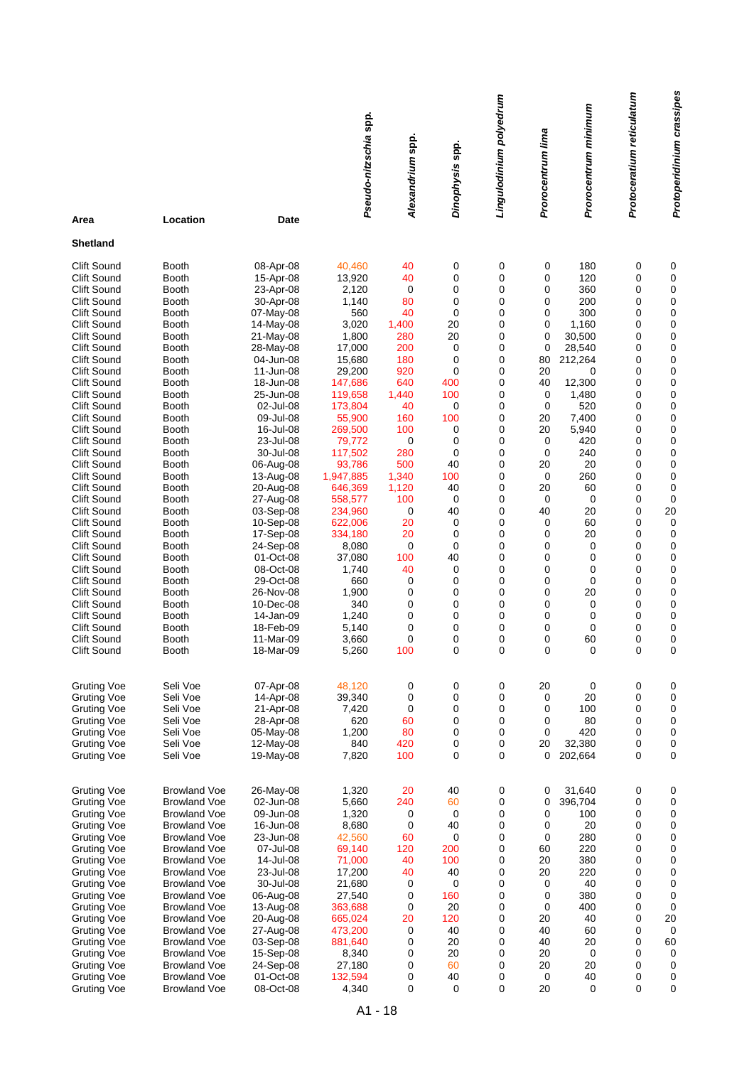| Area | Location | Date | *Pseudo-nitzschia spp.* | *Alexandrium spp.* | *Dinophysis spp.* | *Lingulodinium polyedrum* | *Prorocentrum lima* | *Prorocentrum minimum* | *Protoceratium reticulatum* | *Protoperidinium crassipes* |
|---|---|---|---|---|---|---|---|---|---|---|
| **Shetland** | | | | | | | | | | |
| Clift Sound | Booth | 08-Apr-08 | 40,460 | 40 | 0 | 0 | 0 | 180 | 0 | 0 |
| Clift Sound | Booth | 15-Apr-08 | 13,920 | 40 | 0 | 0 | 0 | 120 | 0 | 0 |
| Clift Sound | Booth | 23-Apr-08 | 2,120 | 0 | 0 | 0 | 0 | 360 | 0 | 0 |
| Clift Sound | Booth | 30-Apr-08 | 1,140 | 80 | 0 | 0 | 0 | 200 | 0 | 0 |
| Clift Sound | Booth | 07-May-08 | 560 | 40 | 0 | 0 | 0 | 300 | 0 | 0 |
| Clift Sound | Booth | 14-May-08 | 3,020 | 1,400 | 20 | 0 | 0 | 1,160 | 0 | 0 |
| Clift Sound | Booth | 21-May-08 | 1,800 | 280 | 20 | 0 | 0 | 30,500 | 0 | 0 |
| Clift Sound | Booth | 28-May-08 | 17,000 | 200 | 0 | 0 | 0 | 28,540 | 0 | 0 |
| Clift Sound | Booth | 04-Jun-08 | 15,680 | 180 | 0 | 0 | 80 | 212,264 | 0 | 0 |
| Clift Sound | Booth | 11-Jun-08 | 29,200 | 920 | 0 | 0 | 20 | 0 | 0 | 0 |
| Clift Sound | Booth | 18-Jun-08 | 147,686 | 640 | 400 | 0 | 40 | 12,300 | 0 | 0 |
| Clift Sound | Booth | 25-Jun-08 | 119,658 | 1,440 | 100 | 0 | 0 | 1,480 | 0 | 0 |
| Clift Sound | Booth | 02-Jul-08 | 173,804 | 40 | 0 | 0 | 0 | 520 | 0 | 0 |
| Clift Sound | Booth | 09-Jul-08 | 55,900 | 160 | 100 | 0 | 20 | 7,400 | 0 | 0 |
| Clift Sound | Booth | 16-Jul-08 | 269,500 | 100 | 0 | 0 | 20 | 5,940 | 0 | 0 |
| Clift Sound | Booth | 23-Jul-08 | 79,772 | 0 | 0 | 0 | 0 | 420 | 0 | 0 |
| Clift Sound | Booth | 30-Jul-08 | 117,502 | 280 | 0 | 0 | 0 | 240 | 0 | 0 |
| Clift Sound | Booth | 06-Aug-08 | 93,786 | 500 | 40 | 0 | 20 | 20 | 0 | 0 |
| Clift Sound | Booth | 13-Aug-08 | 1,947,885 | 1,340 | 100 | 0 | 0 | 260 | 0 | 0 |
| Clift Sound | Booth | 20-Aug-08 | 646,369 | 1,120 | 40 | 0 | 20 | 60 | 0 | 0 |
| Clift Sound | Booth | 27-Aug-08 | 558,577 | 100 | 0 | 0 | 0 | 0 | 0 | 0 |
| Clift Sound | Booth | 03-Sep-08 | 234,960 | 0 | 40 | 0 | 40 | 20 | 0 | 20 |
| Clift Sound | Booth | 10-Sep-08 | 622,006 | 20 | 0 | 0 | 0 | 60 | 0 | 0 |
| Clift Sound | Booth | 17-Sep-08 | 334,180 | 20 | 0 | 0 | 0 | 20 | 0 | 0 |
| Clift Sound | Booth | 24-Sep-08 | 8,080 | 0 | 0 | 0 | 0 | 0 | 0 | 0 |
| Clift Sound | Booth | 01-Oct-08 | 37,080 | 100 | 40 | 0 | 0 | 0 | 0 | 0 |
| Clift Sound | Booth | 08-Oct-08 | 1,740 | 40 | 0 | 0 | 0 | 0 | 0 | 0 |
| Clift Sound | Booth | 29-Oct-08 | 660 | 0 | 0 | 0 | 0 | 0 | 0 | 0 |
| Clift Sound | Booth | 26-Nov-08 | 1,900 | 0 | 0 | 0 | 0 | 20 | 0 | 0 |
| Clift Sound | Booth | 10-Dec-08 | 340 | 0 | 0 | 0 | 0 | 0 | 0 | 0 |
| Clift Sound | Booth | 14-Jan-09 | 1,240 | 0 | 0 | 0 | 0 | 0 | 0 | 0 |
| Clift Sound | Booth | 18-Feb-09 | 5,140 | 0 | 0 | 0 | 0 | 0 | 0 | 0 |
| Clift Sound | Booth | 11-Mar-09 | 3,660 | 0 | 0 | 0 | 0 | 60 | 0 | 0 |
| Clift Sound | Booth | 18-Mar-09 | 5,260 | 100 | 0 | 0 | 0 | 0 | 0 | 0 |
| Gruting Voe | Seli Voe | 07-Apr-08 | 48,120 | 0 | 0 | 0 | 20 | 0 | 0 | 0 |
| Gruting Voe | Seli Voe | 14-Apr-08 | 39,340 | 0 | 0 | 0 | 0 | 20 | 0 | 0 |
| Gruting Voe | Seli Voe | 21-Apr-08 | 7,420 | 0 | 0 | 0 | 0 | 100 | 0 | 0 |
| Gruting Voe | Seli Voe | 28-Apr-08 | 620 | 60 | 0 | 0 | 0 | 80 | 0 | 0 |
| Gruting Voe | Seli Voe | 05-May-08 | 1,200 | 80 | 0 | 0 | 0 | 420 | 0 | 0 |
| Gruting Voe | Seli Voe | 12-May-08 | 840 | 420 | 0 | 0 | 20 | 32,380 | 0 | 0 |
| Gruting Voe | Seli Voe | 19-May-08 | 7,820 | 100 | 0 | 0 | 0 | 202,664 | 0 | 0 |
| Gruting Voe | Browland Voe | 26-May-08 | 1,320 | 20 | 40 | 0 | 0 | 31,640 | 0 | 0 |
| Gruting Voe | Browland Voe | 02-Jun-08 | 5,660 | 240 | 60 | 0 | 0 | 396,704 | 0 | 0 |
| Gruting Voe | Browland Voe | 09-Jun-08 | 1,320 | 0 | 0 | 0 | 0 | 100 | 0 | 0 |
| Gruting Voe | Browland Voe | 16-Jun-08 | 8,680 | 0 | 40 | 0 | 0 | 20 | 0 | 0 |
| Gruting Voe | Browland Voe | 23-Jun-08 | 42,560 | 60 | 0 | 0 | 0 | 280 | 0 | 0 |
| Gruting Voe | Browland Voe | 07-Jul-08 | 69,140 | 120 | 200 | 0 | 60 | 220 | 0 | 0 |
| Gruting Voe | Browland Voe | 14-Jul-08 | 71,000 | 40 | 100 | 0 | 20 | 380 | 0 | 0 |
| Gruting Voe | Browland Voe | 23-Jul-08 | 17,200 | 40 | 40 | 0 | 20 | 220 | 0 | 0 |
| Gruting Voe | Browland Voe | 30-Jul-08 | 21,680 | 0 | 0 | 0 | 0 | 40 | 0 | 0 |
| Gruting Voe | Browland Voe | 06-Aug-08 | 27,540 | 0 | 160 | 0 | 0 | 380 | 0 | 0 |
| Gruting Voe | Browland Voe | 13-Aug-08 | 363,688 | 0 | 20 | 0 | 0 | 400 | 0 | 0 |
| Gruting Voe | Browland Voe | 20-Aug-08 | 665,024 | 20 | 120 | 0 | 20 | 40 | 0 | 20 |
| Gruting Voe | Browland Voe | 27-Aug-08 | 473,200 | 0 | 40 | 0 | 40 | 60 | 0 | 0 |
| Gruting Voe | Browland Voe | 03-Sep-08 | 881,640 | 0 | 20 | 0 | 40 | 20 | 0 | 60 |
| Gruting Voe | Browland Voe | 15-Sep-08 | 8,340 | 0 | 20 | 0 | 20 | 0 | 0 | 0 |
| Gruting Voe | Browland Voe | 24-Sep-08 | 27,180 | 0 | 60 | 0 | 20 | 20 | 0 | 0 |
| Gruting Voe | Browland Voe | 01-Oct-08 | 132,594 | 0 | 40 | 0 | 0 | 40 | 0 | 0 |
| Gruting Voe | Browland Voe | 08-Oct-08 | 4,340 | 0 | 0 | 0 | 20 | 0 | 0 | 0 |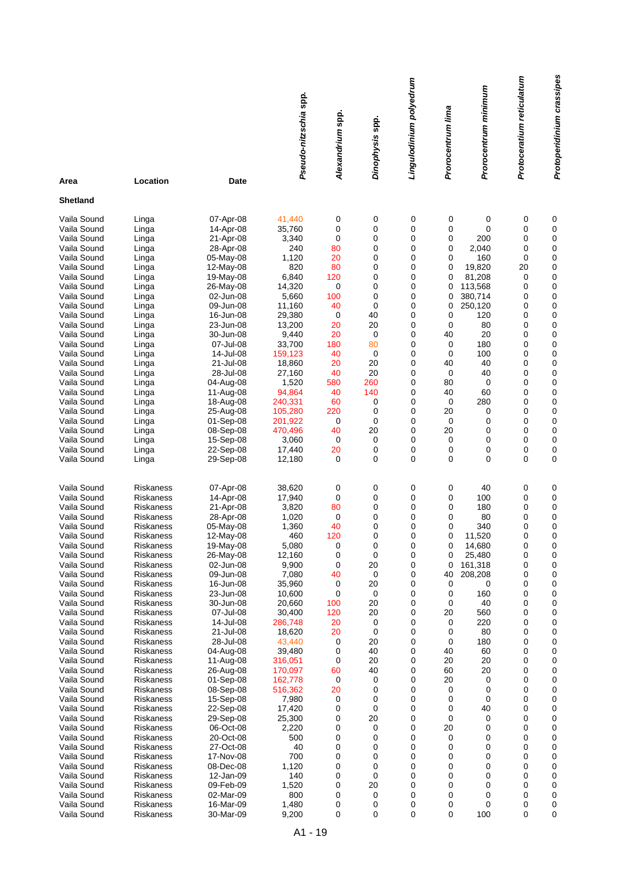| Area | Location | Date | *Pseudo-nitzschia spp.* | *Alexandrium spp.* | *Dinophysis spp.* | *Lingulodinium polyedrum* | *Prorocentrum lima* | *Prorocentrum minimum* | *Protoceratium reticulatum* | *Protoperidinium crassipes* |
|---|---|---|---|---|---|---|---|---|---|---|
| **Shetland** | | | | | | | | | | |
| Vaila Sound | Linga | 07-Apr-08 | 41,440 | 0 | 0 | 0 | 0 | 0 | 0 | 0 |
| Vaila Sound | Linga | 14-Apr-08 | 35,760 | 0 | 0 | 0 | 0 | 0 | 0 | 0 |
| Vaila Sound | Linga | 21-Apr-08 | 3,340 | 0 | 0 | 0 | 0 | 200 | 0 | 0 |
| Vaila Sound | Linga | 28-Apr-08 | 240 | 80 | 0 | 0 | 0 | 2,040 | 0 | 0 |
| Vaila Sound | Linga | 05-May-08 | 1,120 | 20 | 0 | 0 | 0 | 160 | 0 | 0 |
| Vaila Sound | Linga | 12-May-08 | 820 | 80 | 0 | 0 | 0 | 19,820 | 20 | 0 |
| Vaila Sound | Linga | 19-May-08 | 6,840 | 120 | 0 | 0 | 0 | 81,208 | 0 | 0 |
| Vaila Sound | Linga | 26-May-08 | 14,320 | 0 | 0 | 0 | 0 | 113,568 | 0 | 0 |
| Vaila Sound | Linga | 02-Jun-08 | 5,660 | 100 | 0 | 0 | 0 | 380,714 | 0 | 0 |
| Vaila Sound | Linga | 09-Jun-08 | 11,160 | 40 | 0 | 0 | 0 | 250,120 | 0 | 0 |
| Vaila Sound | Linga | 16-Jun-08 | 29,380 | 0 | 40 | 0 | 0 | 120 | 0 | 0 |
| Vaila Sound | Linga | 23-Jun-08 | 13,200 | 20 | 20 | 0 | 0 | 80 | 0 | 0 |
| Vaila Sound | Linga | 30-Jun-08 | 9,440 | 20 | 0 | 0 | 40 | 20 | 0 | 0 |
| Vaila Sound | Linga | 07-Jul-08 | 33,700 | 180 | 80 | 0 | 0 | 180 | 0 | 0 |
| Vaila Sound | Linga | 14-Jul-08 | 159,123 | 40 | 0 | 0 | 0 | 100 | 0 | 0 |
| Vaila Sound | Linga | 21-Jul-08 | 18,860 | 20 | 20 | 0 | 40 | 40 | 0 | 0 |
| Vaila Sound | Linga | 28-Jul-08 | 27,160 | 40 | 20 | 0 | 0 | 40 | 0 | 0 |
| Vaila Sound | Linga | 04-Aug-08 | 1,520 | 580 | 260 | 0 | 80 | 0 | 0 | 0 |
| Vaila Sound | Linga | 11-Aug-08 | 94,864 | 40 | 140 | 0 | 40 | 60 | 0 | 0 |
| Vaila Sound | Linga | 18-Aug-08 | 240,331 | 60 | 0 | 0 | 0 | 280 | 0 | 0 |
| Vaila Sound | Linga | 25-Aug-08 | 105,280 | 220 | 0 | 0 | 20 | 0 | 0 | 0 |
| Vaila Sound | Linga | 01-Sep-08 | 201,922 | 0 | 0 | 0 | 0 | 0 | 0 | 0 |
| Vaila Sound | Linga | 08-Sep-08 | 470,496 | 40 | 20 | 0 | 20 | 0 | 0 | 0 |
| Vaila Sound | Linga | 15-Sep-08 | 3,060 | 0 | 0 | 0 | 0 | 0 | 0 | 0 |
| Vaila Sound | Linga | 22-Sep-08 | 17,440 | 20 | 0 | 0 | 0 | 0 | 0 | 0 |
| Vaila Sound | Linga | 29-Sep-08 | 12,180 | 0 | 0 | 0 | 0 | 0 | 0 | 0 |
| Vaila Sound | Riskaness | 07-Apr-08 | 38,620 | 0 | 0 | 0 | 0 | 40 | 0 | 0 |
| Vaila Sound | Riskaness | 14-Apr-08 | 17,940 | 0 | 0 | 0 | 0 | 100 | 0 | 0 |
| Vaila Sound | Riskaness | 21-Apr-08 | 3,820 | 80 | 0 | 0 | 0 | 180 | 0 | 0 |
| Vaila Sound | Riskaness | 28-Apr-08 | 1,020 | 0 | 0 | 0 | 0 | 80 | 0 | 0 |
| Vaila Sound | Riskaness | 05-May-08 | 1,360 | 40 | 0 | 0 | 0 | 340 | 0 | 0 |
| Vaila Sound | Riskaness | 12-May-08 | 460 | 120 | 0 | 0 | 0 | 11,520 | 0 | 0 |
| Vaila Sound | Riskaness | 19-May-08 | 5,080 | 0 | 0 | 0 | 0 | 14,680 | 0 | 0 |
| Vaila Sound | Riskaness | 26-May-08 | 12,160 | 0 | 0 | 0 | 0 | 25,480 | 0 | 0 |
| Vaila Sound | Riskaness | 02-Jun-08 | 9,900 | 0 | 20 | 0 | 0 | 161,318 | 0 | 0 |
| Vaila Sound | Riskaness | 09-Jun-08 | 7,080 | 40 | 0 | 0 | 40 | 208,208 | 0 | 0 |
| Vaila Sound | Riskaness | 16-Jun-08 | 35,960 | 0 | 20 | 0 | 0 | 0 | 0 | 0 |
| Vaila Sound | Riskaness | 23-Jun-08 | 10,600 | 0 | 0 | 0 | 0 | 160 | 0 | 0 |
| Vaila Sound | Riskaness | 30-Jun-08 | 20,660 | 100 | 20 | 0 | 0 | 40 | 0 | 0 |
| Vaila Sound | Riskaness | 07-Jul-08 | 30,400 | 120 | 20 | 0 | 20 | 560 | 0 | 0 |
| Vaila Sound | Riskaness | 14-Jul-08 | 286,748 | 20 | 0 | 0 | 0 | 220 | 0 | 0 |
| Vaila Sound | Riskaness | 21-Jul-08 | 18,620 | 20 | 0 | 0 | 0 | 80 | 0 | 0 |
| Vaila Sound | Riskaness | 28-Jul-08 | 43,440 | 0 | 20 | 0 | 0 | 180 | 0 | 0 |
| Vaila Sound | Riskaness | 04-Aug-08 | 39,480 | 0 | 40 | 0 | 40 | 60 | 0 | 0 |
| Vaila Sound | Riskaness | 11-Aug-08 | 316,051 | 0 | 20 | 0 | 20 | 20 | 0 | 0 |
| Vaila Sound | Riskaness | 26-Aug-08 | 170,097 | 60 | 40 | 0 | 60 | 20 | 0 | 0 |
| Vaila Sound | Riskaness | 01-Sep-08 | 162,778 | 0 | 0 | 0 | 20 | 0 | 0 | 0 |
| Vaila Sound | Riskaness | 08-Sep-08 | 516,362 | 20 | 0 | 0 | 0 | 0 | 0 | 0 |
| Vaila Sound | Riskaness | 15-Sep-08 | 7,980 | 0 | 0 | 0 | 0 | 0 | 0 | 0 |
| Vaila Sound | Riskaness | 22-Sep-08 | 17,420 | 0 | 0 | 0 | 0 | 40 | 0 | 0 |
| Vaila Sound | Riskaness | 29-Sep-08 | 25,300 | 0 | 20 | 0 | 0 | 0 | 0 | 0 |
| Vaila Sound | Riskaness | 06-Oct-08 | 2,220 | 0 | 0 | 0 | 20 | 0 | 0 | 0 |
| Vaila Sound | Riskaness | 20-Oct-08 | 500 | 0 | 0 | 0 | 0 | 0 | 0 | 0 |
| Vaila Sound | Riskaness | 27-Oct-08 | 40 | 0 | 0 | 0 | 0 | 0 | 0 | 0 |
| Vaila Sound | Riskaness | 17-Nov-08 | 700 | 0 | 0 | 0 | 0 | 0 | 0 | 0 |
| Vaila Sound | Riskaness | 08-Dec-08 | 1,120 | 0 | 0 | 0 | 0 | 0 | 0 | 0 |
| Vaila Sound | Riskaness | 12-Jan-09 | 140 | 0 | 0 | 0 | 0 | 0 | 0 | 0 |
| Vaila Sound | Riskaness | 09-Feb-09 | 1,520 | 0 | 20 | 0 | 0 | 0 | 0 | 0 |
| Vaila Sound | Riskaness | 02-Mar-09 | 800 | 0 | 0 | 0 | 0 | 0 | 0 | 0 |
| Vaila Sound | Riskaness | 16-Mar-09 | 1,480 | 0 | 0 | 0 | 0 | 0 | 0 | 0 |
| Vaila Sound | Riskaness | 30-Mar-09 | 9,200 | 0 | 0 | 0 | 0 | 100 | 0 | 0 |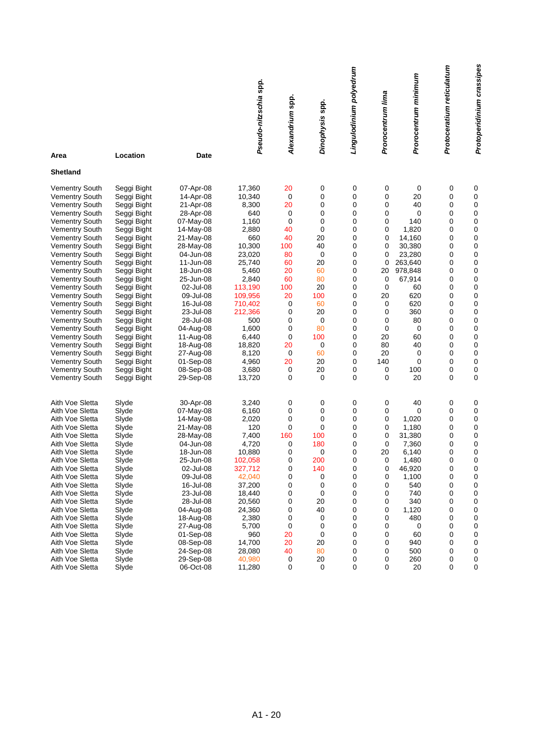| Area | Location | Date | *Pseudo-nitzschia spp.* | *Alexandrium spp.* | *Dinophysis spp.* | *Lingulodinium polyedrum* | *Prorocentrum lima* | *Prorocentrum minimum* | *Protoceratium reticulatum* | *Protoperidinium crassipes* |
|---|---|---|---|---|---|---|---|---|---|---|
| **Shetland** | | | | | | | | | | |
| Vementry South | Seggi Bight | 07-Apr-08 | 17,360 | 20 | 0 | 0 | 0 | 0 | 0 | 0 |
| Vementry South | Seggi Bight | 14-Apr-08 | 10,340 | 0 | 0 | 0 | 0 | 20 | 0 | 0 |
| Vementry South | Seggi Bight | 21-Apr-08 | 8,300 | 20 | 0 | 0 | 0 | 40 | 0 | 0 |
| Vementry South | Seggi Bight | 28-Apr-08 | 640 | 0 | 0 | 0 | 0 | 0 | 0 | 0 |
| Vementry South | Seggi Bight | 07-May-08 | 1,160 | 0 | 0 | 0 | 0 | 140 | 0 | 0 |
| Vementry South | Seggi Bight | 14-May-08 | 2,880 | 40 | 0 | 0 | 0 | 1,820 | 0 | 0 |
| Vementry South | Seggi Bight | 21-May-08 | 660 | 40 | 20 | 0 | 0 | 14,160 | 0 | 0 |
| Vementry South | Seggi Bight | 28-May-08 | 10,300 | 100 | 40 | 0 | 0 | 30,380 | 0 | 0 |
| Vementry South | Seggi Bight | 04-Jun-08 | 23,020 | 80 | 0 | 0 | 0 | 23,280 | 0 | 0 |
| Vementry South | Seggi Bight | 11-Jun-08 | 25,740 | 60 | 20 | 0 | 0 | 263,640 | 0 | 0 |
| Vementry South | Seggi Bight | 18-Jun-08 | 5,460 | 20 | 60 | 0 | 20 | 978,848 | 0 | 0 |
| Vementry South | Seggi Bight | 25-Jun-08 | 2,840 | 60 | 80 | 0 | 0 | 67,914 | 0 | 0 |
| Vementry South | Seggi Bight | 02-Jul-08 | 113,190 | 100 | 20 | 0 | 0 | 60 | 0 | 0 |
| Vementry South | Seggi Bight | 09-Jul-08 | 109,956 | 20 | 100 | 0 | 20 | 620 | 0 | 0 |
| Vementry South | Seggi Bight | 16-Jul-08 | 710,402 | 0 | 60 | 0 | 0 | 620 | 0 | 0 |
| Vementry South | Seggi Bight | 23-Jul-08 | 212,366 | 0 | 20 | 0 | 0 | 360 | 0 | 0 |
| Vementry South | Seggi Bight | 28-Jul-08 | 500 | 0 | 0 | 0 | 0 | 80 | 0 | 0 |
| Vementry South | Seggi Bight | 04-Aug-08 | 1,600 | 0 | 80 | 0 | 0 | 0 | 0 | 0 |
| Vementry South | Seggi Bight | 11-Aug-08 | 6,440 | 0 | 100 | 0 | 20 | 60 | 0 | 0 |
| Vementry South | Seggi Bight | 18-Aug-08 | 18,820 | 20 | 0 | 0 | 80 | 40 | 0 | 0 |
| Vementry South | Seggi Bight | 27-Aug-08 | 8,120 | 0 | 60 | 0 | 20 | 0 | 0 | 0 |
| Vementry South | Seggi Bight | 01-Sep-08 | 4,960 | 20 | 20 | 0 | 140 | 0 | 0 | 0 |
| Vementry South | Seggi Bight | 08-Sep-08 | 3,680 | 0 | 20 | 0 | 0 | 100 | 0 | 0 |
| Vementry South | Seggi Bight | 29-Sep-08 | 13,720 | 0 | 0 | 0 | 0 | 20 | 0 | 0 |
| Aith Voe Sletta | Slyde | 30-Apr-08 | 3,240 | 0 | 0 | 0 | 0 | 40 | 0 | 0 |
| Aith Voe Sletta | Slyde | 07-May-08 | 6,160 | 0 | 0 | 0 | 0 | 0 | 0 | 0 |
| Aith Voe Sletta | Slyde | 14-May-08 | 2,020 | 0 | 0 | 0 | 0 | 1,020 | 0 | 0 |
| Aith Voe Sletta | Slyde | 21-May-08 | 120 | 0 | 0 | 0 | 0 | 1,180 | 0 | 0 |
| Aith Voe Sletta | Slyde | 28-May-08 | 7,400 | 160 | 100 | 0 | 0 | 31,380 | 0 | 0 |
| Aith Voe Sletta | Slyde | 04-Jun-08 | 4,720 | 0 | 180 | 0 | 0 | 7,360 | 0 | 0 |
| Aith Voe Sletta | Slyde | 18-Jun-08 | 10,880 | 0 | 0 | 0 | 20 | 6,140 | 0 | 0 |
| Aith Voe Sletta | Slyde | 25-Jun-08 | 102,058 | 0 | 200 | 0 | 0 | 1,480 | 0 | 0 |
| Aith Voe Sletta | Slyde | 02-Jul-08 | 327,712 | 0 | 140 | 0 | 0 | 46,920 | 0 | 0 |
| Aith Voe Sletta | Slyde | 09-Jul-08 | 42,040 | 0 | 0 | 0 | 0 | 1,100 | 0 | 0 |
| Aith Voe Sletta | Slyde | 16-Jul-08 | 37,200 | 0 | 0 | 0 | 0 | 540 | 0 | 0 |
| Aith Voe Sletta | Slyde | 23-Jul-08 | 18,440 | 0 | 0 | 0 | 0 | 740 | 0 | 0 |
| Aith Voe Sletta | Slyde | 28-Jul-08 | 20,560 | 0 | 20 | 0 | 0 | 340 | 0 | 0 |
| Aith Voe Sletta | Slyde | 04-Aug-08 | 24,360 | 0 | 40 | 0 | 0 | 1,120 | 0 | 0 |
| Aith Voe Sletta | Slyde | 18-Aug-08 | 2,380 | 0 | 0 | 0 | 0 | 480 | 0 | 0 |
| Aith Voe Sletta | Slyde | 27-Aug-08 | 5,700 | 0 | 0 | 0 | 0 | 0 | 0 | 0 |
| Aith Voe Sletta | Slyde | 01-Sep-08 | 960 | 20 | 0 | 0 | 0 | 60 | 0 | 0 |
| Aith Voe Sletta | Slyde | 08-Sep-08 | 14,700 | 20 | 20 | 0 | 0 | 940 | 0 | 0 |
| Aith Voe Sletta | Slyde | 24-Sep-08 | 28,080 | 40 | 80 | 0 | 0 | 500 | 0 | 0 |
| Aith Voe Sletta | Slyde | 29-Sep-08 | 40,980 | 0 | 20 | 0 | 0 | 260 | 0 | 0 |
| Aith Voe Sletta | Slyde | 06-Oct-08 | 11,280 | 0 | 0 | 0 | 0 | 20 | 0 | 0 |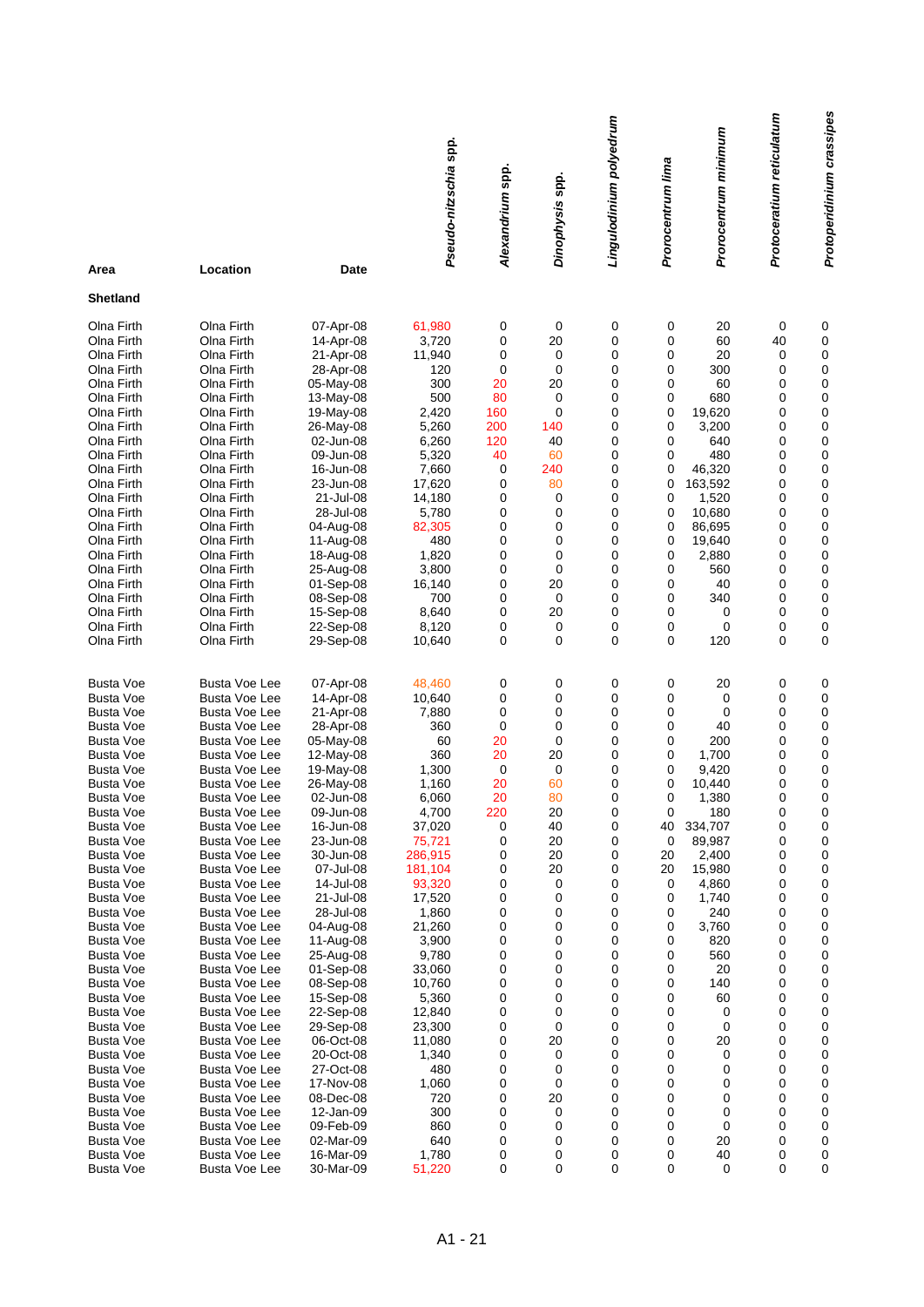| Area | Location | Date | *Pseudo-nitzschia spp.* | *Alexandrium spp.* | *Dinophysis spp.* | *Lingulodinium polyedrum* | *Prorocentrum lima* | *Prorocentrum minimum* | *Protoceratium reticulatum* | *Protoperidinium crassipes* |
|---|---|---|---|---|---|---|---|---|---|---|
| **Shetland** | | | | | | | | | | |
| Olna Firth | Olna Firth | 07-Apr-08 | 61,980 | 0 | 0 | 0 | 0 | 20 | 0 | 0 |
| Olna Firth | Olna Firth | 14-Apr-08 | 3,720 | 0 | 20 | 0 | 0 | 60 | 40 | 0 |
| Olna Firth | Olna Firth | 21-Apr-08 | 11,940 | 0 | 0 | 0 | 0 | 20 | 0 | 0 |
| Olna Firth | Olna Firth | 28-Apr-08 | 120 | 0 | 0 | 0 | 0 | 300 | 0 | 0 |
| Olna Firth | Olna Firth | 05-May-08 | 300 | 20 | 20 | 0 | 0 | 60 | 0 | 0 |
| Olna Firth | Olna Firth | 13-May-08 | 500 | 80 | 0 | 0 | 0 | 680 | 0 | 0 |
| Olna Firth | Olna Firth | 19-May-08 | 2,420 | 160 | 0 | 0 | 0 | 19,620 | 0 | 0 |
| Olna Firth | Olna Firth | 26-May-08 | 5,260 | 200 | 140 | 0 | 0 | 3,200 | 0 | 0 |
| Olna Firth | Olna Firth | 02-Jun-08 | 6,260 | 120 | 40 | 0 | 0 | 640 | 0 | 0 |
| Olna Firth | Olna Firth | 09-Jun-08 | 5,320 | 40 | 60 | 0 | 0 | 480 | 0 | 0 |
| Olna Firth | Olna Firth | 16-Jun-08 | 7,660 | 0 | 240 | 0 | 0 | 46,320 | 0 | 0 |
| Olna Firth | Olna Firth | 23-Jun-08 | 17,620 | 0 | 80 | 0 | 0 | 163,592 | 0 | 0 |
| Olna Firth | Olna Firth | 21-Jul-08 | 14,180 | 0 | 0 | 0 | 0 | 1,520 | 0 | 0 |
| Olna Firth | Olna Firth | 28-Jul-08 | 5,780 | 0 | 0 | 0 | 0 | 10,680 | 0 | 0 |
| Olna Firth | Olna Firth | 04-Aug-08 | 82,305 | 0 | 0 | 0 | 0 | 86,695 | 0 | 0 |
| Olna Firth | Olna Firth | 11-Aug-08 | 480 | 0 | 0 | 0 | 0 | 19,640 | 0 | 0 |
| Olna Firth | Olna Firth | 18-Aug-08 | 1,820 | 0 | 0 | 0 | 0 | 2,880 | 0 | 0 |
| Olna Firth | Olna Firth | 25-Aug-08 | 3,800 | 0 | 0 | 0 | 0 | 560 | 0 | 0 |
| Olna Firth | Olna Firth | 01-Sep-08 | 16,140 | 0 | 20 | 0 | 0 | 40 | 0 | 0 |
| Olna Firth | Olna Firth | 08-Sep-08 | 700 | 0 | 0 | 0 | 0 | 340 | 0 | 0 |
| Olna Firth | Olna Firth | 15-Sep-08 | 8,640 | 0 | 20 | 0 | 0 | 0 | 0 | 0 |
| Olna Firth | Olna Firth | 22-Sep-08 | 8,120 | 0 | 0 | 0 | 0 | 0 | 0 | 0 |
| Olna Firth | Olna Firth | 29-Sep-08 | 10,640 | 0 | 0 | 0 | 0 | 120 | 0 | 0 |
| Busta Voe | Busta Voe Lee | 07-Apr-08 | 48,460 | 0 | 0 | 0 | 0 | 20 | 0 | 0 |
| Busta Voe | Busta Voe Lee | 14-Apr-08 | 10,640 | 0 | 0 | 0 | 0 | 0 | 0 | 0 |
| Busta Voe | Busta Voe Lee | 21-Apr-08 | 7,880 | 0 | 0 | 0 | 0 | 0 | 0 | 0 |
| Busta Voe | Busta Voe Lee | 28-Apr-08 | 360 | 0 | 0 | 0 | 0 | 40 | 0 | 0 |
| Busta Voe | Busta Voe Lee | 05-May-08 | 60 | 20 | 0 | 0 | 0 | 200 | 0 | 0 |
| Busta Voe | Busta Voe Lee | 12-May-08 | 360 | 20 | 20 | 0 | 0 | 1,700 | 0 | 0 |
| Busta Voe | Busta Voe Lee | 19-May-08 | 1,300 | 0 | 0 | 0 | 0 | 9,420 | 0 | 0 |
| Busta Voe | Busta Voe Lee | 26-May-08 | 1,160 | 20 | 60 | 0 | 0 | 10,440 | 0 | 0 |
| Busta Voe | Busta Voe Lee | 02-Jun-08 | 6,060 | 20 | 80 | 0 | 0 | 1,380 | 0 | 0 |
| Busta Voe | Busta Voe Lee | 09-Jun-08 | 4,700 | 220 | 20 | 0 | 0 | 180 | 0 | 0 |
| Busta Voe | Busta Voe Lee | 16-Jun-08 | 37,020 | 0 | 40 | 0 | 40 | 334,707 | 0 | 0 |
| Busta Voe | Busta Voe Lee | 23-Jun-08 | 75,721 | 0 | 20 | 0 | 0 | 89,987 | 0 | 0 |
| Busta Voe | Busta Voe Lee | 30-Jun-08 | 286,915 | 0 | 20 | 0 | 20 | 2,400 | 0 | 0 |
| Busta Voe | Busta Voe Lee | 07-Jul-08 | 181,104 | 0 | 20 | 0 | 20 | 15,980 | 0 | 0 |
| Busta Voe | Busta Voe Lee | 14-Jul-08 | 93,320 | 0 | 0 | 0 | 0 | 4,860 | 0 | 0 |
| Busta Voe | Busta Voe Lee | 21-Jul-08 | 17,520 | 0 | 0 | 0 | 0 | 1,740 | 0 | 0 |
| Busta Voe | Busta Voe Lee | 28-Jul-08 | 1,860 | 0 | 0 | 0 | 0 | 240 | 0 | 0 |
| Busta Voe | Busta Voe Lee | 04-Aug-08 | 21,260 | 0 | 0 | 0 | 0 | 3,760 | 0 | 0 |
| Busta Voe | Busta Voe Lee | 11-Aug-08 | 3,900 | 0 | 0 | 0 | 0 | 820 | 0 | 0 |
| Busta Voe | Busta Voe Lee | 25-Aug-08 | 9,780 | 0 | 0 | 0 | 0 | 560 | 0 | 0 |
| Busta Voe | Busta Voe Lee | 01-Sep-08 | 33,060 | 0 | 0 | 0 | 0 | 20 | 0 | 0 |
| Busta Voe | Busta Voe Lee | 08-Sep-08 | 10,760 | 0 | 0 | 0 | 0 | 140 | 0 | 0 |
| Busta Voe | Busta Voe Lee | 15-Sep-08 | 5,360 | 0 | 0 | 0 | 0 | 60 | 0 | 0 |
| Busta Voe | Busta Voe Lee | 22-Sep-08 | 12,840 | 0 | 0 | 0 | 0 | 0 | 0 | 0 |
| Busta Voe | Busta Voe Lee | 29-Sep-08 | 23,300 | 0 | 0 | 0 | 0 | 0 | 0 | 0 |
| Busta Voe | Busta Voe Lee | 06-Oct-08 | 11,080 | 0 | 20 | 0 | 0 | 20 | 0 | 0 |
| Busta Voe | Busta Voe Lee | 20-Oct-08 | 1,340 | 0 | 0 | 0 | 0 | 0 | 0 | 0 |
| Busta Voe | Busta Voe Lee | 27-Oct-08 | 480 | 0 | 0 | 0 | 0 | 0 | 0 | 0 |
| Busta Voe | Busta Voe Lee | 17-Nov-08 | 1,060 | 0 | 0 | 0 | 0 | 0 | 0 | 0 |
| Busta Voe | Busta Voe Lee | 08-Dec-08 | 720 | 0 | 20 | 0 | 0 | 0 | 0 | 0 |
| Busta Voe | Busta Voe Lee | 12-Jan-09 | 300 | 0 | 0 | 0 | 0 | 0 | 0 | 0 |
| Busta Voe | Busta Voe Lee | 09-Feb-09 | 860 | 0 | 0 | 0 | 0 | 0 | 0 | 0 |
| Busta Voe | Busta Voe Lee | 02-Mar-09 | 640 | 0 | 0 | 0 | 0 | 20 | 0 | 0 |
| Busta Voe | Busta Voe Lee | 16-Mar-09 | 1,780 | 0 | 0 | 0 | 0 | 40 | 0 | 0 |
| Busta Voe | Busta Voe Lee | 30-Mar-09 | 51,220 | 0 | 0 | 0 | 0 | 0 | 0 | 0 |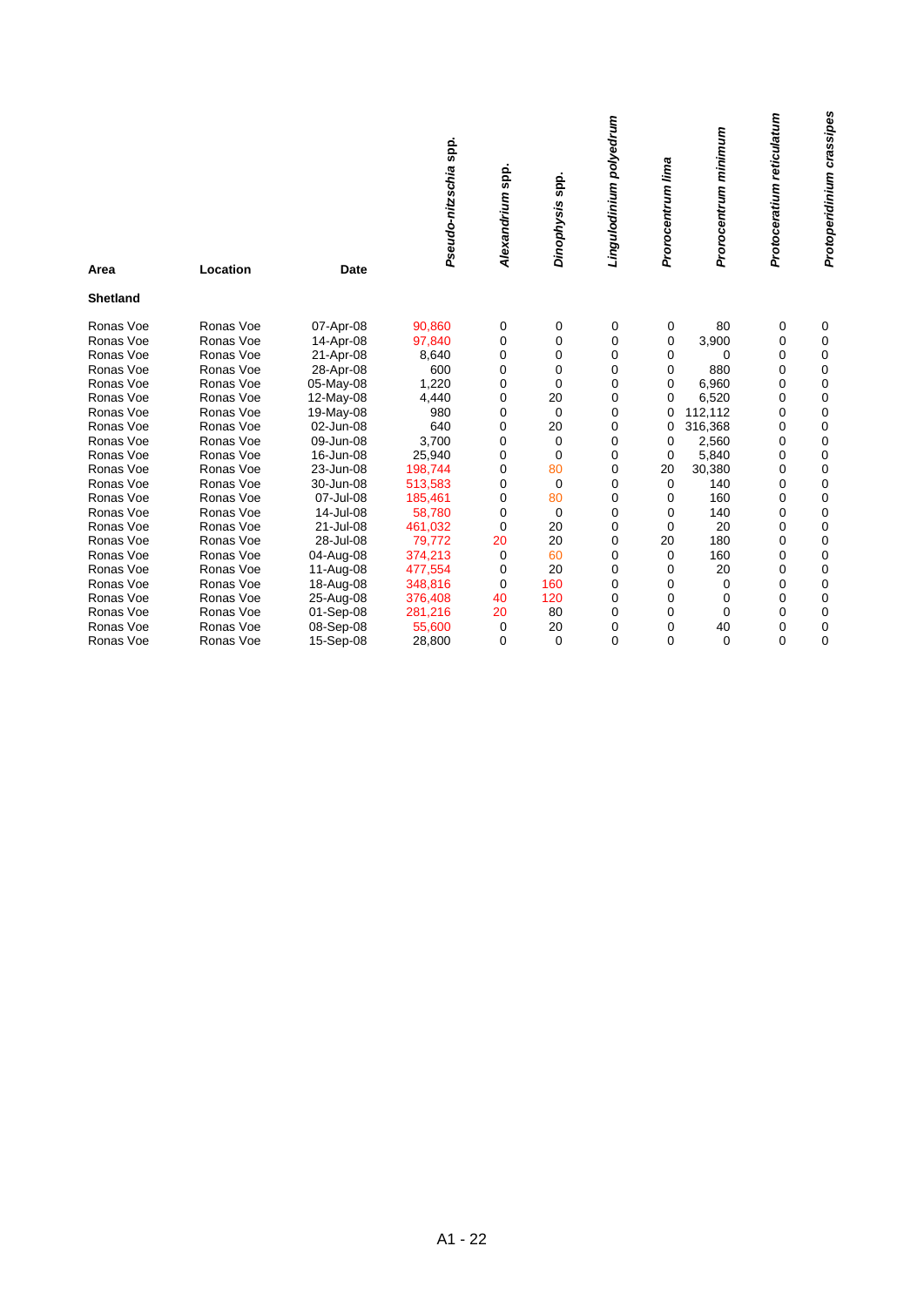| Area | Location | Date | *Pseudo-nitzschia spp.* | *Alexandrium spp.* | *Dinophysis spp.* | *Lingulodinium polyedrum* | *Prorocentrum lima* | *Prorocentrum minimum* | *Protoceratium reticulatum* | *Protoperidinium crassipes* |
|---|---|---|---|---|---|---|---|---|---|---|
| **Shetland** | | | | | | | | | | |
| Ronas Voe | Ronas Voe | 07-Apr-08 | 90,860 | 0 | 0 | 0 | 0 | 80 | 0 | 0 |
| Ronas Voe | Ronas Voe | 14-Apr-08 | 97,840 | 0 | 0 | 0 | 0 | 3,900 | 0 | 0 |
| Ronas Voe | Ronas Voe | 21-Apr-08 | 8,640 | 0 | 0 | 0 | 0 | 0 | 0 | 0 |
| Ronas Voe | Ronas Voe | 28-Apr-08 | 600 | 0 | 0 | 0 | 0 | 880 | 0 | 0 |
| Ronas Voe | Ronas Voe | 05-May-08 | 1,220 | 0 | 0 | 0 | 0 | 6,960 | 0 | 0 |
| Ronas Voe | Ronas Voe | 12-May-08 | 4,440 | 0 | 20 | 0 | 0 | 6,520 | 0 | 0 |
| Ronas Voe | Ronas Voe | 19-May-08 | 980 | 0 | 0 | 0 | 0 | 112,112 | 0 | 0 |
| Ronas Voe | Ronas Voe | 02-Jun-08 | 640 | 0 | 20 | 0 | 0 | 316,368 | 0 | 0 |
| Ronas Voe | Ronas Voe | 09-Jun-08 | 3,700 | 0 | 0 | 0 | 0 | 2,560 | 0 | 0 |
| Ronas Voe | Ronas Voe | 16-Jun-08 | 25,940 | 0 | 0 | 0 | 0 | 5,840 | 0 | 0 |
| Ronas Voe | Ronas Voe | 23-Jun-08 | 198,744 | 0 | 80 | 0 | 20 | 30,380 | 0 | 0 |
| Ronas Voe | Ronas Voe | 30-Jun-08 | 513,583 | 0 | 0 | 0 | 0 | 140 | 0 | 0 |
| Ronas Voe | Ronas Voe | 07-Jul-08 | 185,461 | 0 | 80 | 0 | 0 | 160 | 0 | 0 |
| Ronas Voe | Ronas Voe | 14-Jul-08 | 58,780 | 0 | 0 | 0 | 0 | 140 | 0 | 0 |
| Ronas Voe | Ronas Voe | 21-Jul-08 | 461,032 | 0 | 20 | 0 | 0 | 20 | 0 | 0 |
| Ronas Voe | Ronas Voe | 28-Jul-08 | 79,772 | 20 | 20 | 0 | 20 | 180 | 0 | 0 |
| Ronas Voe | Ronas Voe | 04-Aug-08 | 374,213 | 0 | 60 | 0 | 0 | 160 | 0 | 0 |
| Ronas Voe | Ronas Voe | 11-Aug-08 | 477,554 | 0 | 20 | 0 | 0 | 20 | 0 | 0 |
| Ronas Voe | Ronas Voe | 18-Aug-08 | 348,816 | 0 | 160 | 0 | 0 | 0 | 0 | 0 |
| Ronas Voe | Ronas Voe | 25-Aug-08 | 376,408 | 40 | 120 | 0 | 0 | 0 | 0 | 0 |
| Ronas Voe | Ronas Voe | 01-Sep-08 | 281,216 | 20 | 80 | 0 | 0 | 0 | 0 | 0 |
| Ronas Voe | Ronas Voe | 08-Sep-08 | 55,600 | 0 | 20 | 0 | 0 | 40 | 0 | 0 |
| Ronas Voe | Ronas Voe | 15-Sep-08 | 28,800 | 0 | 0 | 0 | 0 | 0 | 0 | 0 |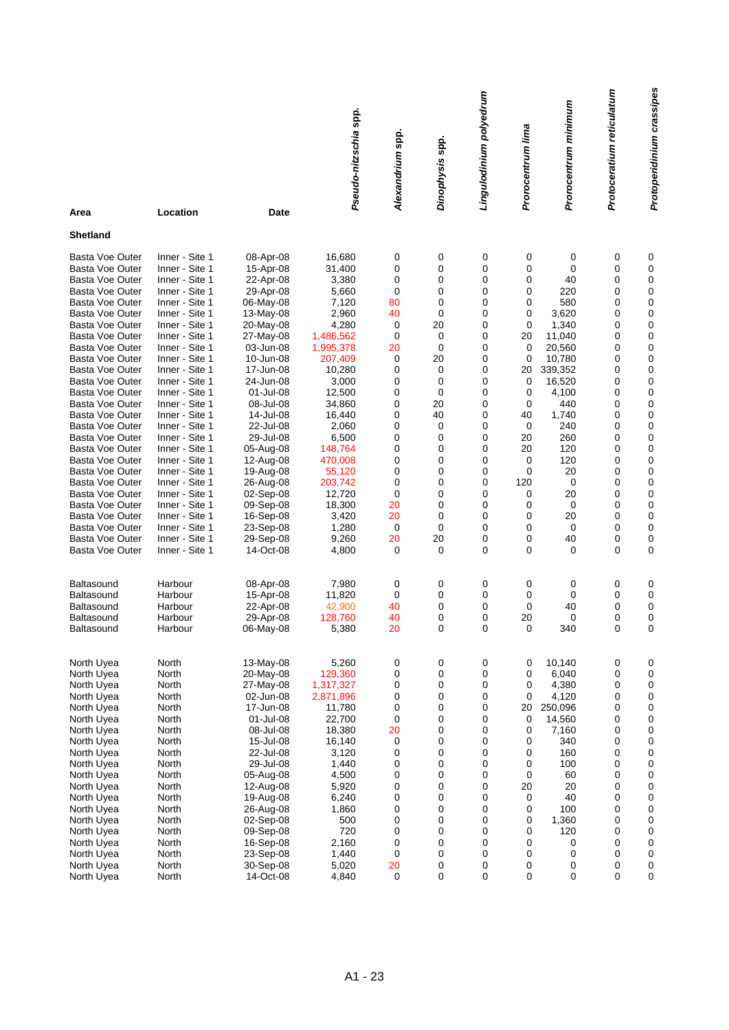| Area | Location | Date | *Pseudo-nitzschia spp.* | *Alexandrium spp.* | *Dinophysis spp.* | *Lingulodinium polyedrum* | *Prorocentrum lima* | *Prorocentrum minimum* | *Protoceratium reticulatum* | *Protoperidinium crassipes* |
|---|---|---|---|---|---|---|---|---|---|---|
| **Shetland** | | | | | | | | | | |
| Basta Voe Outer | Inner - Site 1 | 08-Apr-08 | 16,680 | 0 | 0 | 0 | 0 | 0 | 0 | 0 |
| Basta Voe Outer | Inner - Site 1 | 15-Apr-08 | 31,400 | 0 | 0 | 0 | 0 | 0 | 0 | 0 |
| Basta Voe Outer | Inner - Site 1 | 22-Apr-08 | 3,380 | 0 | 0 | 0 | 0 | 40 | 0 | 0 |
| Basta Voe Outer | Inner - Site 1 | 29-Apr-08 | 5,660 | 0 | 0 | 0 | 0 | 220 | 0 | 0 |
| Basta Voe Outer | Inner - Site 1 | 06-May-08 | 7,120 | 80 | 0 | 0 | 0 | 580 | 0 | 0 |
| Basta Voe Outer | Inner - Site 1 | 13-May-08 | 2,960 | 40 | 0 | 0 | 0 | 3,620 | 0 | 0 |
| Basta Voe Outer | Inner - Site 1 | 20-May-08 | 4,280 | 0 | 20 | 0 | 0 | 1,340 | 0 | 0 |
| Basta Voe Outer | Inner - Site 1 | 27-May-08 | 1,486,562 | 0 | 0 | 0 | 20 | 11,040 | 0 | 0 |
| Basta Voe Outer | Inner - Site 1 | 03-Jun-08 | 1,995,378 | 20 | 0 | 0 | 0 | 20,560 | 0 | 0 |
| Basta Voe Outer | Inner - Site 1 | 10-Jun-08 | 207,409 | 0 | 20 | 0 | 0 | 10,780 | 0 | 0 |
| Basta Voe Outer | Inner - Site 1 | 17-Jun-08 | 10,280 | 0 | 0 | 0 | 20 | 339,352 | 0 | 0 |
| Basta Voe Outer | Inner - Site 1 | 24-Jun-08 | 3,000 | 0 | 0 | 0 | 0 | 16,520 | 0 | 0 |
| Basta Voe Outer | Inner - Site 1 | 01-Jul-08 | 12,500 | 0 | 0 | 0 | 0 | 4,100 | 0 | 0 |
| Basta Voe Outer | Inner - Site 1 | 08-Jul-08 | 34,860 | 0 | 20 | 0 | 0 | 440 | 0 | 0 |
| Basta Voe Outer | Inner - Site 1 | 14-Jul-08 | 16,440 | 0 | 40 | 0 | 40 | 1,740 | 0 | 0 |
| Basta Voe Outer | Inner - Site 1 | 22-Jul-08 | 2,060 | 0 | 0 | 0 | 0 | 240 | 0 | 0 |
| Basta Voe Outer | Inner - Site 1 | 29-Jul-08 | 6,500 | 0 | 0 | 0 | 20 | 260 | 0 | 0 |
| Basta Voe Outer | Inner - Site 1 | 05-Aug-08 | 148,764 | 0 | 0 | 0 | 20 | 120 | 0 | 0 |
| Basta Voe Outer | Inner - Site 1 | 12-Aug-08 | 470,008 | 0 | 0 | 0 | 0 | 120 | 0 | 0 |
| Basta Voe Outer | Inner - Site 1 | 19-Aug-08 | 55,120 | 0 | 0 | 0 | 0 | 20 | 0 | 0 |
| Basta Voe Outer | Inner - Site 1 | 26-Aug-08 | 203,742 | 0 | 0 | 0 | 120 | 0 | 0 | 0 |
| Basta Voe Outer | Inner - Site 1 | 02-Sep-08 | 12,720 | 0 | 0 | 0 | 0 | 20 | 0 | 0 |
| Basta Voe Outer | Inner - Site 1 | 09-Sep-08 | 18,300 | 20 | 0 | 0 | 0 | 0 | 0 | 0 |
| Basta Voe Outer | Inner - Site 1 | 16-Sep-08 | 3,420 | 20 | 0 | 0 | 0 | 20 | 0 | 0 |
| Basta Voe Outer | Inner - Site 1 | 23-Sep-08 | 1,280 | 0 | 0 | 0 | 0 | 0 | 0 | 0 |
| Basta Voe Outer | Inner - Site 1 | 29-Sep-08 | 9,260 | 20 | 20 | 0 | 0 | 40 | 0 | 0 |
| Basta Voe Outer | Inner - Site 1 | 14-Oct-08 | 4,800 | 0 | 0 | 0 | 0 | 0 | 0 | 0 |
| Baltasound | Harbour | 08-Apr-08 | 7,980 | 0 | 0 | 0 | 0 | 0 | 0 | 0 |
| Baltasound | Harbour | 15-Apr-08 | 11,820 | 0 | 0 | 0 | 0 | 0 | 0 | 0 |
| Baltasound | Harbour | 22-Apr-08 | 42,900 | 40 | 0 | 0 | 0 | 40 | 0 | 0 |
| Baltasound | Harbour | 29-Apr-08 | 128,760 | 40 | 0 | 0 | 20 | 0 | 0 | 0 |
| Baltasound | Harbour | 06-May-08 | 5,380 | 20 | 0 | 0 | 0 | 340 | 0 | 0 |
| North Uyea | North | 13-May-08 | 5,260 | 0 | 0 | 0 | 0 | 10,140 | 0 | 0 |
| North Uyea | North | 20-May-08 | 129,360 | 0 | 0 | 0 | 0 | 6,040 | 0 | 0 |
| North Uyea | North | 27-May-08 | 1,317,327 | 0 | 0 | 0 | 0 | 4,380 | 0 | 0 |
| North Uyea | North | 02-Jun-08 | 2,871,896 | 0 | 0 | 0 | 0 | 4,120 | 0 | 0 |
| North Uyea | North | 17-Jun-08 | 11,780 | 0 | 0 | 0 | 20 | 250,096 | 0 | 0 |
| North Uyea | North | 01-Jul-08 | 22,700 | 0 | 0 | 0 | 0 | 14,560 | 0 | 0 |
| North Uyea | North | 08-Jul-08 | 18,380 | 20 | 0 | 0 | 0 | 7,160 | 0 | 0 |
| North Uyea | North | 15-Jul-08 | 16,140 | 0 | 0 | 0 | 0 | 340 | 0 | 0 |
| North Uyea | North | 22-Jul-08 | 3,120 | 0 | 0 | 0 | 0 | 160 | 0 | 0 |
| North Uyea | North | 29-Jul-08 | 1,440 | 0 | 0 | 0 | 0 | 100 | 0 | 0 |
| North Uyea | North | 05-Aug-08 | 4,500 | 0 | 0 | 0 | 0 | 60 | 0 | 0 |
| North Uyea | North | 12-Aug-08 | 5,920 | 0 | 0 | 0 | 20 | 20 | 0 | 0 |
| North Uyea | North | 19-Aug-08 | 6,240 | 0 | 0 | 0 | 0 | 40 | 0 | 0 |
| North Uyea | North | 26-Aug-08 | 1,860 | 0 | 0 | 0 | 0 | 100 | 0 | 0 |
| North Uyea | North | 02-Sep-08 | 500 | 0 | 0 | 0 | 0 | 1,360 | 0 | 0 |
| North Uyea | North | 09-Sep-08 | 720 | 0 | 0 | 0 | 0 | 120 | 0 | 0 |
| North Uyea | North | 16-Sep-08 | 2,160 | 0 | 0 | 0 | 0 | 0 | 0 | 0 |
| North Uyea | North | 23-Sep-08 | 1,440 | 0 | 0 | 0 | 0 | 0 | 0 | 0 |
| North Uyea | North | 30-Sep-08 | 5,020 | 20 | 0 | 0 | 0 | 0 | 0 | 0 |
| North Uyea | North | 14-Oct-08 | 4,840 | 0 | 0 | 0 | 0 | 0 | 0 | 0 |